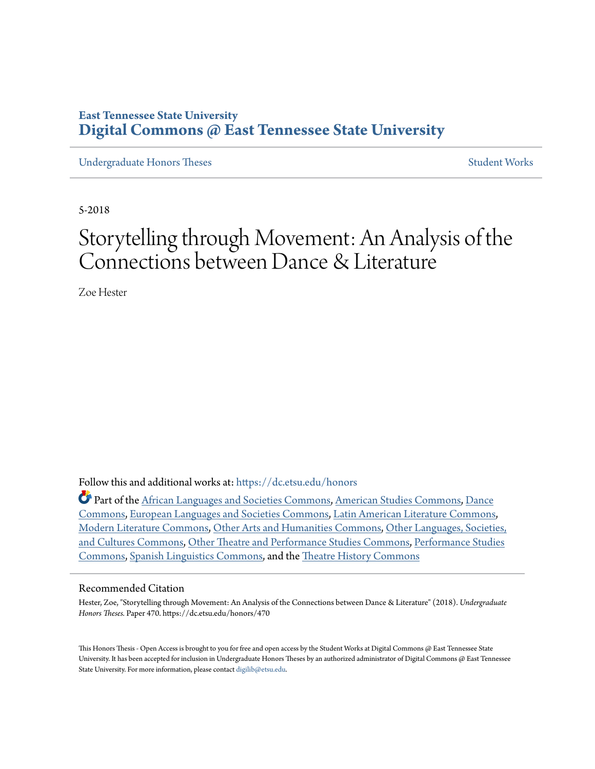**East Tennessee State University**
# Digital Commons @ East Tennessee State University

Undergraduate Honors Theses | Student Works

5-2018

# Storytelling through Movement: An Analysis of the Connections between Dance & Literature

Zoe Hester

Follow this and additional works at: https://dc.etsu.edu/honors

Part of the African Languages and Societies Commons, American Studies Commons, Dance Commons, European Languages and Societies Commons, Latin American Literature Commons, Modern Literature Commons, Other Arts and Humanities Commons, Other Languages, Societies, and Cultures Commons, Other Theatre and Performance Studies Commons, Performance Studies Commons, Spanish Linguistics Commons, and the Theatre History Commons

## Recommended Citation

Hester, Zoe, "Storytelling through Movement: An Analysis of the Connections between Dance & Literature" (2018). *Undergraduate Honors Theses.* Paper 470. https://dc.etsu.edu/honors/470

This Honors Thesis - Open Access is brought to you for free and open access by the Student Works at Digital Commons @ East Tennessee State University. It has been accepted for inclusion in Undergraduate Honors Theses by an authorized administrator of Digital Commons @ East Tennessee State University. For more information, please contact digilib@etsu.edu.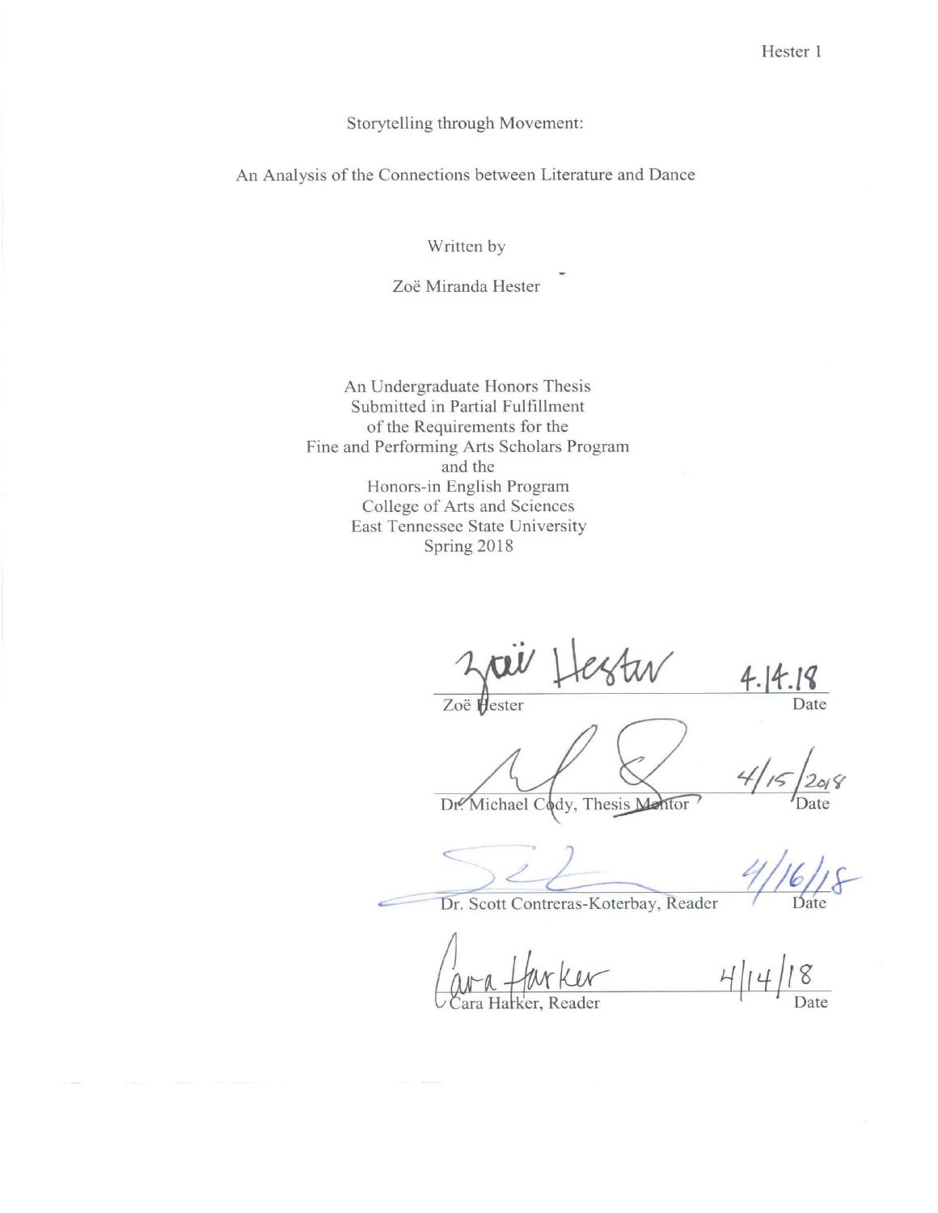Storytelling through Movement:

An Analysis of the Connections between Literature and Dance

Written by

Zoë Miranda Hester

An Undergraduate Honors Thesis
Submitted in Partial Fulfillment
of the Requirements for the
Fine and Performing Arts Scholars Program
and the
Honors-in English Program
College of Arts and Sciences
East Tennessee State University
Spring 2018

Zoë Hester — 4.14.18
Zoë Hester — Date

4/15/2018
Dr. Michael Cody, Thesis Mentor — Date

4/16/18
Dr. Scott Contreras-Koterbay, Reader — Date

Cara Harker — 4/14/18
Cara Harker, Reader — Date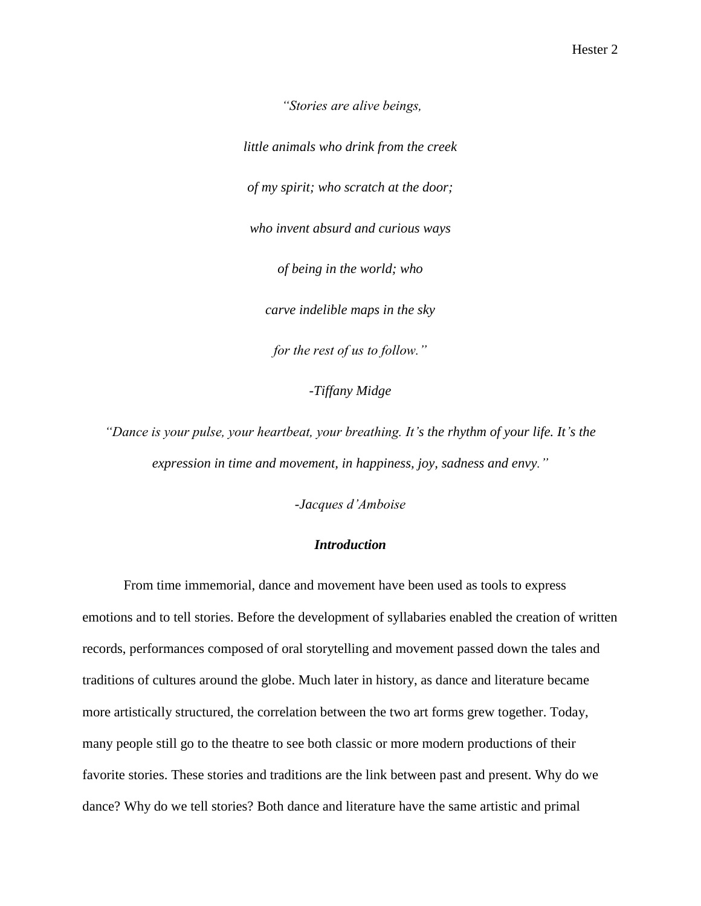*"Stories are alive beings,*

*little animals who drink from the creek*

*of my spirit; who scratch at the door;*

*who invent absurd and curious ways*

*of being in the world; who*

*carve indelible maps in the sky*

*for the rest of us to follow."*

*-Tiffany Midge*

*"Dance is your pulse, your heartbeat, your breathing. It's the rhythm of your life. It's the expression in time and movement, in happiness, joy, sadness and envy."*

*-Jacques d'Amboise*

### ***Introduction***

From time immemorial, dance and movement have been used as tools to express emotions and to tell stories. Before the development of syllabaries enabled the creation of written records, performances composed of oral storytelling and movement passed down the tales and traditions of cultures around the globe. Much later in history, as dance and literature became more artistically structured, the correlation between the two art forms grew together. Today, many people still go to the theatre to see both classic or more modern productions of their favorite stories. These stories and traditions are the link between past and present. Why do we dance? Why do we tell stories? Both dance and literature have the same artistic and primal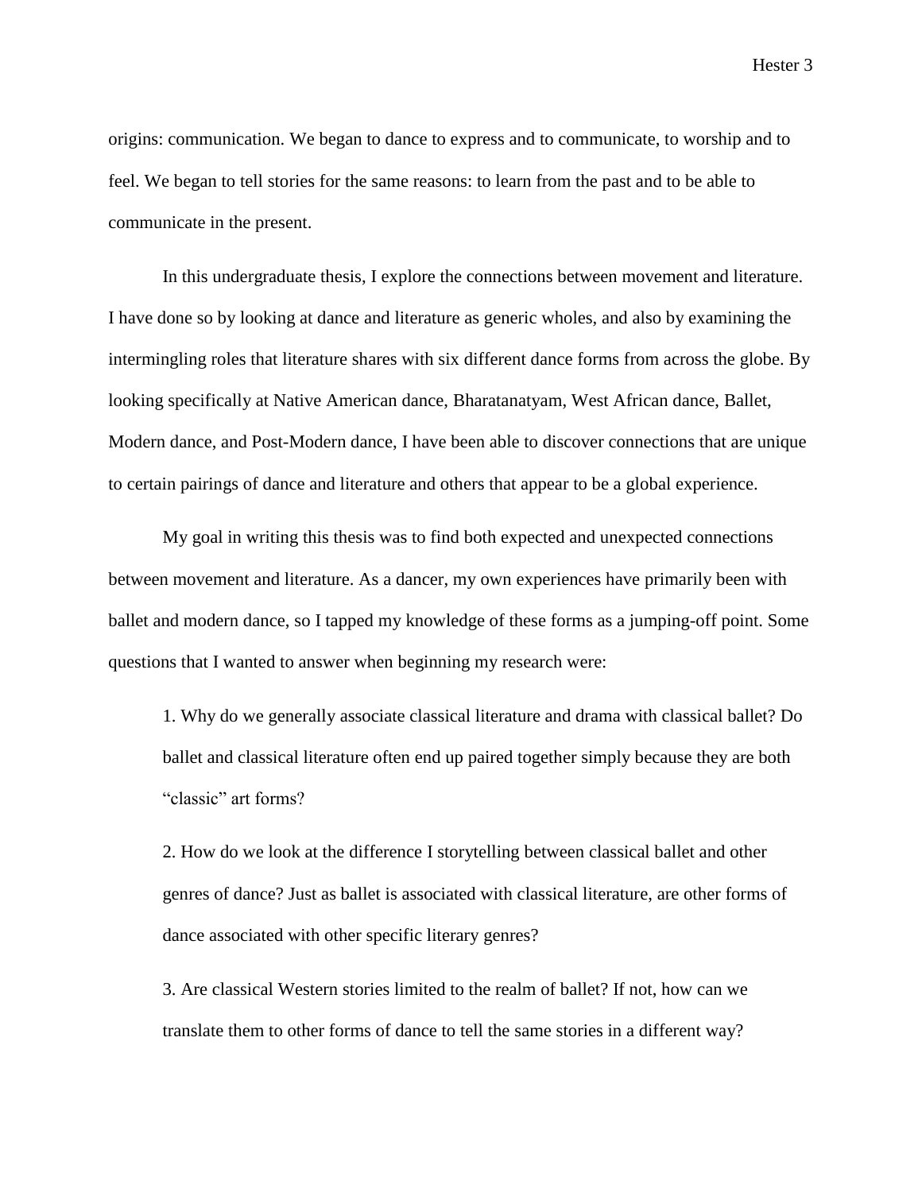origins: communication. We began to dance to express and to communicate, to worship and to feel. We began to tell stories for the same reasons: to learn from the past and to be able to communicate in the present.

In this undergraduate thesis, I explore the connections between movement and literature. I have done so by looking at dance and literature as generic wholes, and also by examining the intermingling roles that literature shares with six different dance forms from across the globe. By looking specifically at Native American dance, Bharatanatyam, West African dance, Ballet, Modern dance, and Post-Modern dance, I have been able to discover connections that are unique to certain pairings of dance and literature and others that appear to be a global experience.

My goal in writing this thesis was to find both expected and unexpected connections between movement and literature. As a dancer, my own experiences have primarily been with ballet and modern dance, so I tapped my knowledge of these forms as a jumping-off point. Some questions that I wanted to answer when beginning my research were:

1. Why do we generally associate classical literature and drama with classical ballet? Do ballet and classical literature often end up paired together simply because they are both "classic" art forms?

2. How do we look at the difference I storytelling between classical ballet and other genres of dance? Just as ballet is associated with classical literature, are other forms of dance associated with other specific literary genres?

3. Are classical Western stories limited to the realm of ballet? If not, how can we translate them to other forms of dance to tell the same stories in a different way?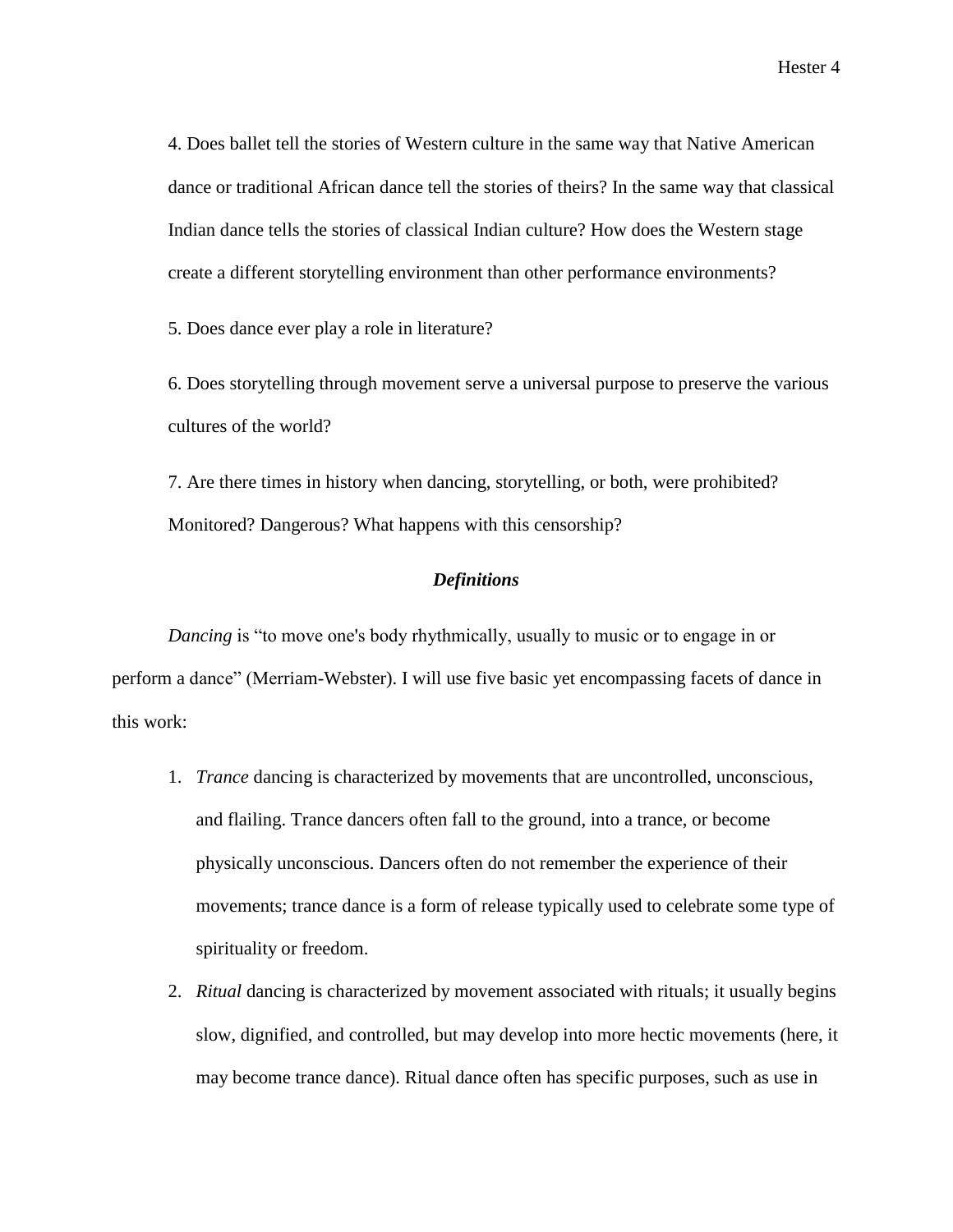4. Does ballet tell the stories of Western culture in the same way that Native American dance or traditional African dance tell the stories of theirs? In the same way that classical Indian dance tells the stories of classical Indian culture? How does the Western stage create a different storytelling environment than other performance environments?

5. Does dance ever play a role in literature?

6. Does storytelling through movement serve a universal purpose to preserve the various cultures of the world?

7. Are there times in history when dancing, storytelling, or both, were prohibited? Monitored? Dangerous? What happens with this censorship?

### ***Definitions***

*Dancing* is "to move one's body rhythmically, usually to music or to engage in or perform a dance" (Merriam-Webster). I will use five basic yet encompassing facets of dance in this work:

1. *Trance* dancing is characterized by movements that are uncontrolled, unconscious, and flailing. Trance dancers often fall to the ground, into a trance, or become physically unconscious. Dancers often do not remember the experience of their movements; trance dance is a form of release typically used to celebrate some type of spirituality or freedom.
2. *Ritual* dancing is characterized by movement associated with rituals; it usually begins slow, dignified, and controlled, but may develop into more hectic movements (here, it may become trance dance). Ritual dance often has specific purposes, such as use in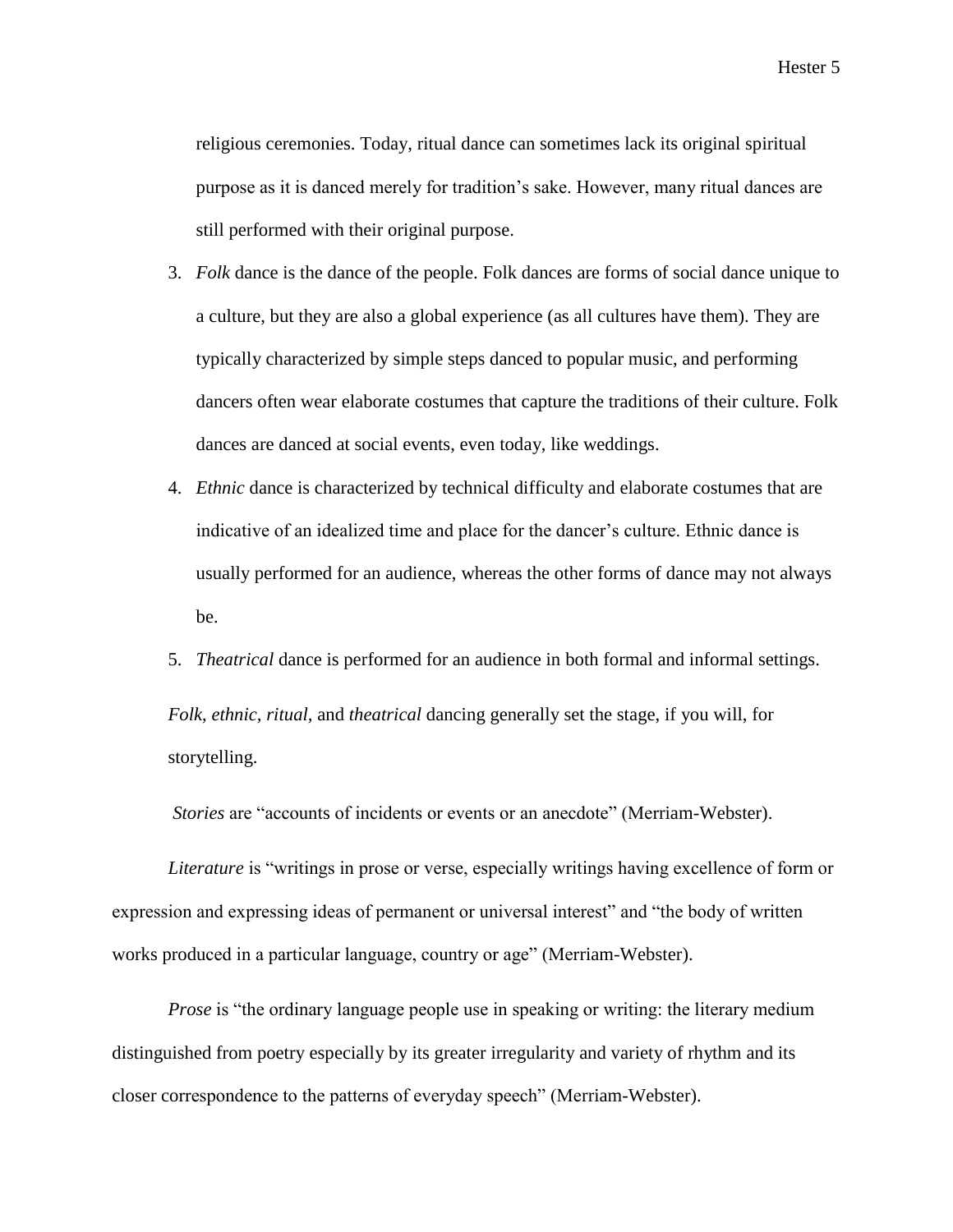religious ceremonies. Today, ritual dance can sometimes lack its original spiritual purpose as it is danced merely for tradition's sake. However, many ritual dances are still performed with their original purpose.

3. *Folk* dance is the dance of the people. Folk dances are forms of social dance unique to a culture, but they are also a global experience (as all cultures have them). They are typically characterized by simple steps danced to popular music, and performing dancers often wear elaborate costumes that capture the traditions of their culture. Folk dances are danced at social events, even today, like weddings.
4. *Ethnic* dance is characterized by technical difficulty and elaborate costumes that are indicative of an idealized time and place for the dancer's culture. Ethnic dance is usually performed for an audience, whereas the other forms of dance may not always be.
5. *Theatrical* dance is performed for an audience in both formal and informal settings.

*Folk*, *ethnic*, *ritual*, and *theatrical* dancing generally set the stage, if you will, for storytelling.

*Stories* are "accounts of incidents or events or an anecdote" (Merriam-Webster).

*Literature* is "writings in prose or verse, especially writings having excellence of form or expression and expressing ideas of permanent or universal interest" and "the body of written works produced in a particular language, country or age" (Merriam-Webster).

*Prose* is "the ordinary language people use in speaking or writing: the literary medium distinguished from poetry especially by its greater irregularity and variety of rhythm and its closer correspondence to the patterns of everyday speech" (Merriam-Webster).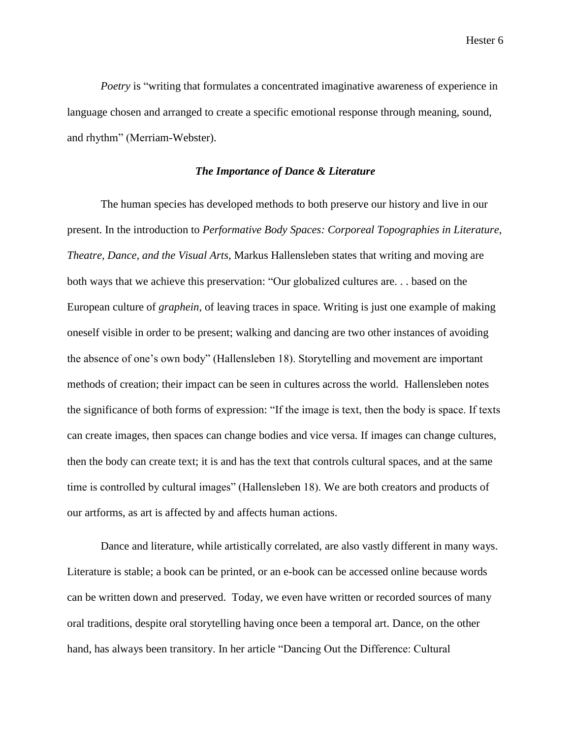*Poetry* is "writing that formulates a concentrated imaginative awareness of experience in language chosen and arranged to create a specific emotional response through meaning, sound, and rhythm" (Merriam-Webster).

### ***The Importance of Dance & Literature***

The human species has developed methods to both preserve our history and live in our present. In the introduction to *Performative Body Spaces: Corporeal Topographies in Literature, Theatre, Dance, and the Visual Arts,* Markus Hallensleben states that writing and moving are both ways that we achieve this preservation: "Our globalized cultures are. . . based on the European culture of *graphein,* of leaving traces in space. Writing is just one example of making oneself visible in order to be present; walking and dancing are two other instances of avoiding the absence of one's own body" (Hallensleben 18). Storytelling and movement are important methods of creation; their impact can be seen in cultures across the world. Hallensleben notes the significance of both forms of expression: "If the image is text, then the body is space. If texts can create images, then spaces can change bodies and vice versa. If images can change cultures, then the body can create text; it is and has the text that controls cultural spaces, and at the same time is controlled by cultural images" (Hallensleben 18). We are both creators and products of our artforms, as art is affected by and affects human actions.

Dance and literature, while artistically correlated, are also vastly different in many ways. Literature is stable; a book can be printed, or an e-book can be accessed online because words can be written down and preserved. Today, we even have written or recorded sources of many oral traditions, despite oral storytelling having once been a temporal art. Dance, on the other hand, has always been transitory. In her article "Dancing Out the Difference: Cultural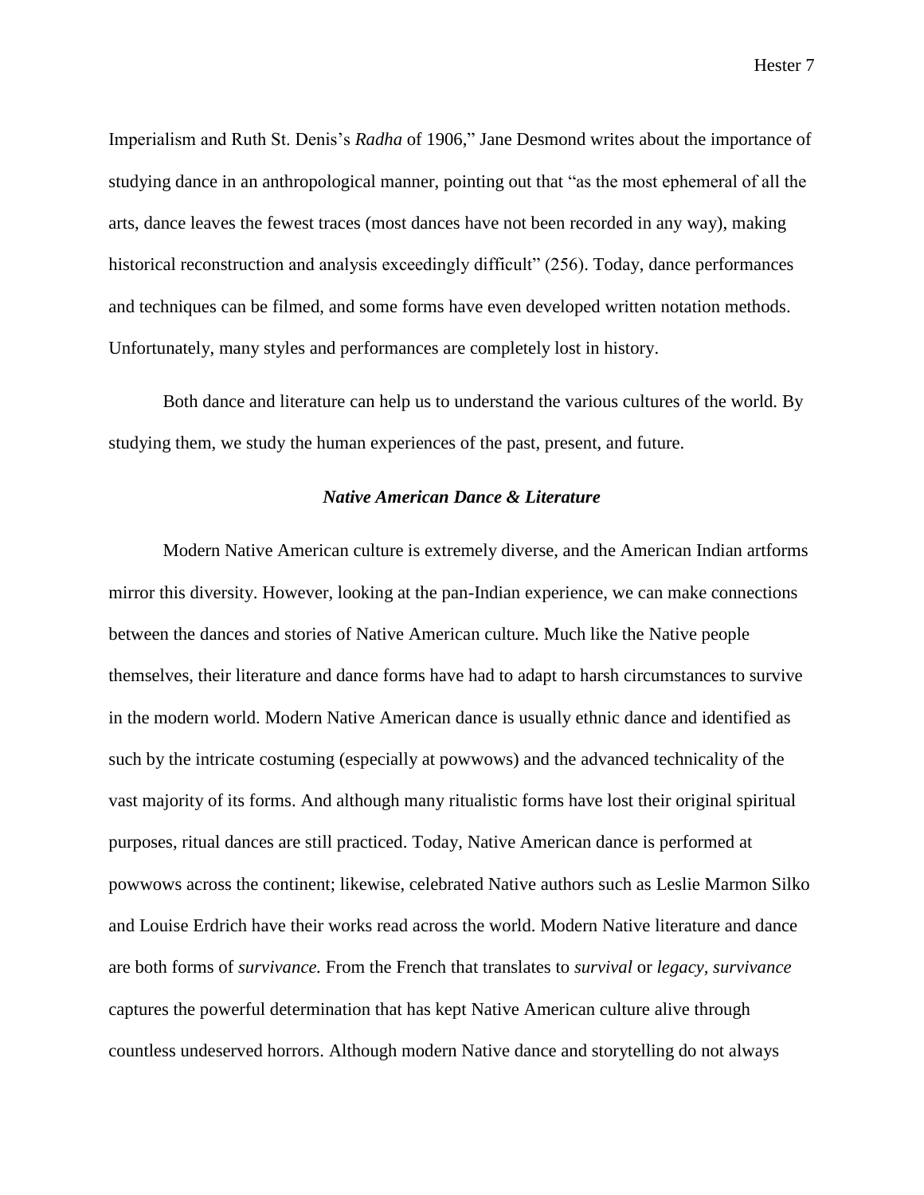Imperialism and Ruth St. Denis's *Radha* of 1906," Jane Desmond writes about the importance of studying dance in an anthropological manner, pointing out that "as the most ephemeral of all the arts, dance leaves the fewest traces (most dances have not been recorded in any way), making historical reconstruction and analysis exceedingly difficult" (256). Today, dance performances and techniques can be filmed, and some forms have even developed written notation methods. Unfortunately, many styles and performances are completely lost in history.

Both dance and literature can help us to understand the various cultures of the world. By studying them, we study the human experiences of the past, present, and future.

### *Native American Dance & Literature*

Modern Native American culture is extremely diverse, and the American Indian artforms mirror this diversity. However, looking at the pan-Indian experience, we can make connections between the dances and stories of Native American culture. Much like the Native people themselves, their literature and dance forms have had to adapt to harsh circumstances to survive in the modern world. Modern Native American dance is usually ethnic dance and identified as such by the intricate costuming (especially at powwows) and the advanced technicality of the vast majority of its forms. And although many ritualistic forms have lost their original spiritual purposes, ritual dances are still practiced. Today, Native American dance is performed at powwows across the continent; likewise, celebrated Native authors such as Leslie Marmon Silko and Louise Erdrich have their works read across the world. Modern Native literature and dance are both forms of *survivance.* From the French that translates to *survival* or *legacy, survivance* captures the powerful determination that has kept Native American culture alive through countless undeserved horrors. Although modern Native dance and storytelling do not always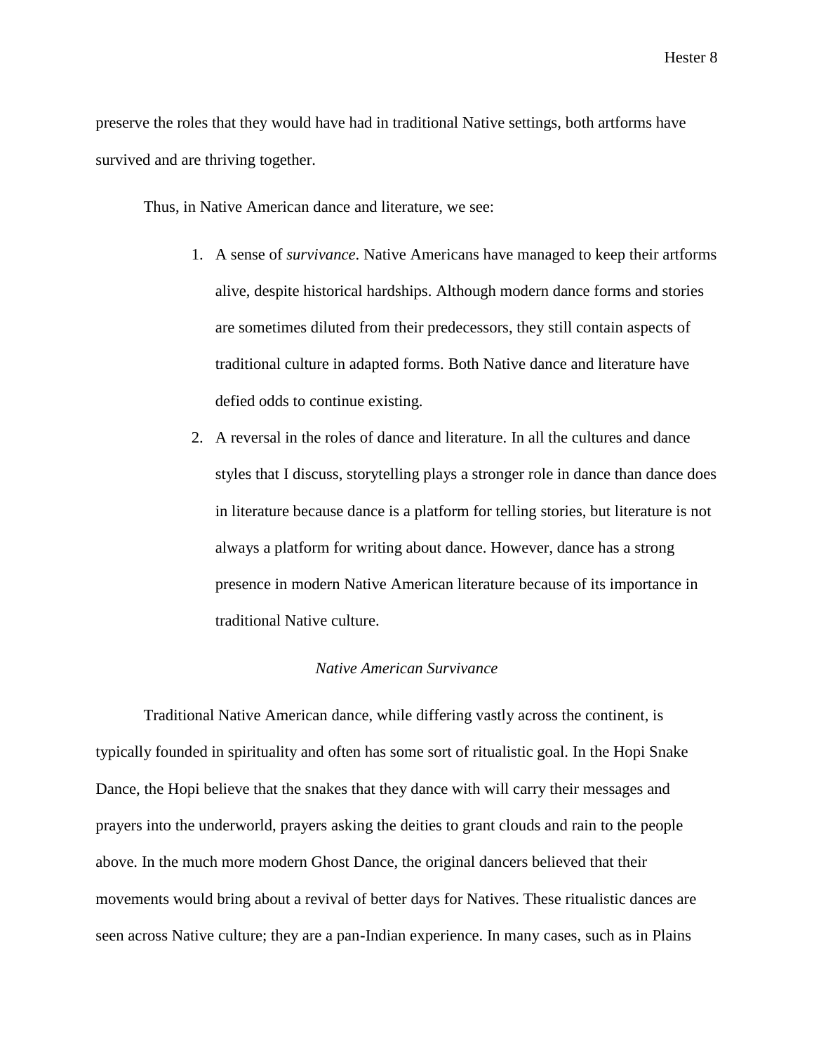preserve the roles that they would have had in traditional Native settings, both artforms have survived and are thriving together.

Thus, in Native American dance and literature, we see:

1. A sense of *survivance*. Native Americans have managed to keep their artforms alive, despite historical hardships. Although modern dance forms and stories are sometimes diluted from their predecessors, they still contain aspects of traditional culture in adapted forms. Both Native dance and literature have defied odds to continue existing.
2. A reversal in the roles of dance and literature. In all the cultures and dance styles that I discuss, storytelling plays a stronger role in dance than dance does in literature because dance is a platform for telling stories, but literature is not always a platform for writing about dance. However, dance has a strong presence in modern Native American literature because of its importance in traditional Native culture.

## *Native American Survivance*

Traditional Native American dance, while differing vastly across the continent, is typically founded in spirituality and often has some sort of ritualistic goal. In the Hopi Snake Dance, the Hopi believe that the snakes that they dance with will carry their messages and prayers into the underworld, prayers asking the deities to grant clouds and rain to the people above. In the much more modern Ghost Dance, the original dancers believed that their movements would bring about a revival of better days for Natives. These ritualistic dances are seen across Native culture; they are a pan-Indian experience. In many cases, such as in Plains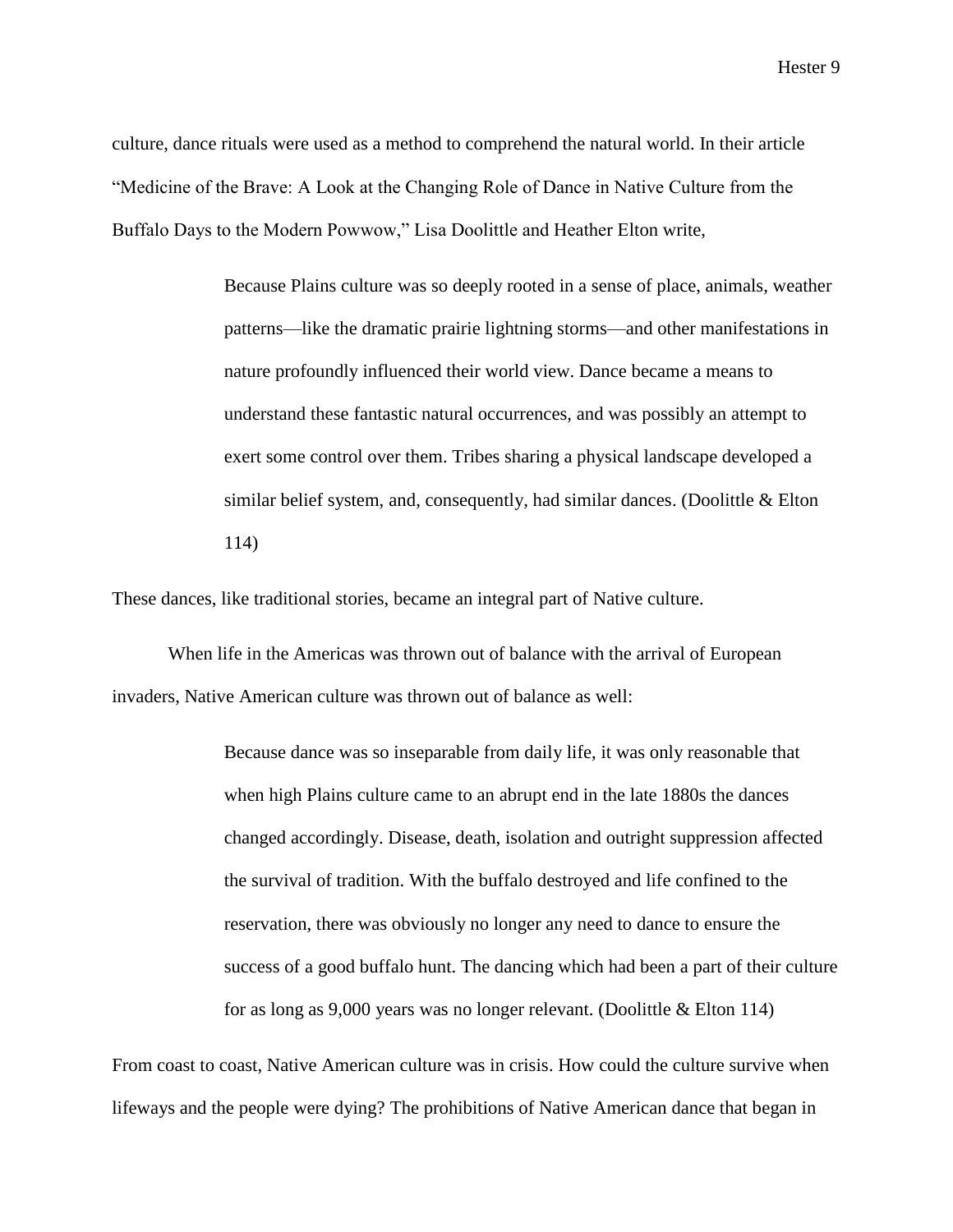culture, dance rituals were used as a method to comprehend the natural world. In their article "Medicine of the Brave: A Look at the Changing Role of Dance in Native Culture from the Buffalo Days to the Modern Powwow," Lisa Doolittle and Heather Elton write,

> Because Plains culture was so deeply rooted in a sense of place, animals, weather patterns—like the dramatic prairie lightning storms—and other manifestations in nature profoundly influenced their world view. Dance became a means to understand these fantastic natural occurrences, and was possibly an attempt to exert some control over them. Tribes sharing a physical landscape developed a similar belief system, and, consequently, had similar dances. (Doolittle & Elton 114)

These dances, like traditional stories, became an integral part of Native culture.

When life in the Americas was thrown out of balance with the arrival of European invaders, Native American culture was thrown out of balance as well:

> Because dance was so inseparable from daily life, it was only reasonable that when high Plains culture came to an abrupt end in the late 1880s the dances changed accordingly. Disease, death, isolation and outright suppression affected the survival of tradition. With the buffalo destroyed and life confined to the reservation, there was obviously no longer any need to dance to ensure the success of a good buffalo hunt. The dancing which had been a part of their culture for as long as 9,000 years was no longer relevant. (Doolittle & Elton 114)

From coast to coast, Native American culture was in crisis. How could the culture survive when lifeways and the people were dying? The prohibitions of Native American dance that began in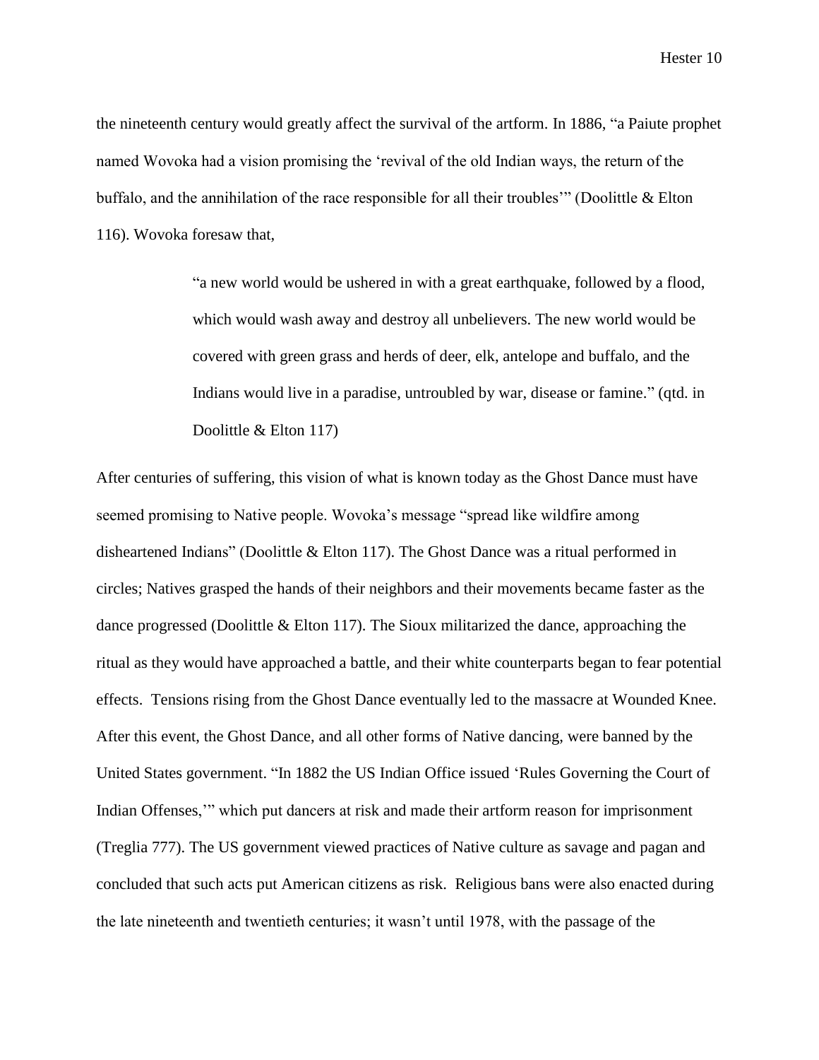the nineteenth century would greatly affect the survival of the artform. In 1886, "a Paiute prophet named Wovoka had a vision promising the 'revival of the old Indian ways, the return of the buffalo, and the annihilation of the race responsible for all their troubles'" (Doolittle & Elton 116). Wovoka foresaw that,

> "a new world would be ushered in with a great earthquake, followed by a flood, which would wash away and destroy all unbelievers. The new world would be covered with green grass and herds of deer, elk, antelope and buffalo, and the Indians would live in a paradise, untroubled by war, disease or famine." (qtd. in Doolittle & Elton 117)

After centuries of suffering, this vision of what is known today as the Ghost Dance must have seemed promising to Native people. Wovoka's message "spread like wildfire among disheartened Indians" (Doolittle & Elton 117). The Ghost Dance was a ritual performed in circles; Natives grasped the hands of their neighbors and their movements became faster as the dance progressed (Doolittle & Elton 117). The Sioux militarized the dance, approaching the ritual as they would have approached a battle, and their white counterparts began to fear potential effects. Tensions rising from the Ghost Dance eventually led to the massacre at Wounded Knee. After this event, the Ghost Dance, and all other forms of Native dancing, were banned by the United States government. "In 1882 the US Indian Office issued 'Rules Governing the Court of Indian Offenses,'" which put dancers at risk and made their artform reason for imprisonment (Treglia 777). The US government viewed practices of Native culture as savage and pagan and concluded that such acts put American citizens as risk. Religious bans were also enacted during the late nineteenth and twentieth centuries; it wasn't until 1978, with the passage of the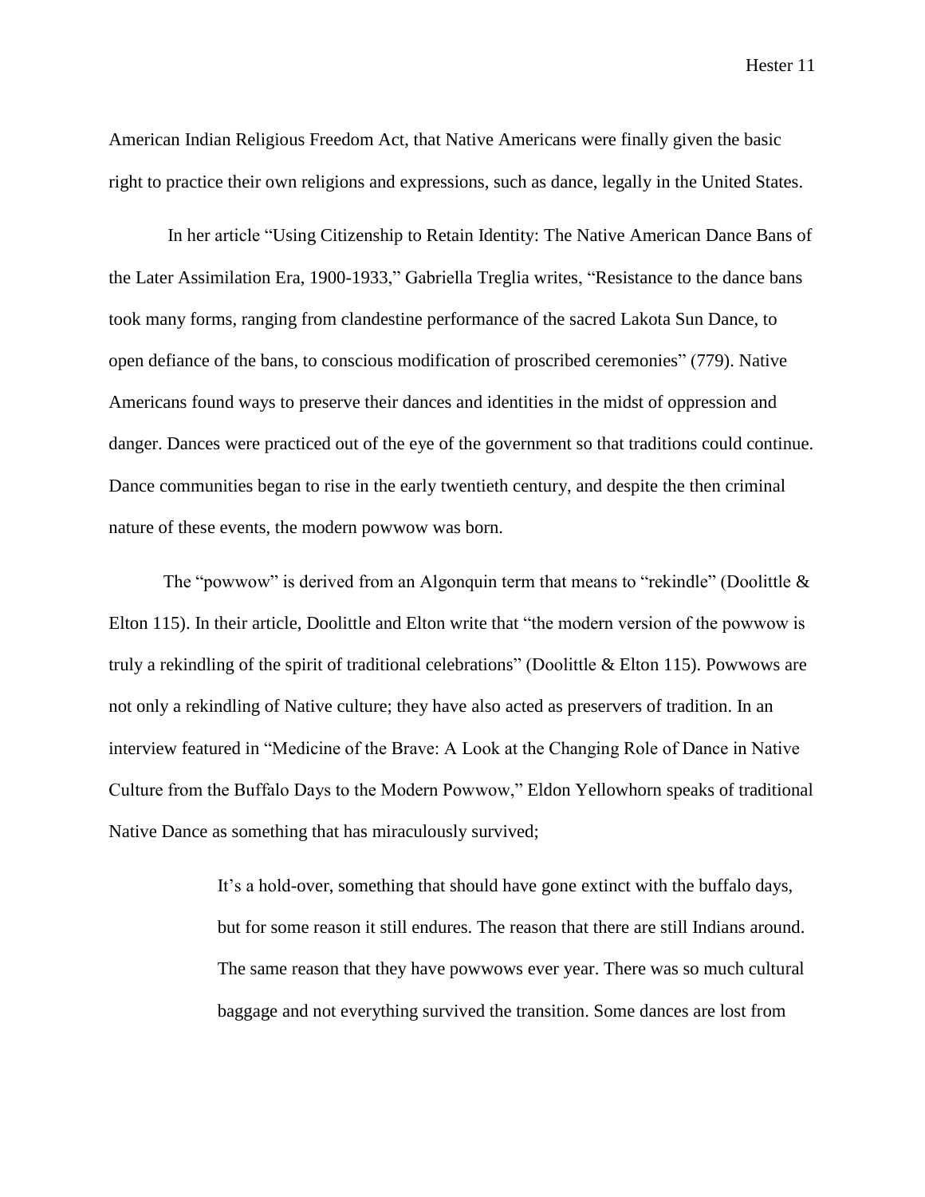American Indian Religious Freedom Act, that Native Americans were finally given the basic right to practice their own religions and expressions, such as dance, legally in the United States.

In her article "Using Citizenship to Retain Identity: The Native American Dance Bans of the Later Assimilation Era, 1900-1933," Gabriella Treglia writes, "Resistance to the dance bans took many forms, ranging from clandestine performance of the sacred Lakota Sun Dance, to open defiance of the bans, to conscious modification of proscribed ceremonies" (779). Native Americans found ways to preserve their dances and identities in the midst of oppression and danger. Dances were practiced out of the eye of the government so that traditions could continue. Dance communities began to rise in the early twentieth century, and despite the then criminal nature of these events, the modern powwow was born.

The "powwow" is derived from an Algonquin term that means to "rekindle" (Doolittle & Elton 115). In their article, Doolittle and Elton write that "the modern version of the powwow is truly a rekindling of the spirit of traditional celebrations" (Doolittle & Elton 115). Powwows are not only a rekindling of Native culture; they have also acted as preservers of tradition. In an interview featured in "Medicine of the Brave: A Look at the Changing Role of Dance in Native Culture from the Buffalo Days to the Modern Powwow," Eldon Yellowhorn speaks of traditional Native Dance as something that has miraculously survived;

> It's a hold-over, something that should have gone extinct with the buffalo days, but for some reason it still endures. The reason that there are still Indians around. The same reason that they have powwows ever year. There was so much cultural baggage and not everything survived the transition. Some dances are lost from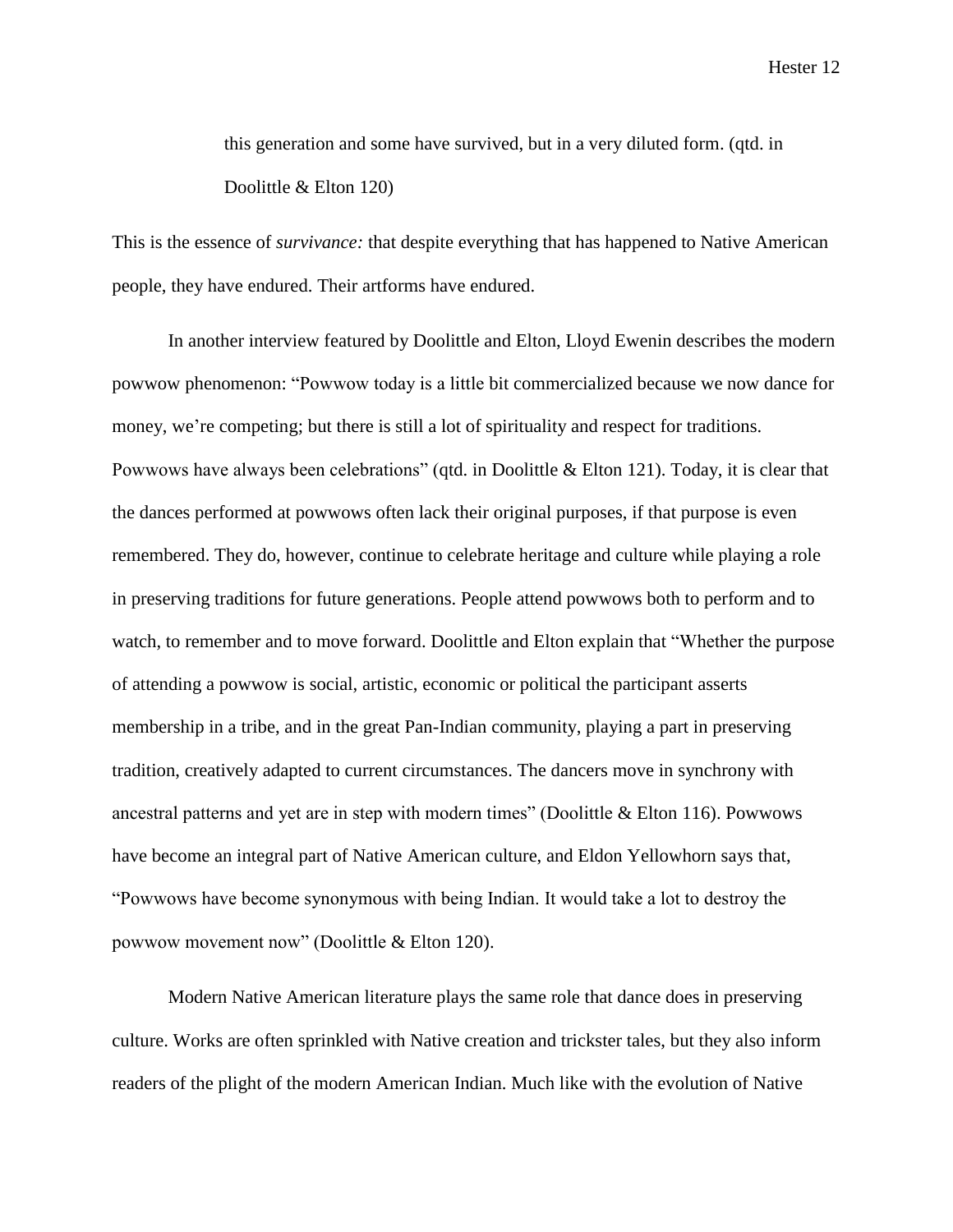> this generation and some have survived, but in a very diluted form. (qtd. in Doolittle & Elton 120)

This is the essence of *survivance:* that despite everything that has happened to Native American people, they have endured. Their artforms have endured.

In another interview featured by Doolittle and Elton, Lloyd Ewenin describes the modern powwow phenomenon: "Powwow today is a little bit commercialized because we now dance for money, we're competing; but there is still a lot of spirituality and respect for traditions. Powwows have always been celebrations" (qtd. in Doolittle & Elton 121). Today, it is clear that the dances performed at powwows often lack their original purposes, if that purpose is even remembered. They do, however, continue to celebrate heritage and culture while playing a role in preserving traditions for future generations. People attend powwows both to perform and to watch, to remember and to move forward. Doolittle and Elton explain that "Whether the purpose of attending a powwow is social, artistic, economic or political the participant asserts membership in a tribe, and in the great Pan-Indian community, playing a part in preserving tradition, creatively adapted to current circumstances. The dancers move in synchrony with ancestral patterns and yet are in step with modern times" (Doolittle & Elton 116). Powwows have become an integral part of Native American culture, and Eldon Yellowhorn says that, "Powwows have become synonymous with being Indian. It would take a lot to destroy the powwow movement now" (Doolittle & Elton 120).

Modern Native American literature plays the same role that dance does in preserving culture. Works are often sprinkled with Native creation and trickster tales, but they also inform readers of the plight of the modern American Indian. Much like with the evolution of Native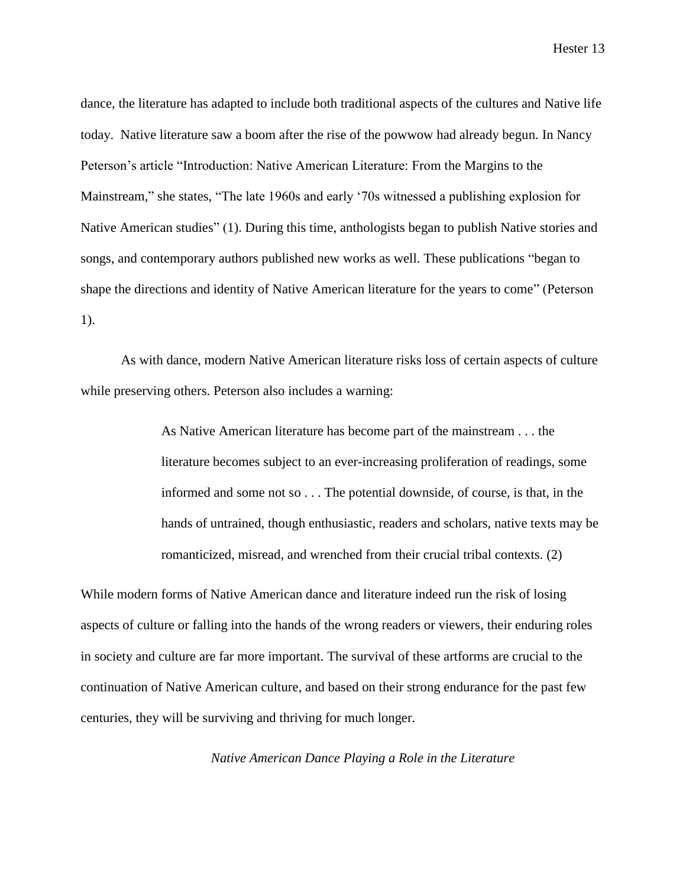dance, the literature has adapted to include both traditional aspects of the cultures and Native life today. Native literature saw a boom after the rise of the powwow had already begun. In Nancy Peterson's article "Introduction: Native American Literature: From the Margins to the Mainstream," she states, "The late 1960s and early '70s witnessed a publishing explosion for Native American studies" (1). During this time, anthologists began to publish Native stories and songs, and contemporary authors published new works as well. These publications "began to shape the directions and identity of Native American literature for the years to come" (Peterson 1).

As with dance, modern Native American literature risks loss of certain aspects of culture while preserving others. Peterson also includes a warning:

> As Native American literature has become part of the mainstream . . . the literature becomes subject to an ever-increasing proliferation of readings, some informed and some not so . . . The potential downside, of course, is that, in the hands of untrained, though enthusiastic, readers and scholars, native texts may be romanticized, misread, and wrenched from their crucial tribal contexts. (2)

While modern forms of Native American dance and literature indeed run the risk of losing aspects of culture or falling into the hands of the wrong readers or viewers, their enduring roles in society and culture are far more important. The survival of these artforms are crucial to the continuation of Native American culture, and based on their strong endurance for the past few centuries, they will be surviving and thriving for much longer.

*Native American Dance Playing a Role in the Literature*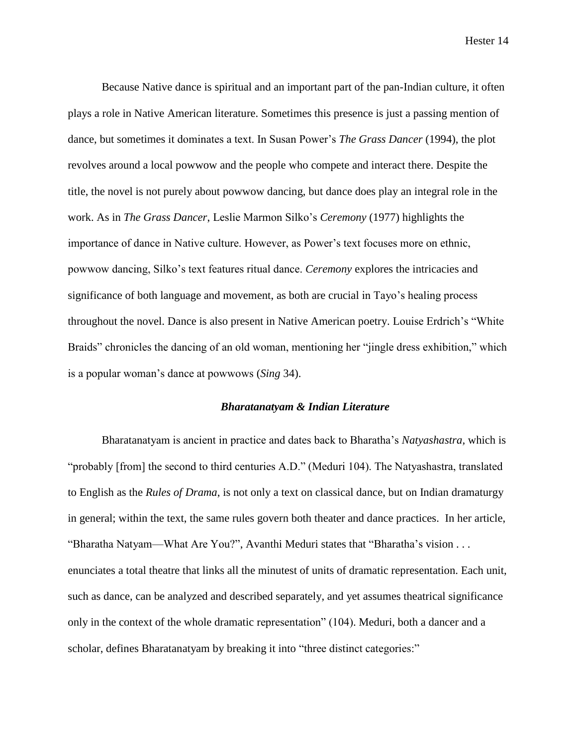Because Native dance is spiritual and an important part of the pan-Indian culture, it often plays a role in Native American literature. Sometimes this presence is just a passing mention of dance, but sometimes it dominates a text. In Susan Power's *The Grass Dancer* (1994), the plot revolves around a local powwow and the people who compete and interact there. Despite the title, the novel is not purely about powwow dancing, but dance does play an integral role in the work. As in *The Grass Dancer*, Leslie Marmon Silko's *Ceremony* (1977) highlights the importance of dance in Native culture. However, as Power's text focuses more on ethnic, powwow dancing, Silko's text features ritual dance. *Ceremony* explores the intricacies and significance of both language and movement, as both are crucial in Tayo's healing process throughout the novel. Dance is also present in Native American poetry. Louise Erdrich's "White Braids" chronicles the dancing of an old woman, mentioning her "jingle dress exhibition," which is a popular woman's dance at powwows (*Sing* 34).

### ***Bharatanatyam & Indian Literature***

Bharatanatyam is ancient in practice and dates back to Bharatha's *Natyashastra,* which is "probably [from] the second to third centuries A.D." (Meduri 104). The Natyashastra, translated to English as the *Rules of Drama*, is not only a text on classical dance, but on Indian dramaturgy in general; within the text, the same rules govern both theater and dance practices. In her article, "Bharatha Natyam—What Are You?", Avanthi Meduri states that "Bharatha's vision . . . enunciates a total theatre that links all the minutest of units of dramatic representation. Each unit, such as dance, can be analyzed and described separately, and yet assumes theatrical significance only in the context of the whole dramatic representation" (104). Meduri, both a dancer and a scholar, defines Bharatanatyam by breaking it into "three distinct categories:"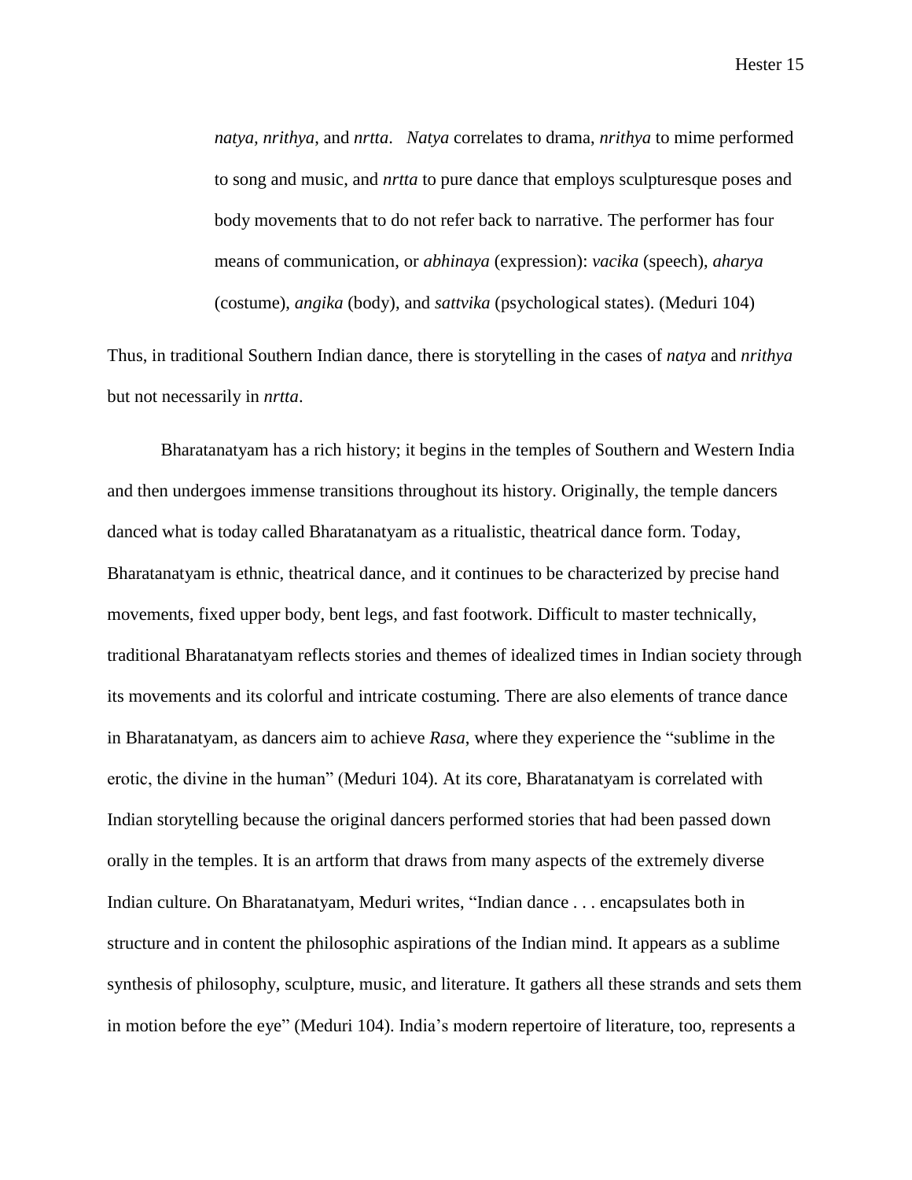> *natya*, *nrithya*, and *nrtta*. *Natya* correlates to drama, *nrithya* to mime performed to song and music, and *nrtta* to pure dance that employs sculpturesque poses and body movements that to do not refer back to narrative. The performer has four means of communication, or *abhinaya* (expression): *vacika* (speech), *aharya* (costume), *angika* (body), and *sattvika* (psychological states). (Meduri 104)

Thus, in traditional Southern Indian dance, there is storytelling in the cases of *natya* and *nrithya* but not necessarily in *nrtta*.

Bharatanatyam has a rich history; it begins in the temples of Southern and Western India and then undergoes immense transitions throughout its history. Originally, the temple dancers danced what is today called Bharatanatyam as a ritualistic, theatrical dance form. Today, Bharatanatyam is ethnic, theatrical dance, and it continues to be characterized by precise hand movements, fixed upper body, bent legs, and fast footwork. Difficult to master technically, traditional Bharatanatyam reflects stories and themes of idealized times in Indian society through its movements and its colorful and intricate costuming. There are also elements of trance dance in Bharatanatyam, as dancers aim to achieve *Rasa*, where they experience the "sublime in the erotic, the divine in the human" (Meduri 104). At its core, Bharatanatyam is correlated with Indian storytelling because the original dancers performed stories that had been passed down orally in the temples. It is an artform that draws from many aspects of the extremely diverse Indian culture. On Bharatanatyam, Meduri writes, "Indian dance . . . encapsulates both in structure and in content the philosophic aspirations of the Indian mind. It appears as a sublime synthesis of philosophy, sculpture, music, and literature. It gathers all these strands and sets them in motion before the eye" (Meduri 104). India's modern repertoire of literature, too, represents a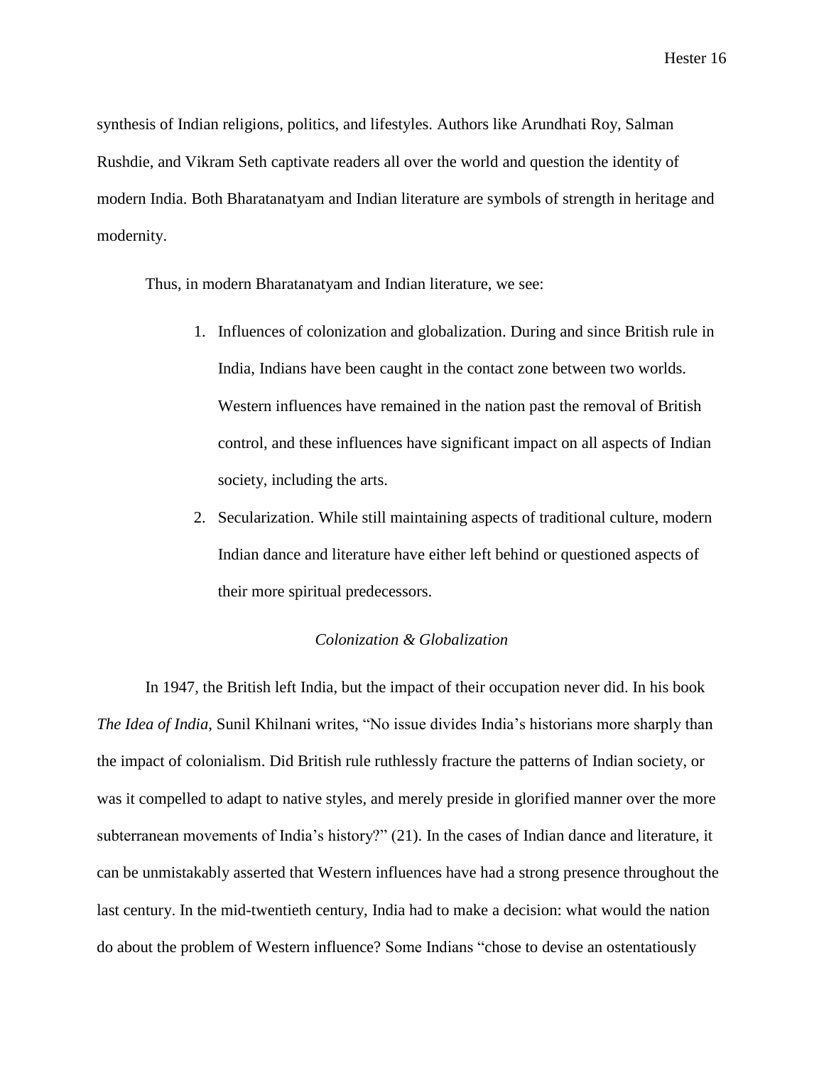synthesis of Indian religions, politics, and lifestyles. Authors like Arundhati Roy, Salman Rushdie, and Vikram Seth captivate readers all over the world and question the identity of modern India. Both Bharatanatyam and Indian literature are symbols of strength in heritage and modernity.

Thus, in modern Bharatanatyam and Indian literature, we see:

1. Influences of colonization and globalization. During and since British rule in India, Indians have been caught in the contact zone between two worlds. Western influences have remained in the nation past the removal of British control, and these influences have significant impact on all aspects of Indian society, including the arts.
2. Secularization. While still maintaining aspects of traditional culture, modern Indian dance and literature have either left behind or questioned aspects of their more spiritual predecessors.

*Colonization & Globalization*

In 1947, the British left India, but the impact of their occupation never did. In his book *The Idea of India*, Sunil Khilnani writes, "No issue divides India's historians more sharply than the impact of colonialism. Did British rule ruthlessly fracture the patterns of Indian society, or was it compelled to adapt to native styles, and merely preside in glorified manner over the more subterranean movements of India's history?" (21). In the cases of Indian dance and literature, it can be unmistakably asserted that Western influences have had a strong presence throughout the last century. In the mid-twentieth century, India had to make a decision: what would the nation do about the problem of Western influence? Some Indians "chose to devise an ostentatiously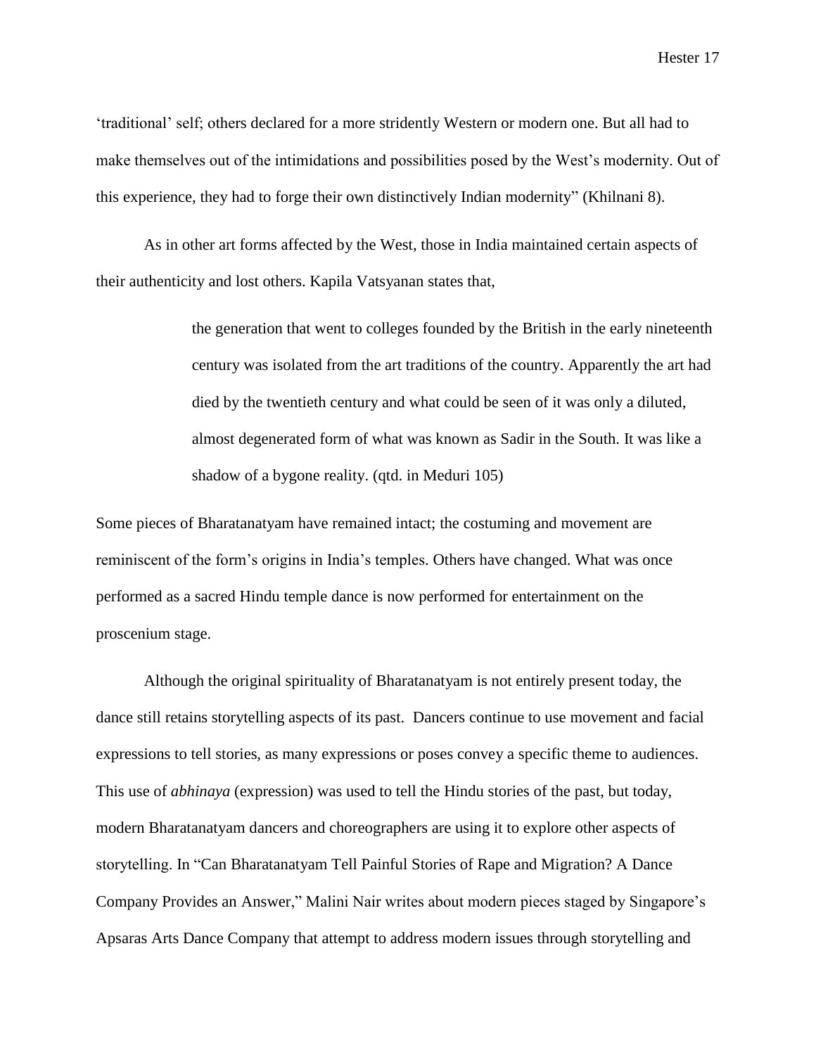'traditional' self; others declared for a more stridently Western or modern one. But all had to make themselves out of the intimidations and possibilities posed by the West's modernity. Out of this experience, they had to forge their own distinctively Indian modernity" (Khilnani 8).

As in other art forms affected by the West, those in India maintained certain aspects of their authenticity and lost others. Kapila Vatsyanan states that,

> the generation that went to colleges founded by the British in the early nineteenth century was isolated from the art traditions of the country. Apparently the art had died by the twentieth century and what could be seen of it was only a diluted, almost degenerated form of what was known as Sadir in the South. It was like a shadow of a bygone reality. (qtd. in Meduri 105)

Some pieces of Bharatanatyam have remained intact; the costuming and movement are reminiscent of the form's origins in India's temples. Others have changed. What was once performed as a sacred Hindu temple dance is now performed for entertainment on the proscenium stage.

Although the original spirituality of Bharatanatyam is not entirely present today, the dance still retains storytelling aspects of its past. Dancers continue to use movement and facial expressions to tell stories, as many expressions or poses convey a specific theme to audiences. This use of *abhinaya* (expression) was used to tell the Hindu stories of the past, but today, modern Bharatanatyam dancers and choreographers are using it to explore other aspects of storytelling. In "Can Bharatanatyam Tell Painful Stories of Rape and Migration? A Dance Company Provides an Answer," Malini Nair writes about modern pieces staged by Singapore's Apsaras Arts Dance Company that attempt to address modern issues through storytelling and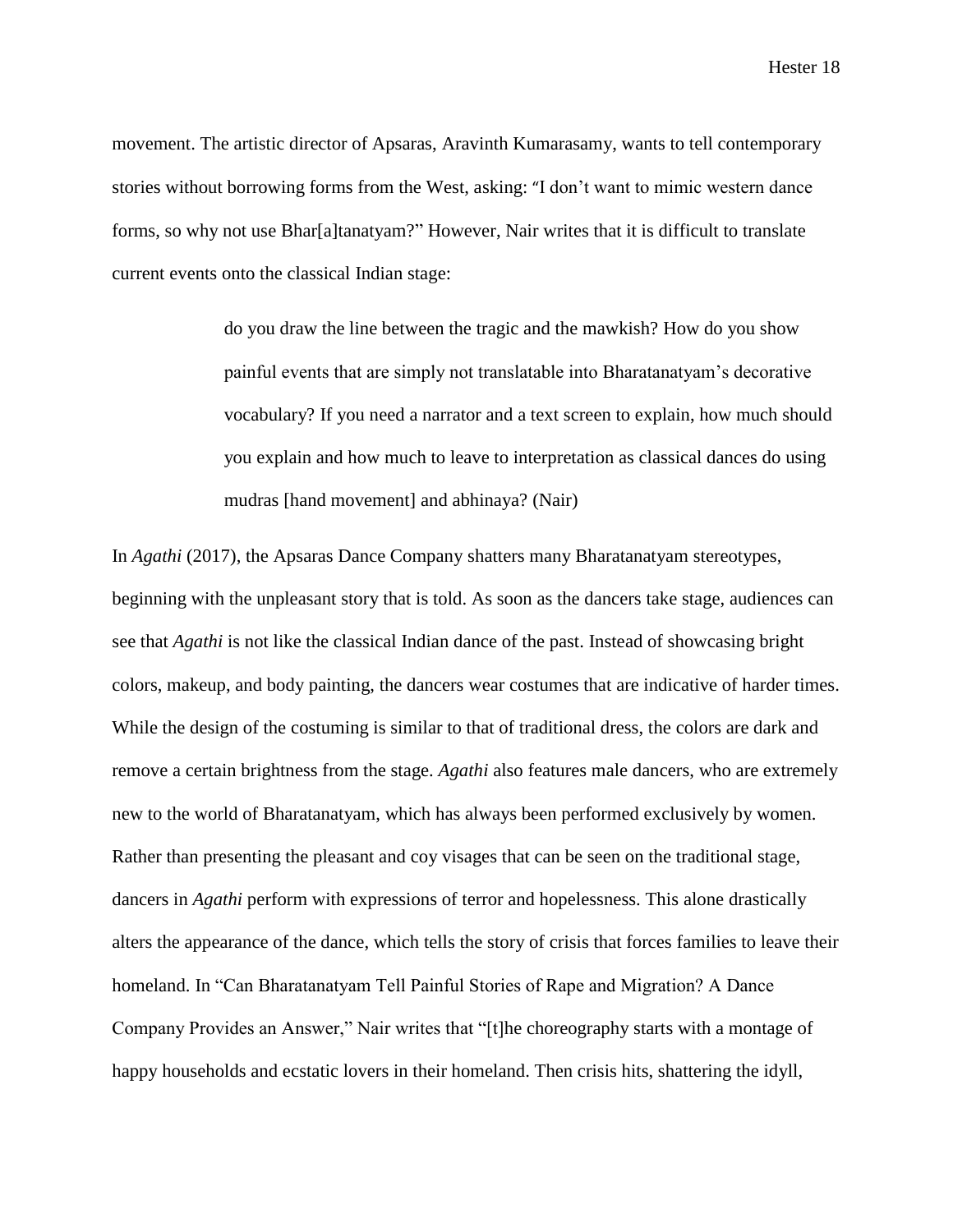movement. The artistic director of Apsaras, Aravinth Kumarasamy, wants to tell contemporary stories without borrowing forms from the West, asking: "I don't want to mimic western dance forms, so why not use Bhar[a]tanatyam?" However, Nair writes that it is difficult to translate current events onto the classical Indian stage:

> do you draw the line between the tragic and the mawkish? How do you show painful events that are simply not translatable into Bharatanatyam's decorative vocabulary? If you need a narrator and a text screen to explain, how much should you explain and how much to leave to interpretation as classical dances do using mudras [hand movement] and abhinaya? (Nair)

In *Agathi* (2017), the Apsaras Dance Company shatters many Bharatanatyam stereotypes, beginning with the unpleasant story that is told. As soon as the dancers take stage, audiences can see that *Agathi* is not like the classical Indian dance of the past. Instead of showcasing bright colors, makeup, and body painting, the dancers wear costumes that are indicative of harder times. While the design of the costuming is similar to that of traditional dress, the colors are dark and remove a certain brightness from the stage. *Agathi* also features male dancers, who are extremely new to the world of Bharatanatyam, which has always been performed exclusively by women. Rather than presenting the pleasant and coy visages that can be seen on the traditional stage, dancers in *Agathi* perform with expressions of terror and hopelessness. This alone drastically alters the appearance of the dance, which tells the story of crisis that forces families to leave their homeland. In "Can Bharatanatyam Tell Painful Stories of Rape and Migration? A Dance Company Provides an Answer," Nair writes that "[t]he choreography starts with a montage of happy households and ecstatic lovers in their homeland. Then crisis hits, shattering the idyll,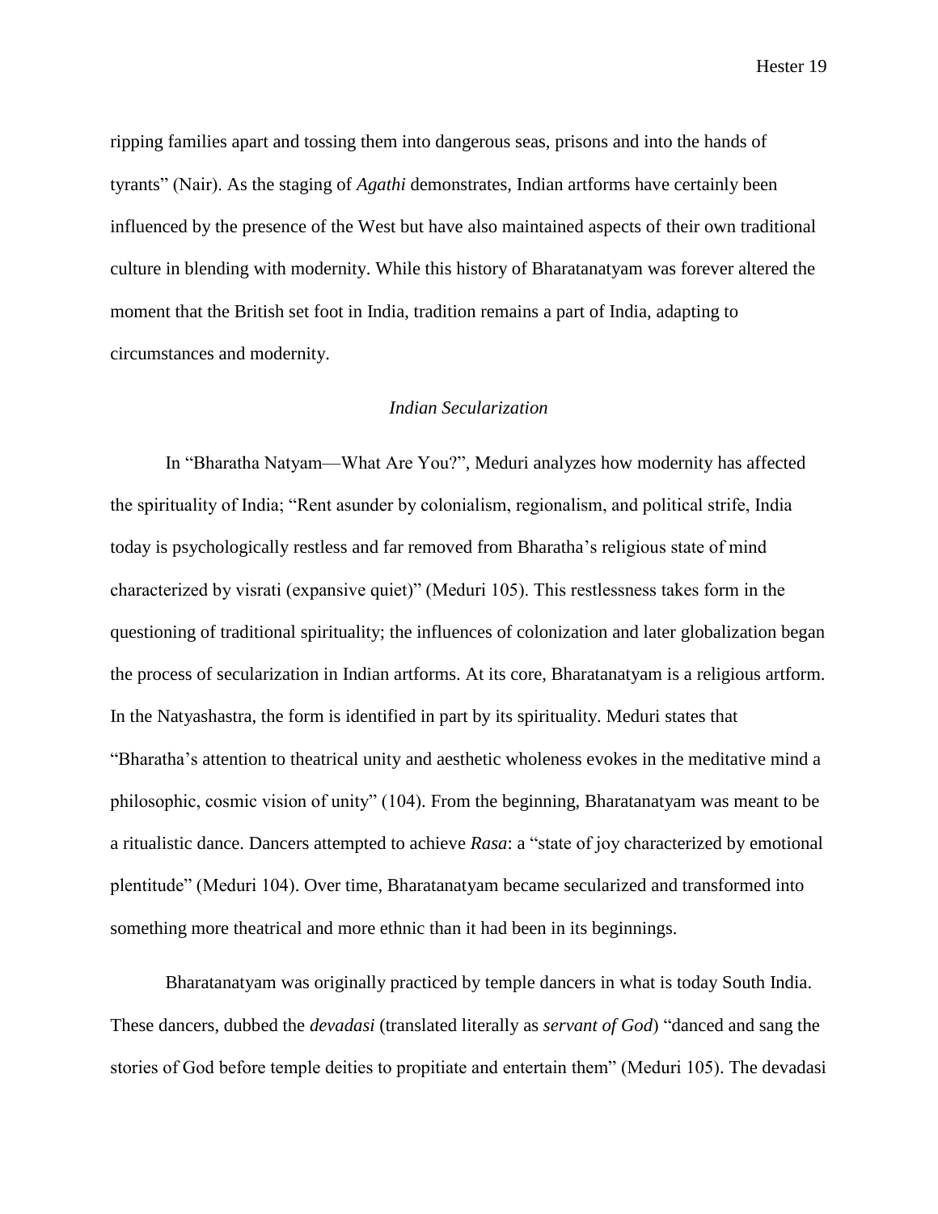ripping families apart and tossing them into dangerous seas, prisons and into the hands of tyrants" (Nair). As the staging of *Agathi* demonstrates, Indian artforms have certainly been influenced by the presence of the West but have also maintained aspects of their own traditional culture in blending with modernity. While this history of Bharatanatyam was forever altered the moment that the British set foot in India, tradition remains a part of India, adapting to circumstances and modernity.

### *Indian Secularization*

In "Bharatha Natyam—What Are You?", Meduri analyzes how modernity has affected the spirituality of India; "Rent asunder by colonialism, regionalism, and political strife, India today is psychologically restless and far removed from Bharatha's religious state of mind characterized by visrati (expansive quiet)" (Meduri 105). This restlessness takes form in the questioning of traditional spirituality; the influences of colonization and later globalization began the process of secularization in Indian artforms. At its core, Bharatanatyam is a religious artform. In the Natyashastra, the form is identified in part by its spirituality. Meduri states that "Bharatha's attention to theatrical unity and aesthetic wholeness evokes in the meditative mind a philosophic, cosmic vision of unity" (104). From the beginning, Bharatanatyam was meant to be a ritualistic dance. Dancers attempted to achieve *Rasa*: a "state of joy characterized by emotional plentitude" (Meduri 104). Over time, Bharatanatyam became secularized and transformed into something more theatrical and more ethnic than it had been in its beginnings.

Bharatanatyam was originally practiced by temple dancers in what is today South India. These dancers, dubbed the *devadasi* (translated literally as *servant of God*) "danced and sang the stories of God before temple deities to propitiate and entertain them" (Meduri 105). The devadasi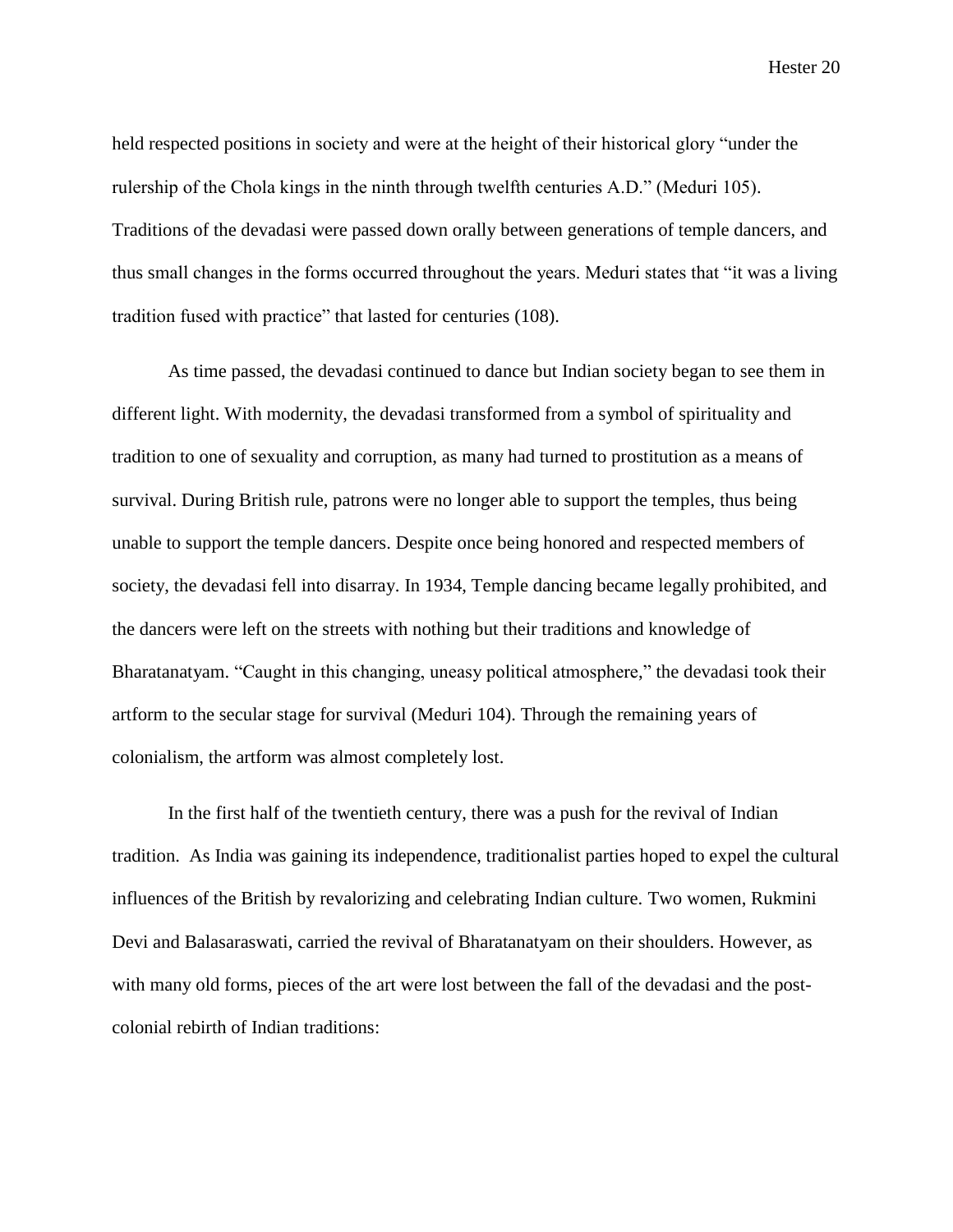held respected positions in society and were at the height of their historical glory "under the rulership of the Chola kings in the ninth through twelfth centuries A.D." (Meduri 105). Traditions of the devadasi were passed down orally between generations of temple dancers, and thus small changes in the forms occurred throughout the years. Meduri states that "it was a living tradition fused with practice" that lasted for centuries (108).

As time passed, the devadasi continued to dance but Indian society began to see them in different light. With modernity, the devadasi transformed from a symbol of spirituality and tradition to one of sexuality and corruption, as many had turned to prostitution as a means of survival. During British rule, patrons were no longer able to support the temples, thus being unable to support the temple dancers. Despite once being honored and respected members of society, the devadasi fell into disarray. In 1934, Temple dancing became legally prohibited, and the dancers were left on the streets with nothing but their traditions and knowledge of Bharatanatyam. "Caught in this changing, uneasy political atmosphere," the devadasi took their artform to the secular stage for survival (Meduri 104). Through the remaining years of colonialism, the artform was almost completely lost.

In the first half of the twentieth century, there was a push for the revival of Indian tradition. As India was gaining its independence, traditionalist parties hoped to expel the cultural influences of the British by revalorizing and celebrating Indian culture. Two women, Rukmini Devi and Balasaraswati, carried the revival of Bharatanatyam on their shoulders. However, as with many old forms, pieces of the art were lost between the fall of the devadasi and the post-colonial rebirth of Indian traditions: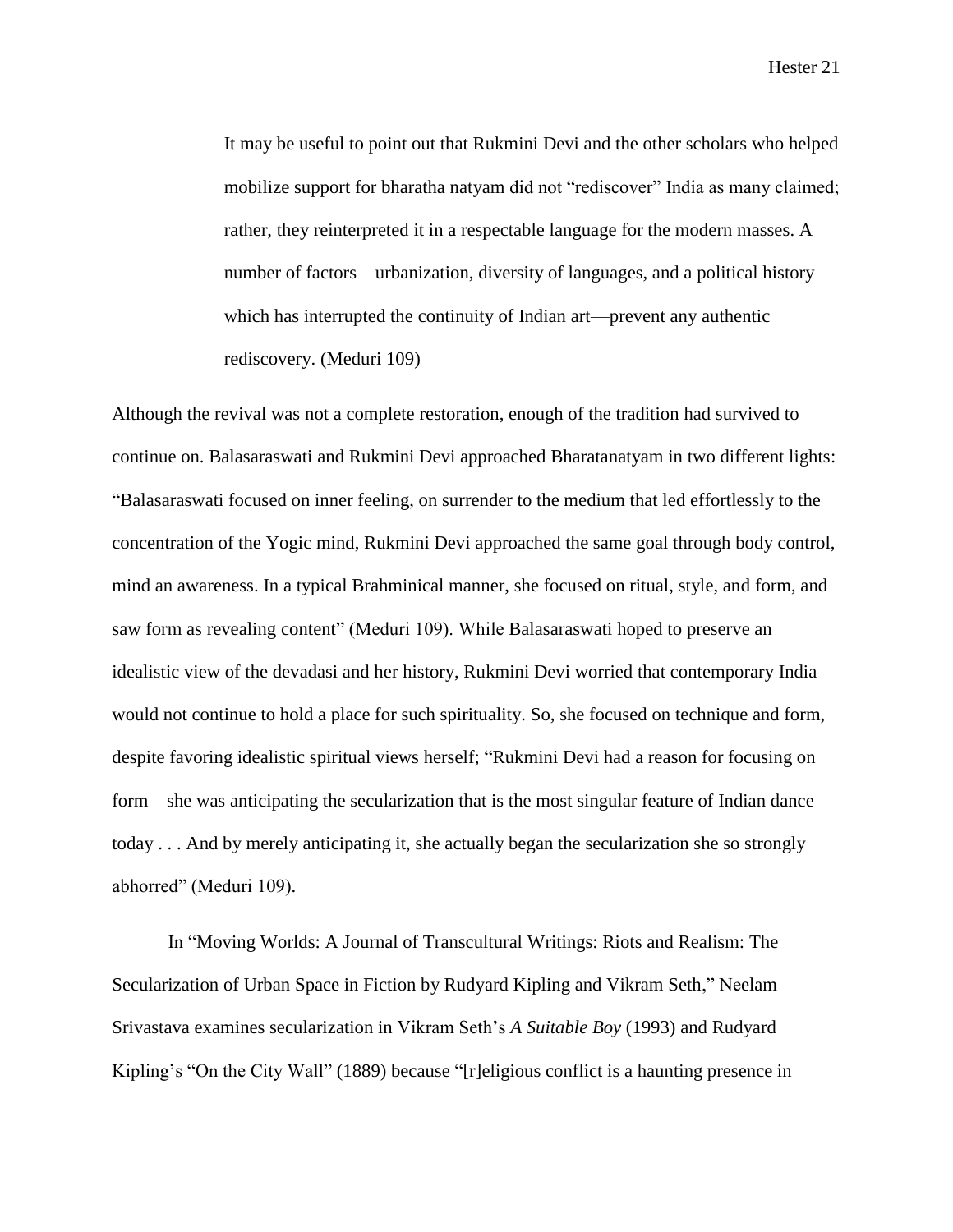> It may be useful to point out that Rukmini Devi and the other scholars who helped mobilize support for bharatha natyam did not "rediscover" India as many claimed; rather, they reinterpreted it in a respectable language for the modern masses. A number of factors—urbanization, diversity of languages, and a political history which has interrupted the continuity of Indian art—prevent any authentic rediscovery. (Meduri 109)

Although the revival was not a complete restoration, enough of the tradition had survived to continue on. Balasaraswati and Rukmini Devi approached Bharatanatyam in two different lights: "Balasaraswati focused on inner feeling, on surrender to the medium that led effortlessly to the concentration of the Yogic mind, Rukmini Devi approached the same goal through body control, mind an awareness. In a typical Brahminical manner, she focused on ritual, style, and form, and saw form as revealing content" (Meduri 109). While Balasaraswati hoped to preserve an idealistic view of the devadasi and her history, Rukmini Devi worried that contemporary India would not continue to hold a place for such spirituality. So, she focused on technique and form, despite favoring idealistic spiritual views herself; "Rukmini Devi had a reason for focusing on form—she was anticipating the secularization that is the most singular feature of Indian dance today . . . And by merely anticipating it, she actually began the secularization she so strongly abhorred" (Meduri 109).

In "Moving Worlds: A Journal of Transcultural Writings: Riots and Realism: The Secularization of Urban Space in Fiction by Rudyard Kipling and Vikram Seth," Neelam Srivastava examines secularization in Vikram Seth's *A Suitable Boy* (1993) and Rudyard Kipling's "On the City Wall" (1889) because "[r]eligious conflict is a haunting presence in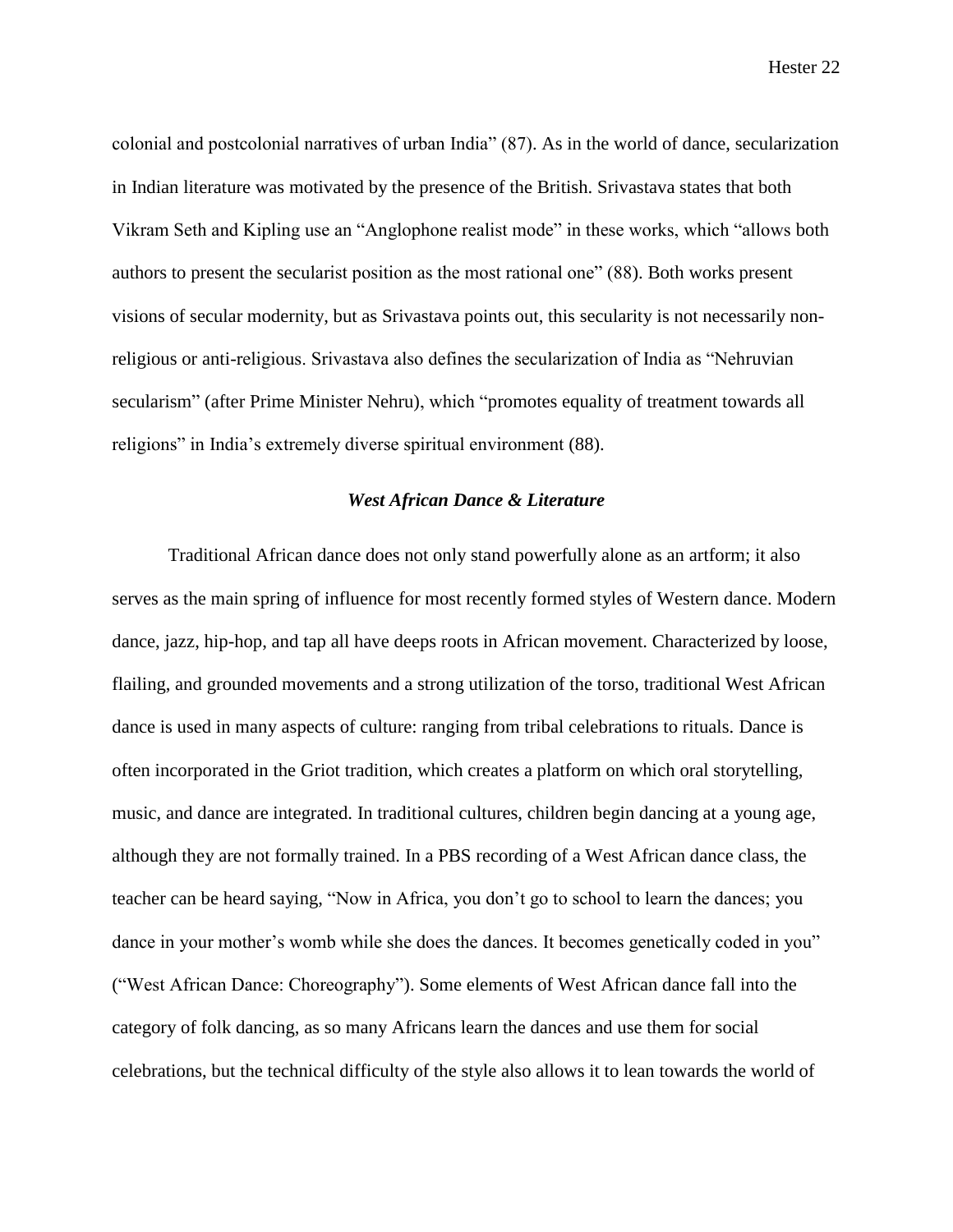colonial and postcolonial narratives of urban India" (87). As in the world of dance, secularization in Indian literature was motivated by the presence of the British. Srivastava states that both Vikram Seth and Kipling use an "Anglophone realist mode" in these works, which "allows both authors to present the secularist position as the most rational one" (88). Both works present visions of secular modernity, but as Srivastava points out, this secularity is not necessarily non-religious or anti-religious. Srivastava also defines the secularization of India as "Nehruvian secularism" (after Prime Minister Nehru), which "promotes equality of treatment towards all religions" in India's extremely diverse spiritual environment (88).

### *West African Dance & Literature*

Traditional African dance does not only stand powerfully alone as an artform; it also serves as the main spring of influence for most recently formed styles of Western dance. Modern dance, jazz, hip-hop, and tap all have deeps roots in African movement. Characterized by loose, flailing, and grounded movements and a strong utilization of the torso, traditional West African dance is used in many aspects of culture: ranging from tribal celebrations to rituals. Dance is often incorporated in the Griot tradition, which creates a platform on which oral storytelling, music, and dance are integrated. In traditional cultures, children begin dancing at a young age, although they are not formally trained. In a PBS recording of a West African dance class, the teacher can be heard saying, "Now in Africa, you don't go to school to learn the dances; you dance in your mother's womb while she does the dances. It becomes genetically coded in you" ("West African Dance: Choreography"). Some elements of West African dance fall into the category of folk dancing, as so many Africans learn the dances and use them for social celebrations, but the technical difficulty of the style also allows it to lean towards the world of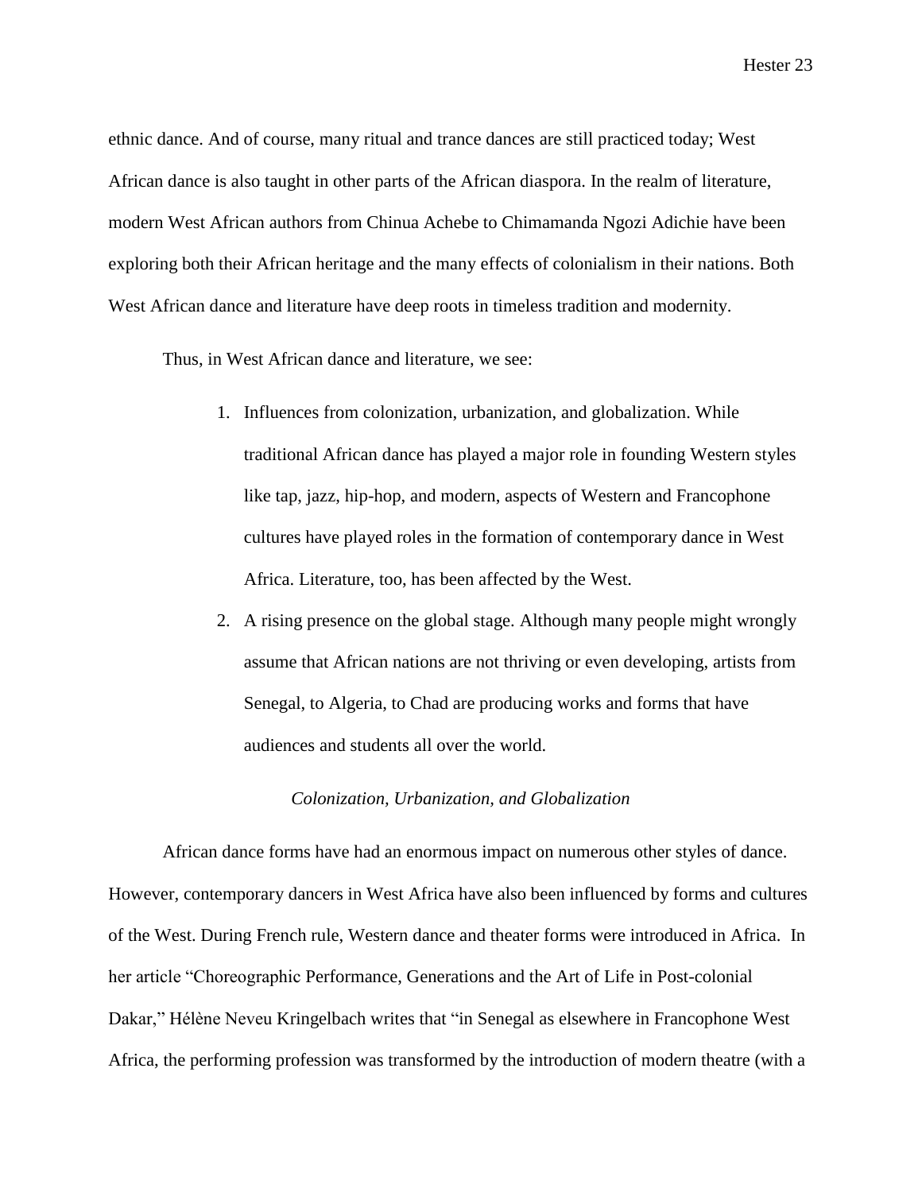ethnic dance. And of course, many ritual and trance dances are still practiced today; West African dance is also taught in other parts of the African diaspora. In the realm of literature, modern West African authors from Chinua Achebe to Chimamanda Ngozi Adichie have been exploring both their African heritage and the many effects of colonialism in their nations. Both West African dance and literature have deep roots in timeless tradition and modernity.

Thus, in West African dance and literature, we see:

1. Influences from colonization, urbanization, and globalization. While traditional African dance has played a major role in founding Western styles like tap, jazz, hip-hop, and modern, aspects of Western and Francophone cultures have played roles in the formation of contemporary dance in West Africa. Literature, too, has been affected by the West.
2. A rising presence on the global stage. Although many people might wrongly assume that African nations are not thriving or even developing, artists from Senegal, to Algeria, to Chad are producing works and forms that have audiences and students all over the world.

### *Colonization, Urbanization, and Globalization*

African dance forms have had an enormous impact on numerous other styles of dance. However, contemporary dancers in West Africa have also been influenced by forms and cultures of the West. During French rule, Western dance and theater forms were introduced in Africa. In her article "Choreographic Performance, Generations and the Art of Life in Post-colonial Dakar," Hélène Neveu Kringelbach writes that "in Senegal as elsewhere in Francophone West Africa, the performing profession was transformed by the introduction of modern theatre (with a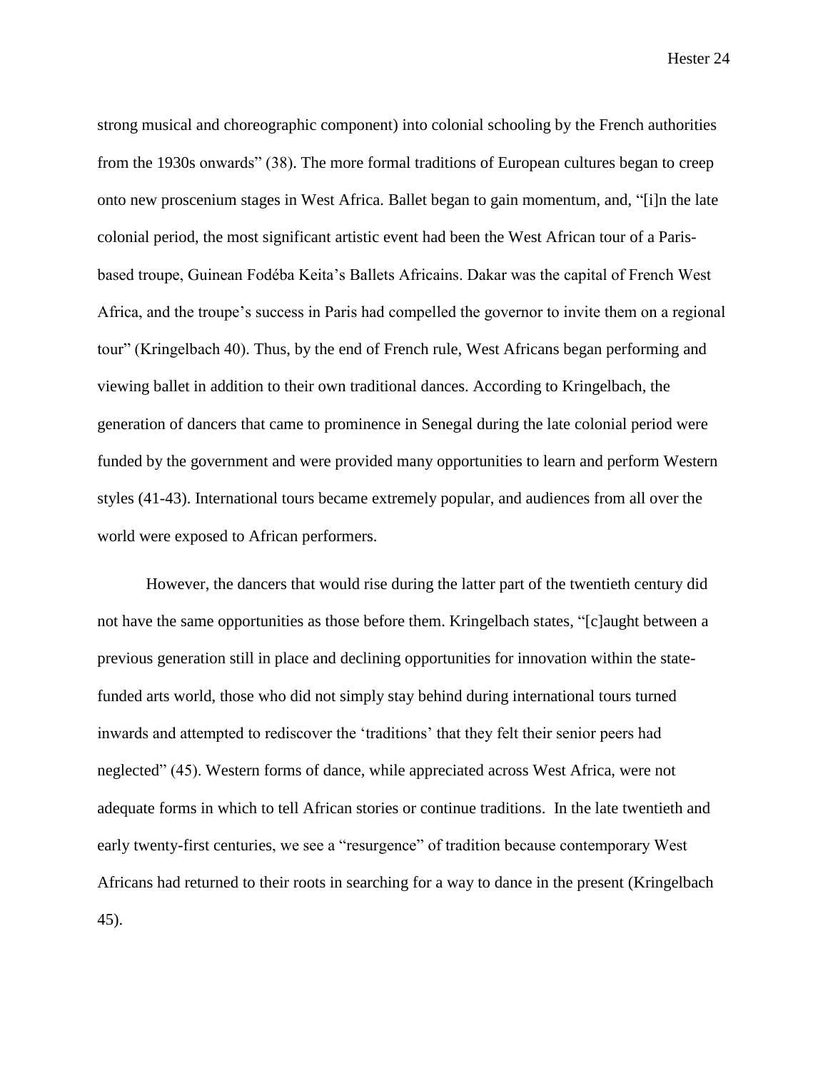strong musical and choreographic component) into colonial schooling by the French authorities from the 1930s onwards" (38). The more formal traditions of European cultures began to creep onto new proscenium stages in West Africa. Ballet began to gain momentum, and, "[i]n the late colonial period, the most significant artistic event had been the West African tour of a Paris-based troupe, Guinean Fodéba Keita's Ballets Africains. Dakar was the capital of French West Africa, and the troupe's success in Paris had compelled the governor to invite them on a regional tour" (Kringelbach 40). Thus, by the end of French rule, West Africans began performing and viewing ballet in addition to their own traditional dances. According to Kringelbach, the generation of dancers that came to prominence in Senegal during the late colonial period were funded by the government and were provided many opportunities to learn and perform Western styles (41-43). International tours became extremely popular, and audiences from all over the world were exposed to African performers.

However, the dancers that would rise during the latter part of the twentieth century did not have the same opportunities as those before them. Kringelbach states, "[c]aught between a previous generation still in place and declining opportunities for innovation within the state-funded arts world, those who did not simply stay behind during international tours turned inwards and attempted to rediscover the 'traditions' that they felt their senior peers had neglected" (45). Western forms of dance, while appreciated across West Africa, were not adequate forms in which to tell African stories or continue traditions. In the late twentieth and early twenty-first centuries, we see a "resurgence" of tradition because contemporary West Africans had returned to their roots in searching for a way to dance in the present (Kringelbach 45).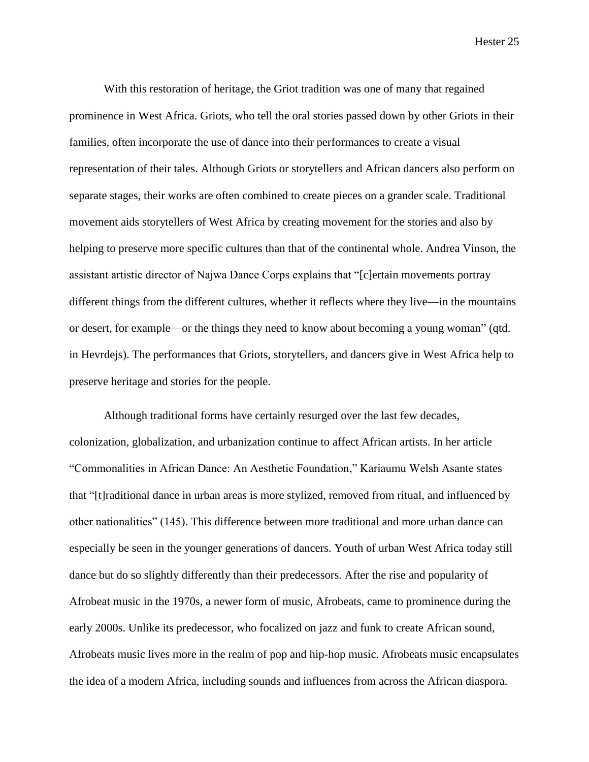With this restoration of heritage, the Griot tradition was one of many that regained prominence in West Africa. Griots, who tell the oral stories passed down by other Griots in their families, often incorporate the use of dance into their performances to create a visual representation of their tales. Although Griots or storytellers and African dancers also perform on separate stages, their works are often combined to create pieces on a grander scale. Traditional movement aids storytellers of West Africa by creating movement for the stories and also by helping to preserve more specific cultures than that of the continental whole. Andrea Vinson, the assistant artistic director of Najwa Dance Corps explains that "[c]ertain movements portray different things from the different cultures, whether it reflects where they live—in the mountains or desert, for example—or the things they need to know about becoming a young woman" (qtd. in Hevrdejs). The performances that Griots, storytellers, and dancers give in West Africa help to preserve heritage and stories for the people.

Although traditional forms have certainly resurged over the last few decades, colonization, globalization, and urbanization continue to affect African artists. In her article "Commonalities in African Dance: An Aesthetic Foundation," Kariaumu Welsh Asante states that "[t]raditional dance in urban areas is more stylized, removed from ritual, and influenced by other nationalities" (145). This difference between more traditional and more urban dance can especially be seen in the younger generations of dancers. Youth of urban West Africa today still dance but do so slightly differently than their predecessors. After the rise and popularity of Afrobeat music in the 1970s, a newer form of music, Afrobeats, came to prominence during the early 2000s. Unlike its predecessor, who focalized on jazz and funk to create African sound, Afrobeats music lives more in the realm of pop and hip-hop music. Afrobeats music encapsulates the idea of a modern Africa, including sounds and influences from across the African diaspora.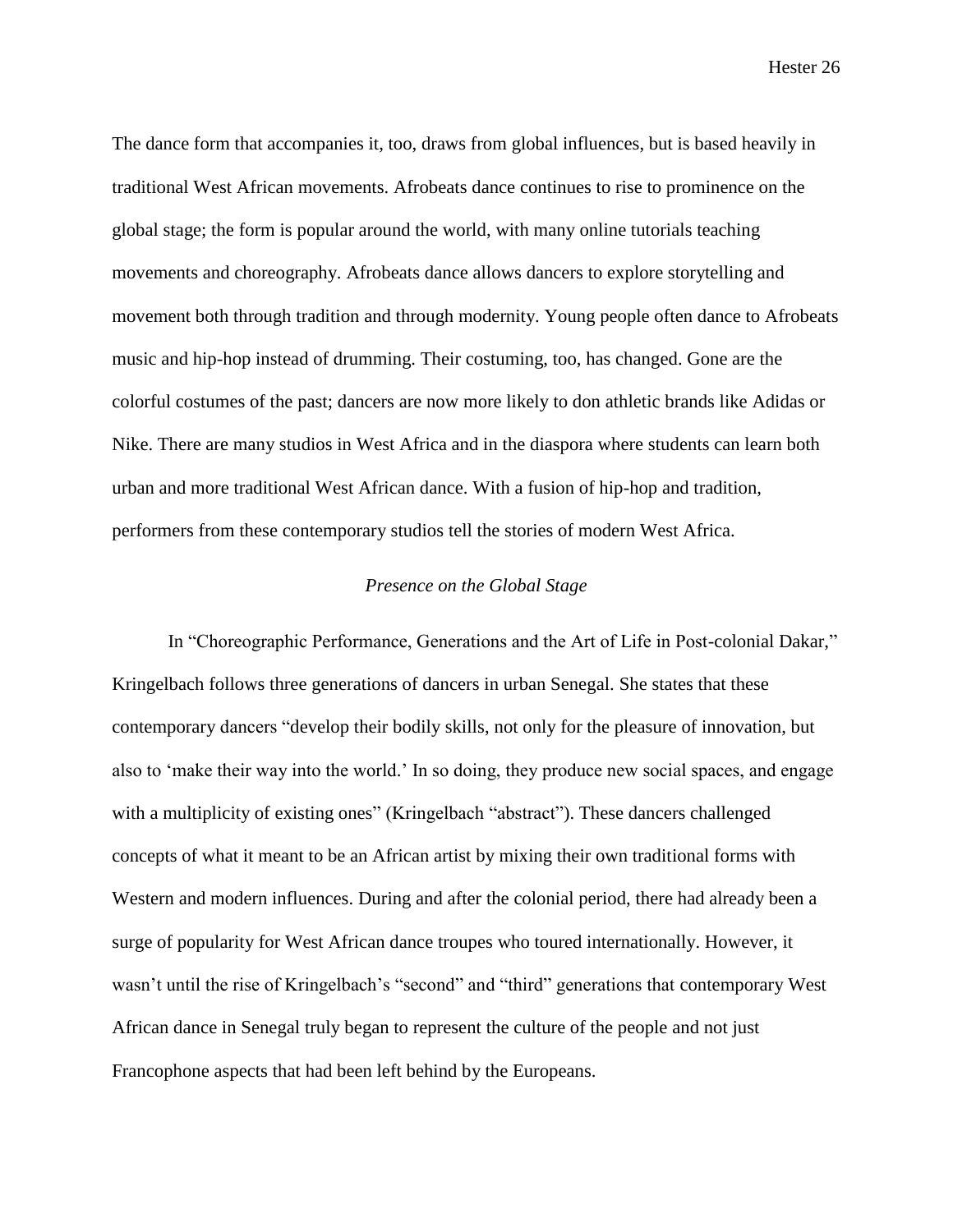The dance form that accompanies it, too, draws from global influences, but is based heavily in traditional West African movements. Afrobeats dance continues to rise to prominence on the global stage; the form is popular around the world, with many online tutorials teaching movements and choreography. Afrobeats dance allows dancers to explore storytelling and movement both through tradition and through modernity. Young people often dance to Afrobeats music and hip-hop instead of drumming. Their costuming, too, has changed. Gone are the colorful costumes of the past; dancers are now more likely to don athletic brands like Adidas or Nike. There are many studios in West Africa and in the diaspora where students can learn both urban and more traditional West African dance. With a fusion of hip-hop and tradition, performers from these contemporary studios tell the stories of modern West Africa.

### *Presence on the Global Stage*

In "Choreographic Performance, Generations and the Art of Life in Post-colonial Dakar," Kringelbach follows three generations of dancers in urban Senegal. She states that these contemporary dancers "develop their bodily skills, not only for the pleasure of innovation, but also to 'make their way into the world.' In so doing, they produce new social spaces, and engage with a multiplicity of existing ones" (Kringelbach "abstract"). These dancers challenged concepts of what it meant to be an African artist by mixing their own traditional forms with Western and modern influences. During and after the colonial period, there had already been a surge of popularity for West African dance troupes who toured internationally. However, it wasn't until the rise of Kringelbach's "second" and "third" generations that contemporary West African dance in Senegal truly began to represent the culture of the people and not just Francophone aspects that had been left behind by the Europeans.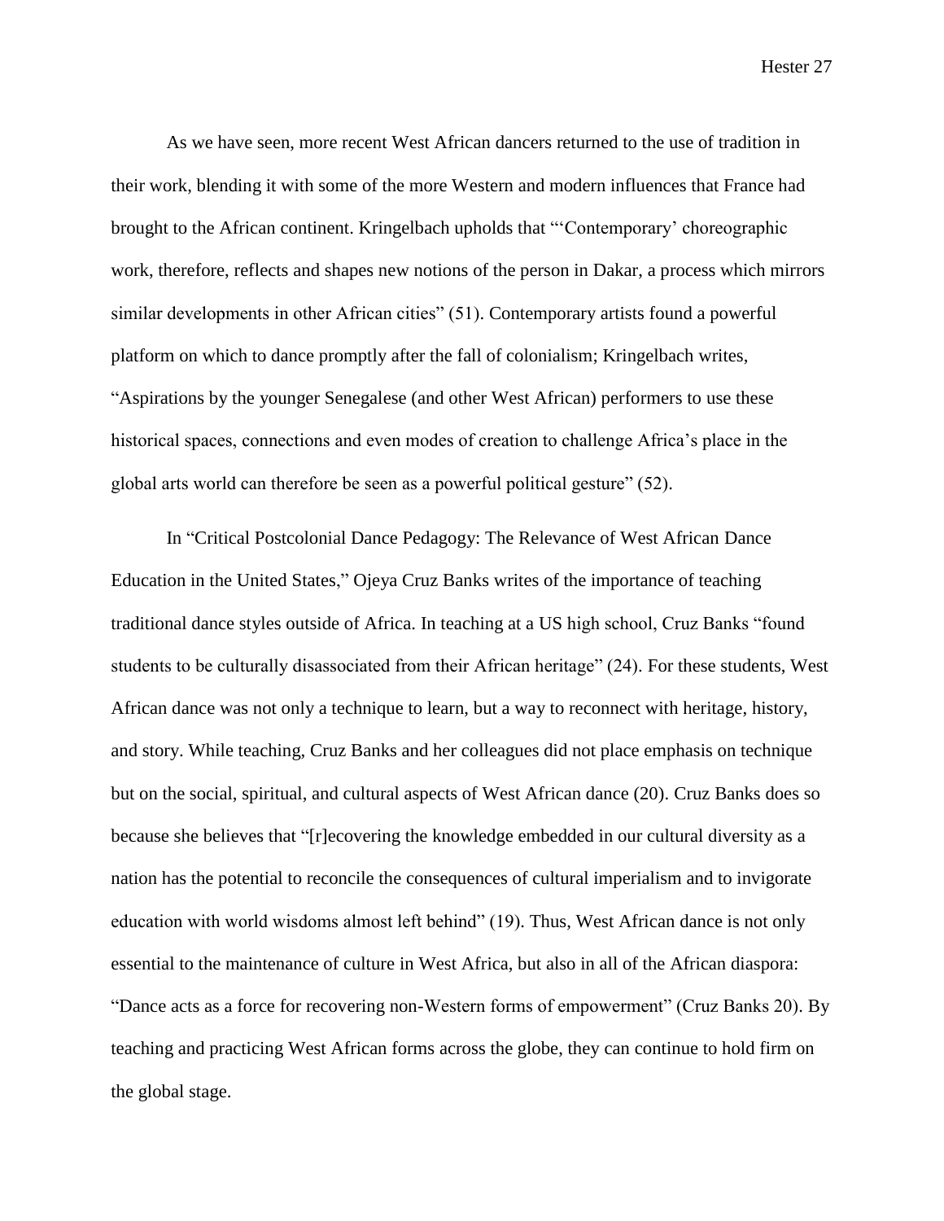As we have seen, more recent West African dancers returned to the use of tradition in their work, blending it with some of the more Western and modern influences that France had brought to the African continent. Kringelbach upholds that "'Contemporary' choreographic work, therefore, reflects and shapes new notions of the person in Dakar, a process which mirrors similar developments in other African cities" (51). Contemporary artists found a powerful platform on which to dance promptly after the fall of colonialism; Kringelbach writes, "Aspirations by the younger Senegalese (and other West African) performers to use these historical spaces, connections and even modes of creation to challenge Africa's place in the global arts world can therefore be seen as a powerful political gesture" (52).

In "Critical Postcolonial Dance Pedagogy: The Relevance of West African Dance Education in the United States," Ojeya Cruz Banks writes of the importance of teaching traditional dance styles outside of Africa. In teaching at a US high school, Cruz Banks "found students to be culturally disassociated from their African heritage" (24). For these students, West African dance was not only a technique to learn, but a way to reconnect with heritage, history, and story. While teaching, Cruz Banks and her colleagues did not place emphasis on technique but on the social, spiritual, and cultural aspects of West African dance (20). Cruz Banks does so because she believes that "[r]ecovering the knowledge embedded in our cultural diversity as a nation has the potential to reconcile the consequences of cultural imperialism and to invigorate education with world wisdoms almost left behind" (19). Thus, West African dance is not only essential to the maintenance of culture in West Africa, but also in all of the African diaspora: "Dance acts as a force for recovering non-Western forms of empowerment" (Cruz Banks 20). By teaching and practicing West African forms across the globe, they can continue to hold firm on the global stage.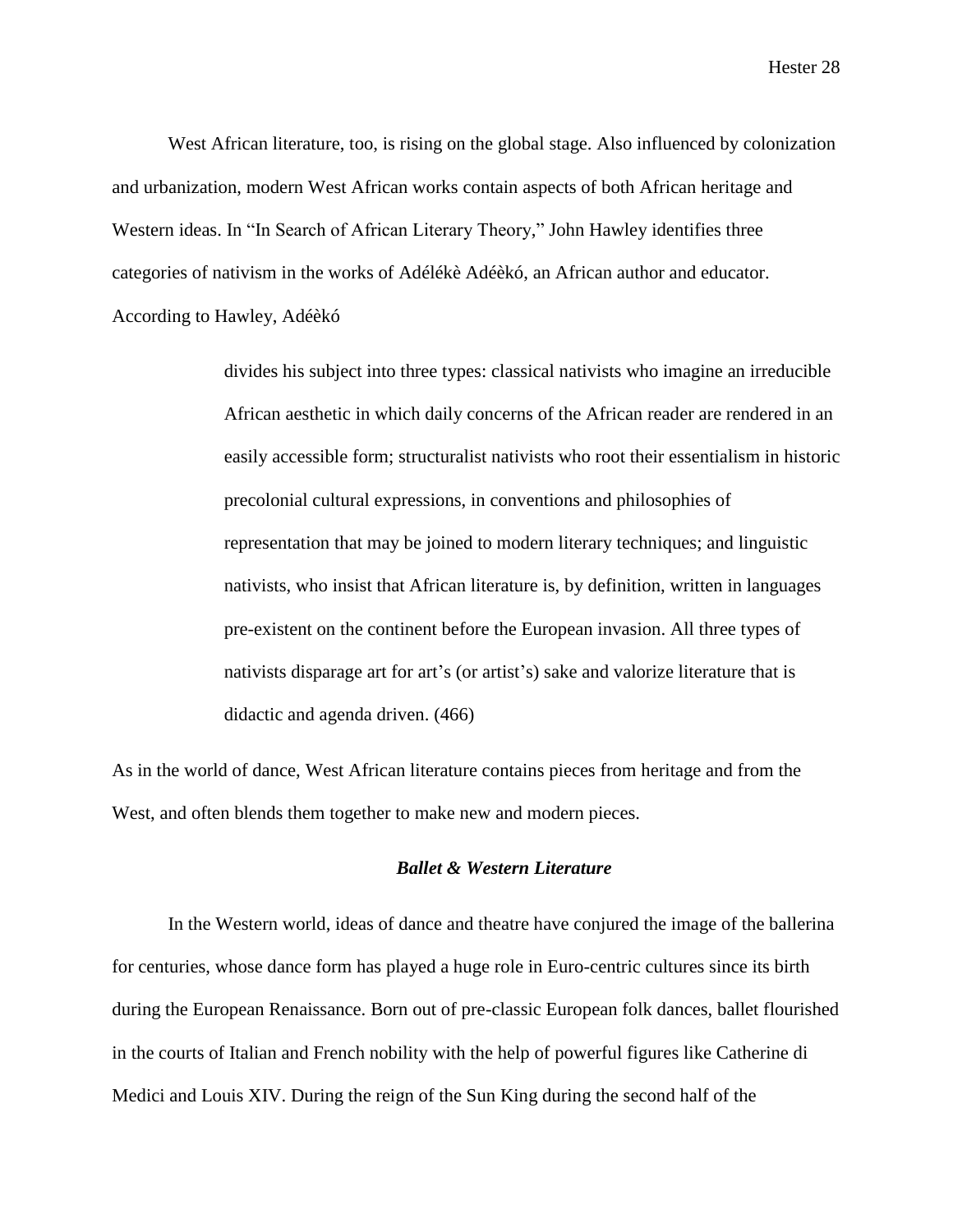West African literature, too, is rising on the global stage. Also influenced by colonization and urbanization, modern West African works contain aspects of both African heritage and Western ideas. In "In Search of African Literary Theory," John Hawley identifies three categories of nativism in the works of Adélékè Adéèkó, an African author and educator. According to Hawley, Adéèkó

> divides his subject into three types: classical nativists who imagine an irreducible African aesthetic in which daily concerns of the African reader are rendered in an easily accessible form; structuralist nativists who root their essentialism in historic precolonial cultural expressions, in conventions and philosophies of representation that may be joined to modern literary techniques; and linguistic nativists, who insist that African literature is, by definition, written in languages pre-existent on the continent before the European invasion. All three types of nativists disparage art for art's (or artist's) sake and valorize literature that is didactic and agenda driven. (466)

As in the world of dance, West African literature contains pieces from heritage and from the West, and often blends them together to make new and modern pieces.

### ***Ballet & Western Literature***

In the Western world, ideas of dance and theatre have conjured the image of the ballerina for centuries, whose dance form has played a huge role in Euro-centric cultures since its birth during the European Renaissance. Born out of pre-classic European folk dances, ballet flourished in the courts of Italian and French nobility with the help of powerful figures like Catherine di Medici and Louis XIV. During the reign of the Sun King during the second half of the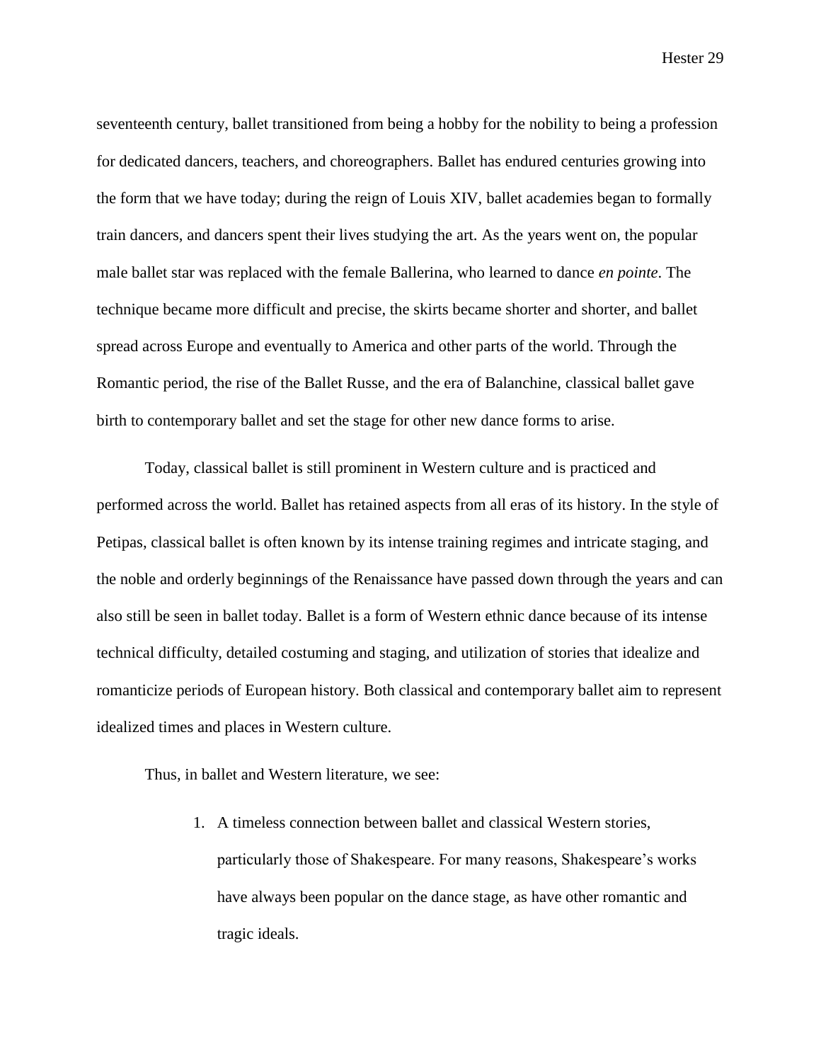seventeenth century, ballet transitioned from being a hobby for the nobility to being a profession for dedicated dancers, teachers, and choreographers. Ballet has endured centuries growing into the form that we have today; during the reign of Louis XIV, ballet academies began to formally train dancers, and dancers spent their lives studying the art. As the years went on, the popular male ballet star was replaced with the female Ballerina, who learned to dance *en pointe*. The technique became more difficult and precise, the skirts became shorter and shorter, and ballet spread across Europe and eventually to America and other parts of the world. Through the Romantic period, the rise of the Ballet Russe, and the era of Balanchine, classical ballet gave birth to contemporary ballet and set the stage for other new dance forms to arise.

Today, classical ballet is still prominent in Western culture and is practiced and performed across the world. Ballet has retained aspects from all eras of its history. In the style of Petipas, classical ballet is often known by its intense training regimes and intricate staging, and the noble and orderly beginnings of the Renaissance have passed down through the years and can also still be seen in ballet today. Ballet is a form of Western ethnic dance because of its intense technical difficulty, detailed costuming and staging, and utilization of stories that idealize and romanticize periods of European history. Both classical and contemporary ballet aim to represent idealized times and places in Western culture.

Thus, in ballet and Western literature, we see:

1. A timeless connection between ballet and classical Western stories, particularly those of Shakespeare. For many reasons, Shakespeare's works have always been popular on the dance stage, as have other romantic and tragic ideals.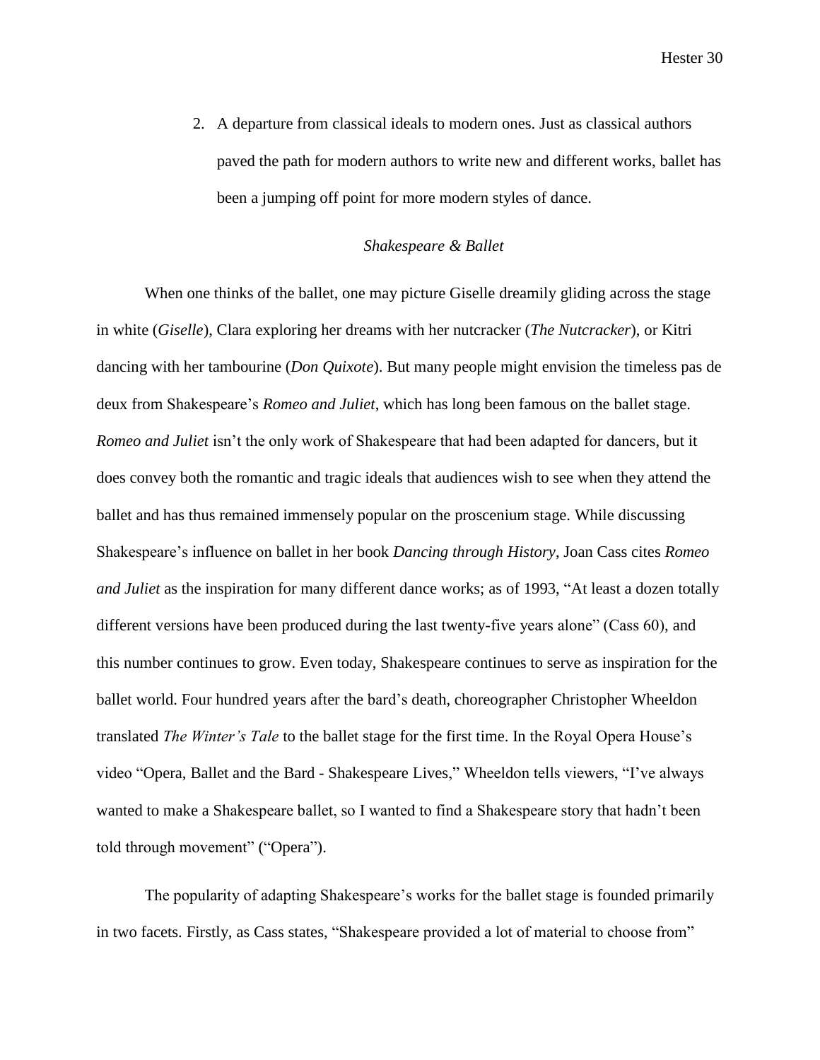2. A departure from classical ideals to modern ones. Just as classical authors paved the path for modern authors to write new and different works, ballet has been a jumping off point for more modern styles of dance.

### *Shakespeare & Ballet*

When one thinks of the ballet, one may picture Giselle dreamily gliding across the stage in white (*Giselle*), Clara exploring her dreams with her nutcracker (*The Nutcracker*), or Kitri dancing with her tambourine (*Don Quixote*). But many people might envision the timeless pas de deux from Shakespeare's *Romeo and Juliet*, which has long been famous on the ballet stage. *Romeo and Juliet* isn't the only work of Shakespeare that had been adapted for dancers, but it does convey both the romantic and tragic ideals that audiences wish to see when they attend the ballet and has thus remained immensely popular on the proscenium stage. While discussing Shakespeare's influence on ballet in her book *Dancing through History*, Joan Cass cites *Romeo and Juliet* as the inspiration for many different dance works; as of 1993, "At least a dozen totally different versions have been produced during the last twenty-five years alone" (Cass 60), and this number continues to grow. Even today, Shakespeare continues to serve as inspiration for the ballet world. Four hundred years after the bard's death, choreographer Christopher Wheeldon translated *The Winter's Tale* to the ballet stage for the first time. In the Royal Opera House's video "Opera, Ballet and the Bard - Shakespeare Lives," Wheeldon tells viewers, "I've always wanted to make a Shakespeare ballet, so I wanted to find a Shakespeare story that hadn't been told through movement" ("Opera").

The popularity of adapting Shakespeare's works for the ballet stage is founded primarily in two facets. Firstly, as Cass states, "Shakespeare provided a lot of material to choose from"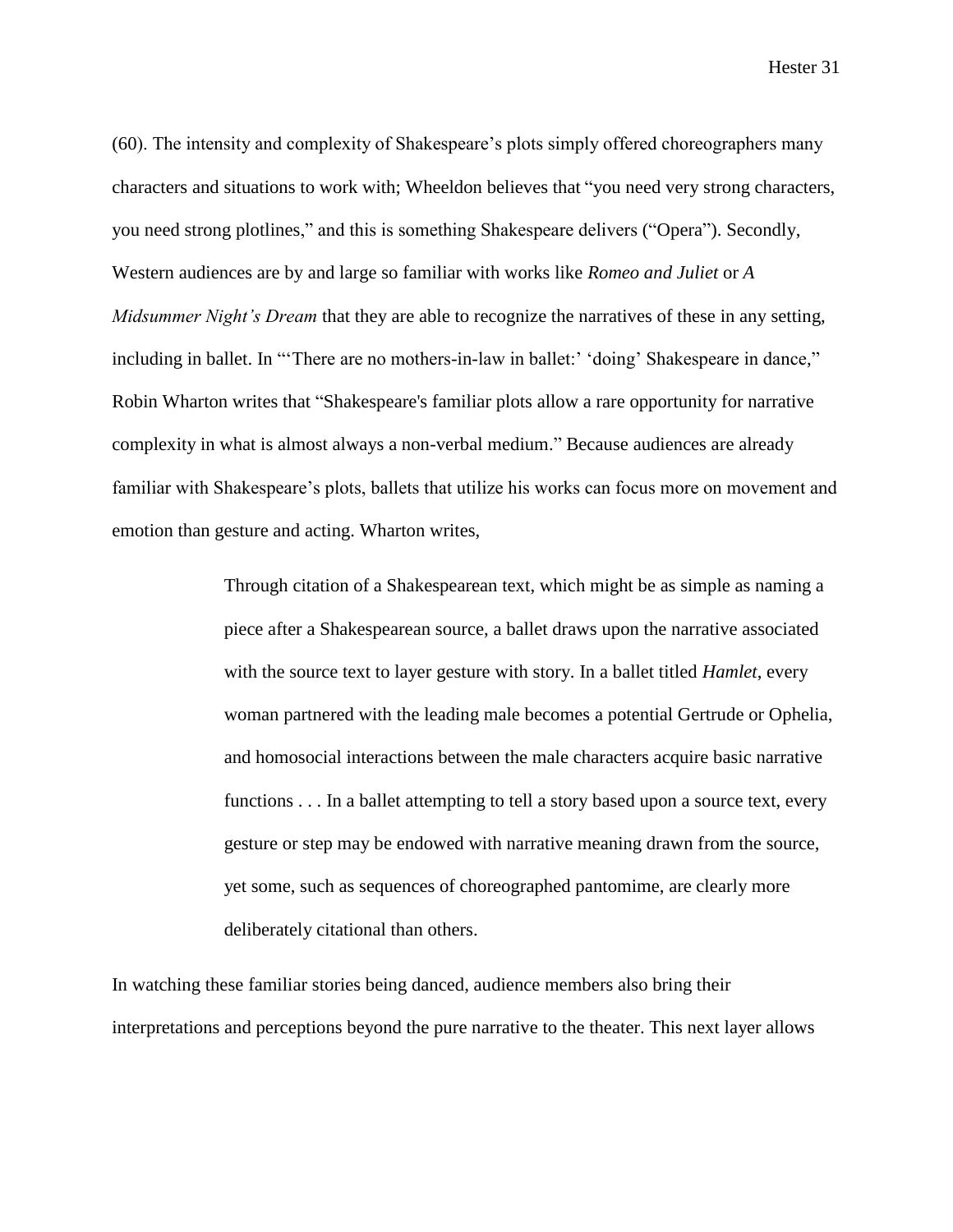(60). The intensity and complexity of Shakespeare's plots simply offered choreographers many characters and situations to work with; Wheeldon believes that "you need very strong characters, you need strong plotlines," and this is something Shakespeare delivers ("Opera"). Secondly, Western audiences are by and large so familiar with works like *Romeo and Juliet* or *A Midsummer Night's Dream* that they are able to recognize the narratives of these in any setting, including in ballet. In "'There are no mothers-in-law in ballet:' 'doing' Shakespeare in dance," Robin Wharton writes that "Shakespeare's familiar plots allow a rare opportunity for narrative complexity in what is almost always a non-verbal medium." Because audiences are already familiar with Shakespeare's plots, ballets that utilize his works can focus more on movement and emotion than gesture and acting. Wharton writes,

> Through citation of a Shakespearean text, which might be as simple as naming a piece after a Shakespearean source, a ballet draws upon the narrative associated with the source text to layer gesture with story. In a ballet titled *Hamlet*, every woman partnered with the leading male becomes a potential Gertrude or Ophelia, and homosocial interactions between the male characters acquire basic narrative functions . . . In a ballet attempting to tell a story based upon a source text, every gesture or step may be endowed with narrative meaning drawn from the source, yet some, such as sequences of choreographed pantomime, are clearly more deliberately citational than others.

In watching these familiar stories being danced, audience members also bring their interpretations and perceptions beyond the pure narrative to the theater. This next layer allows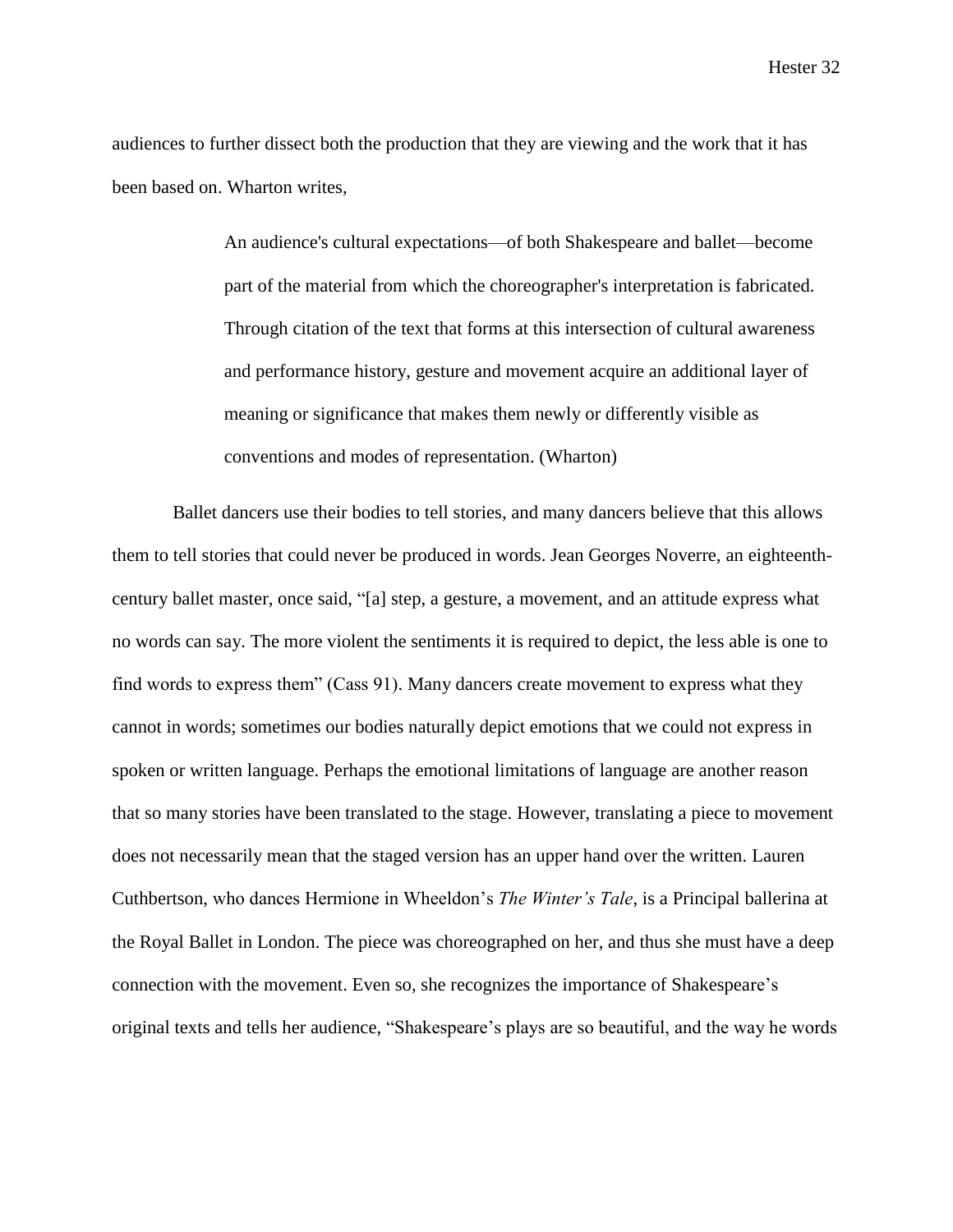audiences to further dissect both the production that they are viewing and the work that it has been based on. Wharton writes,

> An audience's cultural expectations—of both Shakespeare and ballet—become part of the material from which the choreographer's interpretation is fabricated. Through citation of the text that forms at this intersection of cultural awareness and performance history, gesture and movement acquire an additional layer of meaning or significance that makes them newly or differently visible as conventions and modes of representation. (Wharton)

Ballet dancers use their bodies to tell stories, and many dancers believe that this allows them to tell stories that could never be produced in words. Jean Georges Noverre, an eighteenth-century ballet master, once said, "[a] step, a gesture, a movement, and an attitude express what no words can say. The more violent the sentiments it is required to depict, the less able is one to find words to express them" (Cass 91). Many dancers create movement to express what they cannot in words; sometimes our bodies naturally depict emotions that we could not express in spoken or written language. Perhaps the emotional limitations of language are another reason that so many stories have been translated to the stage. However, translating a piece to movement does not necessarily mean that the staged version has an upper hand over the written. Lauren Cuthbertson, who dances Hermione in Wheeldon's *The Winter's Tale*, is a Principal ballerina at the Royal Ballet in London. The piece was choreographed on her, and thus she must have a deep connection with the movement. Even so, she recognizes the importance of Shakespeare's original texts and tells her audience, "Shakespeare's plays are so beautiful, and the way he words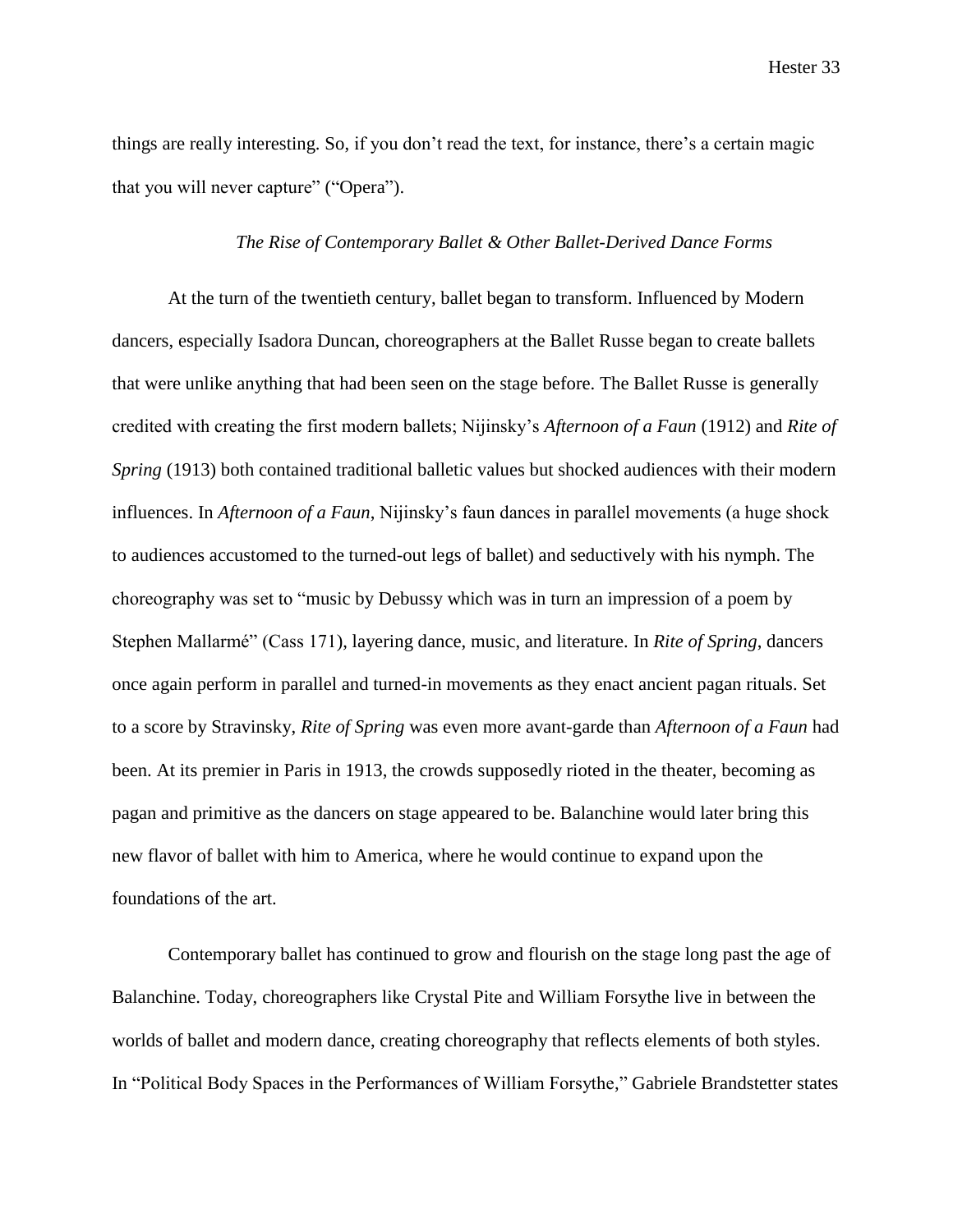things are really interesting. So, if you don't read the text, for instance, there's a certain magic that you will never capture" ("Opera").

### *The Rise of Contemporary Ballet & Other Ballet-Derived Dance Forms*

At the turn of the twentieth century, ballet began to transform. Influenced by Modern dancers, especially Isadora Duncan, choreographers at the Ballet Russe began to create ballets that were unlike anything that had been seen on the stage before. The Ballet Russe is generally credited with creating the first modern ballets; Nijinsky's *Afternoon of a Faun* (1912) and *Rite of Spring* (1913) both contained traditional balletic values but shocked audiences with their modern influences. In *Afternoon of a Faun*, Nijinsky's faun dances in parallel movements (a huge shock to audiences accustomed to the turned-out legs of ballet) and seductively with his nymph. The choreography was set to "music by Debussy which was in turn an impression of a poem by Stephen Mallarmé" (Cass 171), layering dance, music, and literature. In *Rite of Spring*, dancers once again perform in parallel and turned-in movements as they enact ancient pagan rituals. Set to a score by Stravinsky, *Rite of Spring* was even more avant-garde than *Afternoon of a Faun* had been. At its premier in Paris in 1913, the crowds supposedly rioted in the theater, becoming as pagan and primitive as the dancers on stage appeared to be. Balanchine would later bring this new flavor of ballet with him to America, where he would continue to expand upon the foundations of the art.

Contemporary ballet has continued to grow and flourish on the stage long past the age of Balanchine. Today, choreographers like Crystal Pite and William Forsythe live in between the worlds of ballet and modern dance, creating choreography that reflects elements of both styles. In "Political Body Spaces in the Performances of William Forsythe," Gabriele Brandstetter states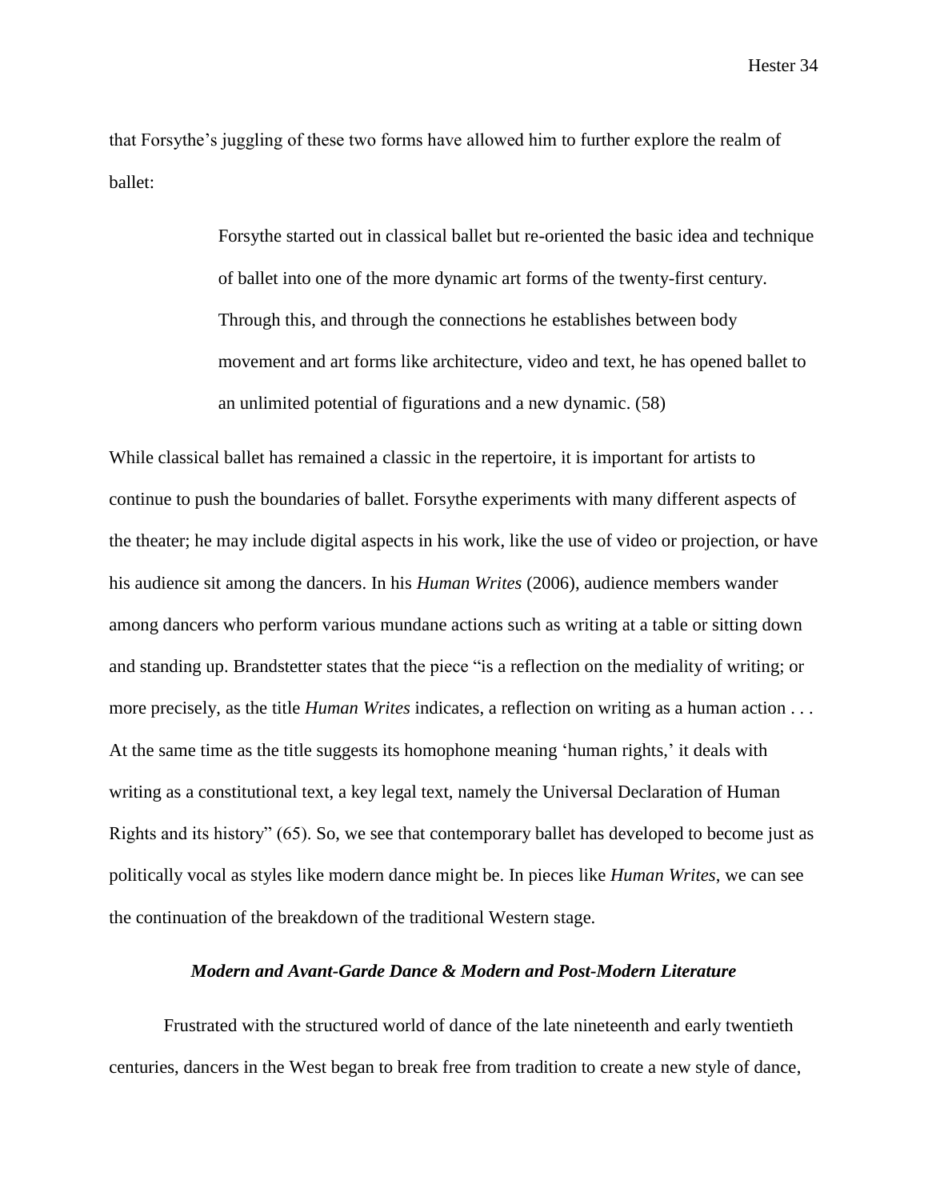that Forsythe's juggling of these two forms have allowed him to further explore the realm of ballet:

> Forsythe started out in classical ballet but re-oriented the basic idea and technique of ballet into one of the more dynamic art forms of the twenty-first century. Through this, and through the connections he establishes between body movement and art forms like architecture, video and text, he has opened ballet to an unlimited potential of figurations and a new dynamic. (58)

While classical ballet has remained a classic in the repertoire, it is important for artists to continue to push the boundaries of ballet. Forsythe experiments with many different aspects of the theater; he may include digital aspects in his work, like the use of video or projection, or have his audience sit among the dancers. In his *Human Writes* (2006), audience members wander among dancers who perform various mundane actions such as writing at a table or sitting down and standing up. Brandstetter states that the piece "is a reflection on the mediality of writing; or more precisely, as the title *Human Writes* indicates, a reflection on writing as a human action . . . At the same time as the title suggests its homophone meaning 'human rights,' it deals with writing as a constitutional text, a key legal text, namely the Universal Declaration of Human Rights and its history" (65). So, we see that contemporary ballet has developed to become just as politically vocal as styles like modern dance might be. In pieces like *Human Writes*, we can see the continuation of the breakdown of the traditional Western stage.

### *Modern and Avant-Garde Dance & Modern and Post-Modern Literature*

Frustrated with the structured world of dance of the late nineteenth and early twentieth centuries, dancers in the West began to break free from tradition to create a new style of dance,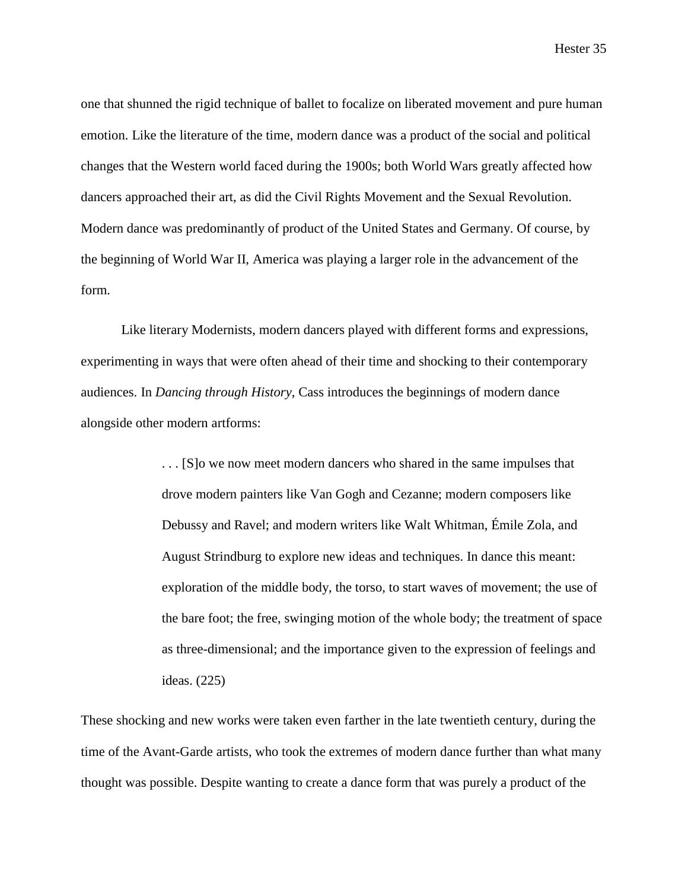one that shunned the rigid technique of ballet to focalize on liberated movement and pure human emotion. Like the literature of the time, modern dance was a product of the social and political changes that the Western world faced during the 1900s; both World Wars greatly affected how dancers approached their art, as did the Civil Rights Movement and the Sexual Revolution. Modern dance was predominantly of product of the United States and Germany. Of course, by the beginning of World War II, America was playing a larger role in the advancement of the form.

Like literary Modernists, modern dancers played with different forms and expressions, experimenting in ways that were often ahead of their time and shocking to their contemporary audiences. In *Dancing through History*, Cass introduces the beginnings of modern dance alongside other modern artforms:

> . . . [S]o we now meet modern dancers who shared in the same impulses that drove modern painters like Van Gogh and Cezanne; modern composers like Debussy and Ravel; and modern writers like Walt Whitman, Émile Zola, and August Strindburg to explore new ideas and techniques. In dance this meant: exploration of the middle body, the torso, to start waves of movement; the use of the bare foot; the free, swinging motion of the whole body; the treatment of space as three-dimensional; and the importance given to the expression of feelings and ideas. (225)

These shocking and new works were taken even farther in the late twentieth century, during the time of the Avant-Garde artists, who took the extremes of modern dance further than what many thought was possible. Despite wanting to create a dance form that was purely a product of the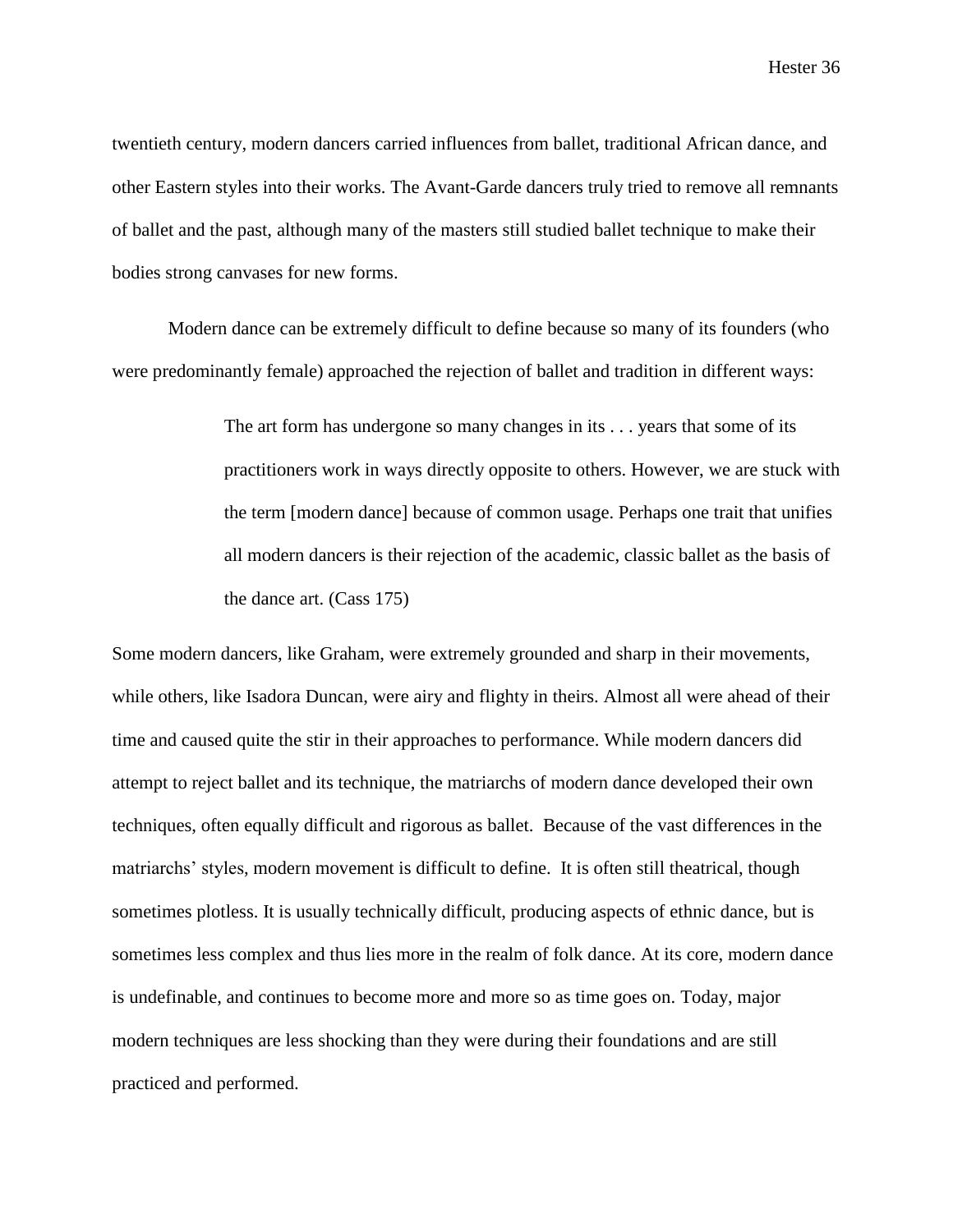twentieth century, modern dancers carried influences from ballet, traditional African dance, and other Eastern styles into their works. The Avant-Garde dancers truly tried to remove all remnants of ballet and the past, although many of the masters still studied ballet technique to make their bodies strong canvases for new forms.

Modern dance can be extremely difficult to define because so many of its founders (who were predominantly female) approached the rejection of ballet and tradition in different ways:

> The art form has undergone so many changes in its . . . years that some of its practitioners work in ways directly opposite to others. However, we are stuck with the term [modern dance] because of common usage. Perhaps one trait that unifies all modern dancers is their rejection of the academic, classic ballet as the basis of the dance art. (Cass 175)

Some modern dancers, like Graham, were extremely grounded and sharp in their movements, while others, like Isadora Duncan, were airy and flighty in theirs. Almost all were ahead of their time and caused quite the stir in their approaches to performance. While modern dancers did attempt to reject ballet and its technique, the matriarchs of modern dance developed their own techniques, often equally difficult and rigorous as ballet. Because of the vast differences in the matriarchs' styles, modern movement is difficult to define. It is often still theatrical, though sometimes plotless. It is usually technically difficult, producing aspects of ethnic dance, but is sometimes less complex and thus lies more in the realm of folk dance. At its core, modern dance is undefinable, and continues to become more and more so as time goes on. Today, major modern techniques are less shocking than they were during their foundations and are still practiced and performed.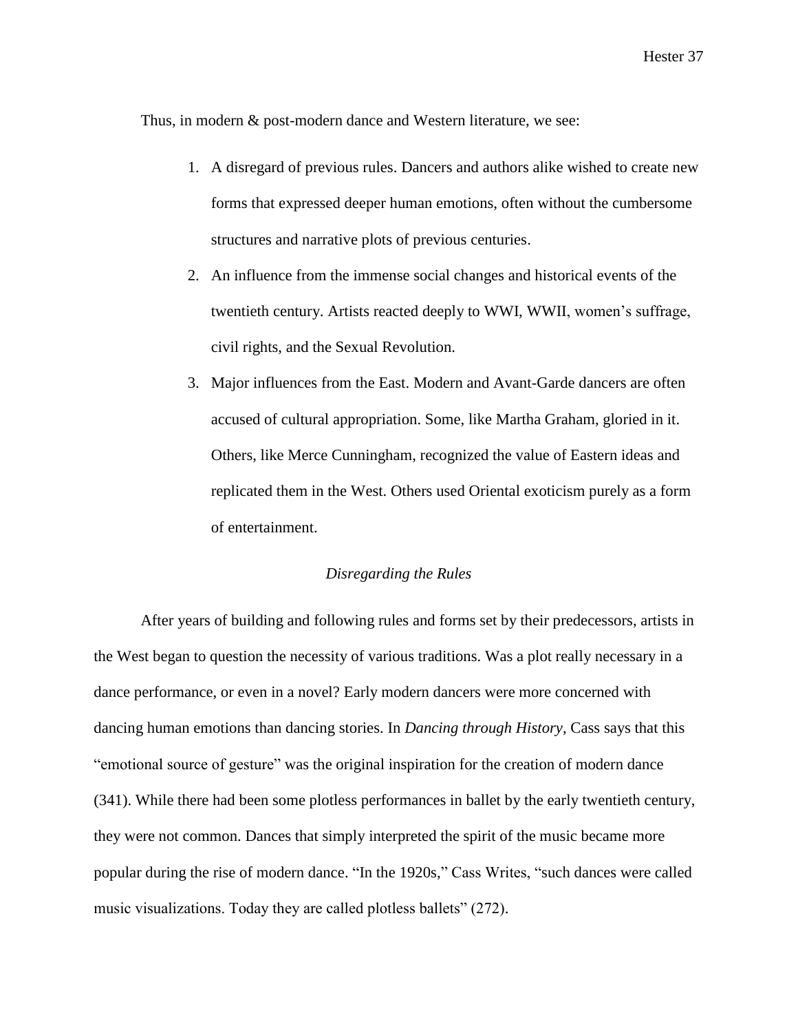Thus, in modern & post-modern dance and Western literature, we see:

1. A disregard of previous rules. Dancers and authors alike wished to create new forms that expressed deeper human emotions, often without the cumbersome structures and narrative plots of previous centuries.
2. An influence from the immense social changes and historical events of the twentieth century. Artists reacted deeply to WWI, WWII, women's suffrage, civil rights, and the Sexual Revolution.
3. Major influences from the East. Modern and Avant-Garde dancers are often accused of cultural appropriation. Some, like Martha Graham, gloried in it. Others, like Merce Cunningham, recognized the value of Eastern ideas and replicated them in the West. Others used Oriental exoticism purely as a form of entertainment.

### *Disregarding the Rules*

After years of building and following rules and forms set by their predecessors, artists in the West began to question the necessity of various traditions. Was a plot really necessary in a dance performance, or even in a novel? Early modern dancers were more concerned with dancing human emotions than dancing stories. In *Dancing through History*, Cass says that this "emotional source of gesture" was the original inspiration for the creation of modern dance (341). While there had been some plotless performances in ballet by the early twentieth century, they were not common. Dances that simply interpreted the spirit of the music became more popular during the rise of modern dance. "In the 1920s," Cass Writes, "such dances were called music visualizations. Today they are called plotless ballets" (272).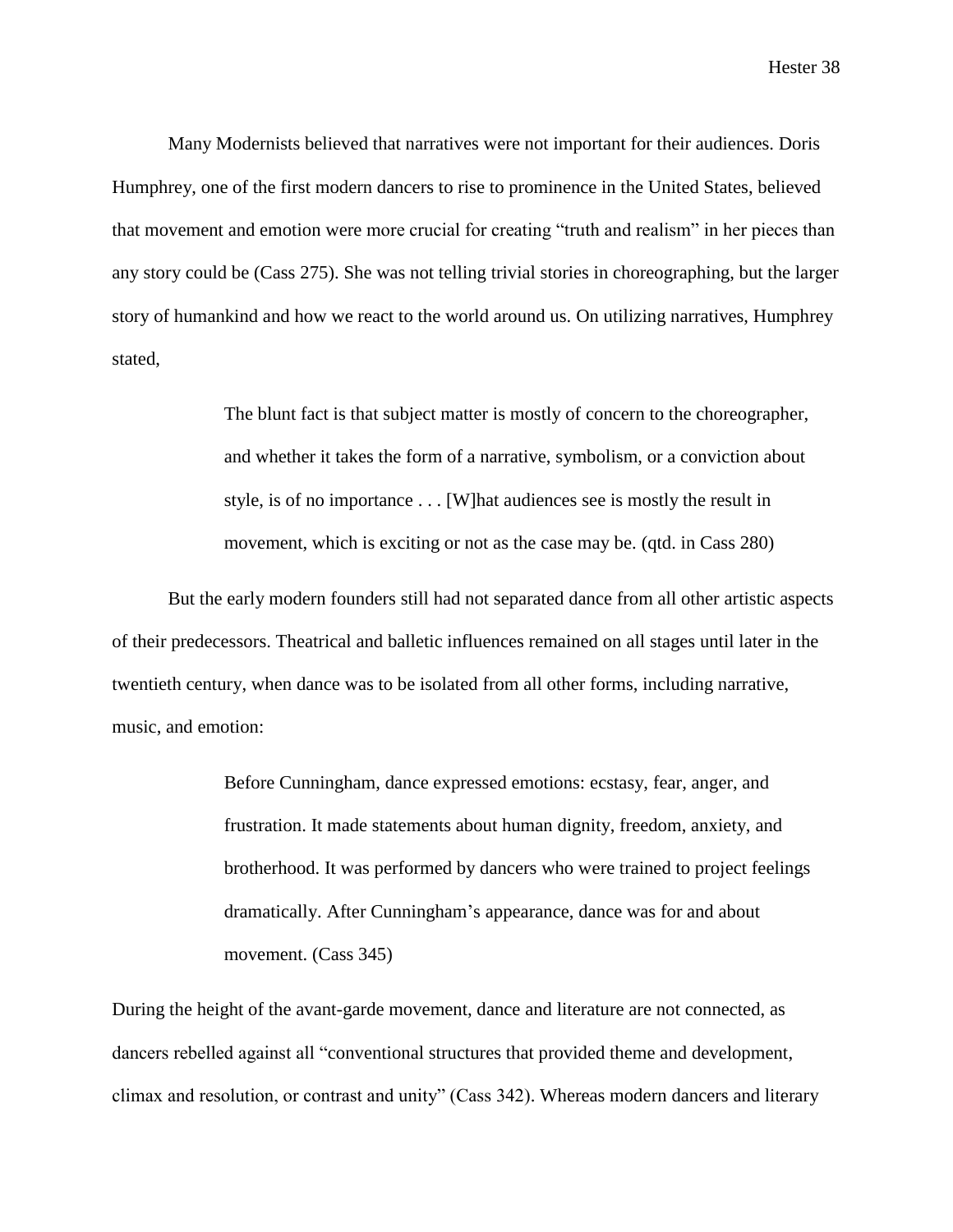Many Modernists believed that narratives were not important for their audiences. Doris Humphrey, one of the first modern dancers to rise to prominence in the United States, believed that movement and emotion were more crucial for creating "truth and realism" in her pieces than any story could be (Cass 275). She was not telling trivial stories in choreographing, but the larger story of humankind and how we react to the world around us. On utilizing narratives, Humphrey stated,

> The blunt fact is that subject matter is mostly of concern to the choreographer, and whether it takes the form of a narrative, symbolism, or a conviction about style, is of no importance . . . [W]hat audiences see is mostly the result in movement, which is exciting or not as the case may be. (qtd. in Cass 280)

But the early modern founders still had not separated dance from all other artistic aspects of their predecessors. Theatrical and balletic influences remained on all stages until later in the twentieth century, when dance was to be isolated from all other forms, including narrative, music, and emotion:

> Before Cunningham, dance expressed emotions: ecstasy, fear, anger, and frustration. It made statements about human dignity, freedom, anxiety, and brotherhood. It was performed by dancers who were trained to project feelings dramatically. After Cunningham's appearance, dance was for and about movement. (Cass 345)

During the height of the avant-garde movement, dance and literature are not connected, as dancers rebelled against all "conventional structures that provided theme and development, climax and resolution, or contrast and unity" (Cass 342). Whereas modern dancers and literary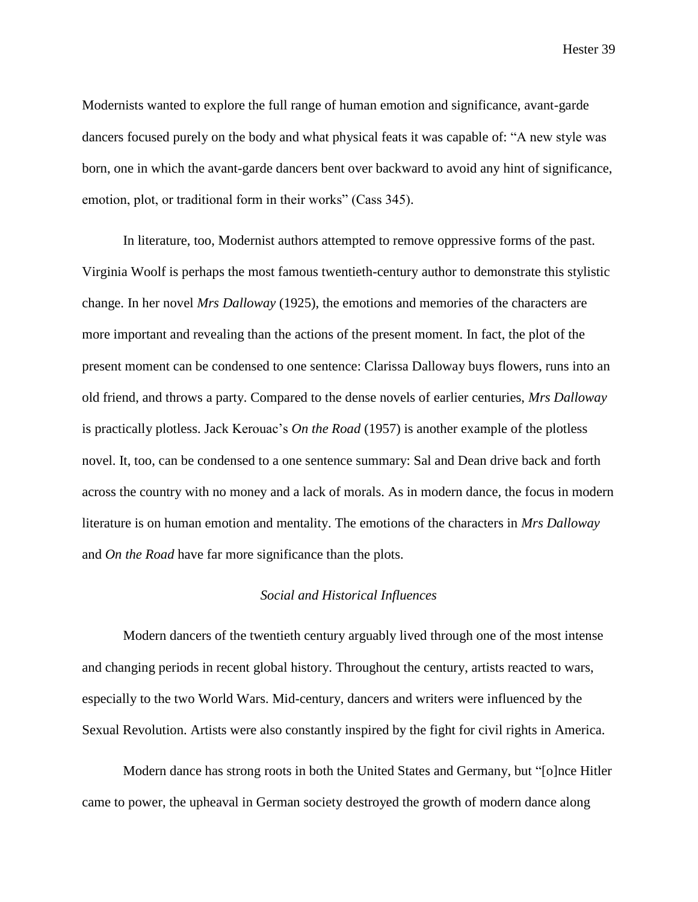Modernists wanted to explore the full range of human emotion and significance, avant-garde dancers focused purely on the body and what physical feats it was capable of: "A new style was born, one in which the avant-garde dancers bent over backward to avoid any hint of significance, emotion, plot, or traditional form in their works" (Cass 345).

In literature, too, Modernist authors attempted to remove oppressive forms of the past. Virginia Woolf is perhaps the most famous twentieth-century author to demonstrate this stylistic change. In her novel *Mrs Dalloway* (1925), the emotions and memories of the characters are more important and revealing than the actions of the present moment. In fact, the plot of the present moment can be condensed to one sentence: Clarissa Dalloway buys flowers, runs into an old friend, and throws a party. Compared to the dense novels of earlier centuries, *Mrs Dalloway* is practically plotless. Jack Kerouac's *On the Road* (1957) is another example of the plotless novel. It, too, can be condensed to a one sentence summary: Sal and Dean drive back and forth across the country with no money and a lack of morals. As in modern dance, the focus in modern literature is on human emotion and mentality. The emotions of the characters in *Mrs Dalloway* and *On the Road* have far more significance than the plots.

### *Social and Historical Influences*

Modern dancers of the twentieth century arguably lived through one of the most intense and changing periods in recent global history. Throughout the century, artists reacted to wars, especially to the two World Wars. Mid-century, dancers and writers were influenced by the Sexual Revolution. Artists were also constantly inspired by the fight for civil rights in America.

Modern dance has strong roots in both the United States and Germany, but "[o]nce Hitler came to power, the upheaval in German society destroyed the growth of modern dance along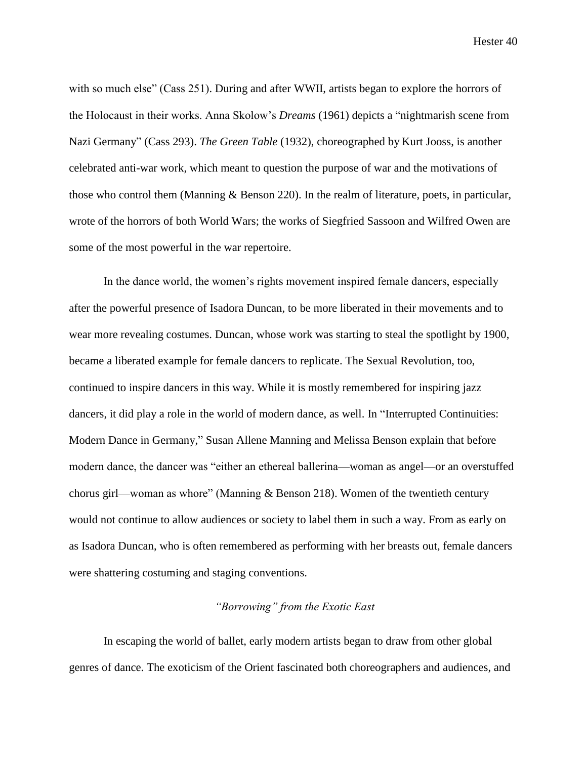with so much else" (Cass 251). During and after WWII, artists began to explore the horrors of the Holocaust in their works. Anna Skolow's *Dreams* (1961) depicts a "nightmarish scene from Nazi Germany" (Cass 293). *The Green Table* (1932), choreographed by Kurt Jooss, is another celebrated anti-war work, which meant to question the purpose of war and the motivations of those who control them (Manning & Benson 220). In the realm of literature, poets, in particular, wrote of the horrors of both World Wars; the works of Siegfried Sassoon and Wilfred Owen are some of the most powerful in the war repertoire.

In the dance world, the women's rights movement inspired female dancers, especially after the powerful presence of Isadora Duncan, to be more liberated in their movements and to wear more revealing costumes. Duncan, whose work was starting to steal the spotlight by 1900, became a liberated example for female dancers to replicate. The Sexual Revolution, too, continued to inspire dancers in this way. While it is mostly remembered for inspiring jazz dancers, it did play a role in the world of modern dance, as well. In "Interrupted Continuities: Modern Dance in Germany," Susan Allene Manning and Melissa Benson explain that before modern dance, the dancer was "either an ethereal ballerina—woman as angel—or an overstuffed chorus girl—woman as whore" (Manning & Benson 218). Women of the twentieth century would not continue to allow audiences or society to label them in such a way. From as early on as Isadora Duncan, who is often remembered as performing with her breasts out, female dancers were shattering costuming and staging conventions.

### *"Borrowing" from the Exotic East*

In escaping the world of ballet, early modern artists began to draw from other global genres of dance. The exoticism of the Orient fascinated both choreographers and audiences, and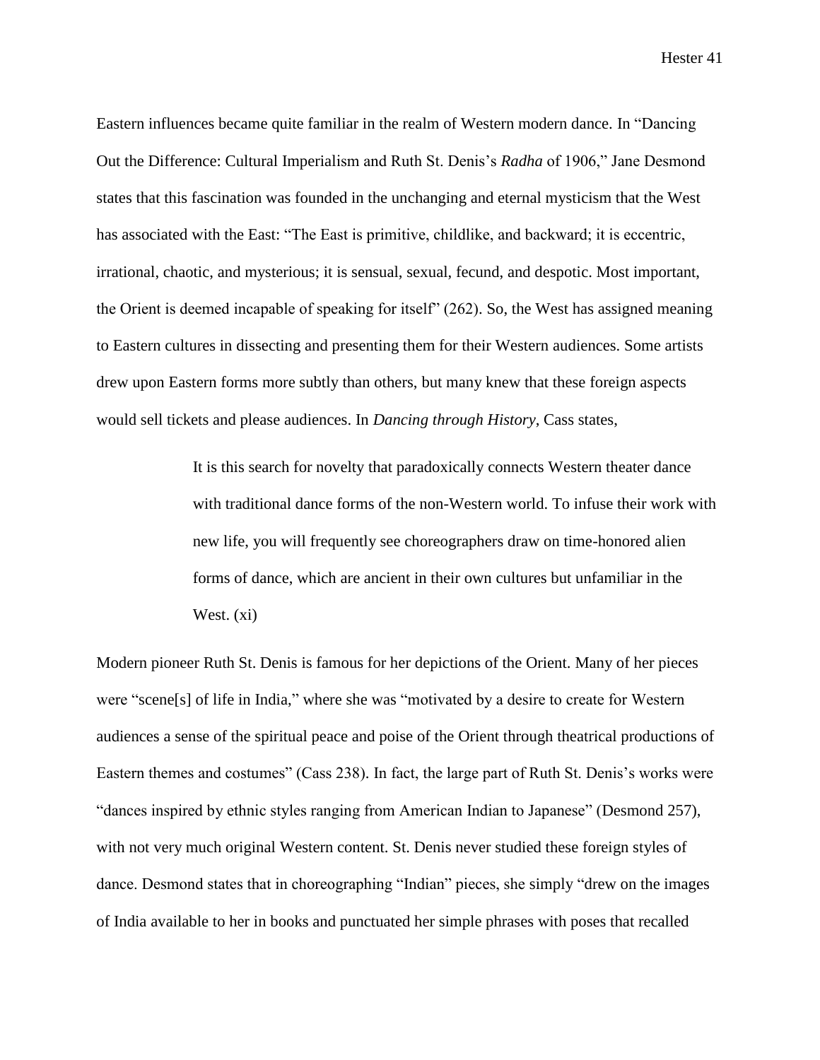Eastern influences became quite familiar in the realm of Western modern dance. In "Dancing Out the Difference: Cultural Imperialism and Ruth St. Denis's *Radha* of 1906," Jane Desmond states that this fascination was founded in the unchanging and eternal mysticism that the West has associated with the East: "The East is primitive, childlike, and backward; it is eccentric, irrational, chaotic, and mysterious; it is sensual, sexual, fecund, and despotic. Most important, the Orient is deemed incapable of speaking for itself" (262). So, the West has assigned meaning to Eastern cultures in dissecting and presenting them for their Western audiences. Some artists drew upon Eastern forms more subtly than others, but many knew that these foreign aspects would sell tickets and please audiences. In *Dancing through History*, Cass states,

> It is this search for novelty that paradoxically connects Western theater dance with traditional dance forms of the non-Western world. To infuse their work with new life, you will frequently see choreographers draw on time-honored alien forms of dance, which are ancient in their own cultures but unfamiliar in the West. (xi)

Modern pioneer Ruth St. Denis is famous for her depictions of the Orient. Many of her pieces were "scene[s] of life in India," where she was "motivated by a desire to create for Western audiences a sense of the spiritual peace and poise of the Orient through theatrical productions of Eastern themes and costumes" (Cass 238). In fact, the large part of Ruth St. Denis's works were "dances inspired by ethnic styles ranging from American Indian to Japanese" (Desmond 257), with not very much original Western content. St. Denis never studied these foreign styles of dance. Desmond states that in choreographing "Indian" pieces, she simply "drew on the images of India available to her in books and punctuated her simple phrases with poses that recalled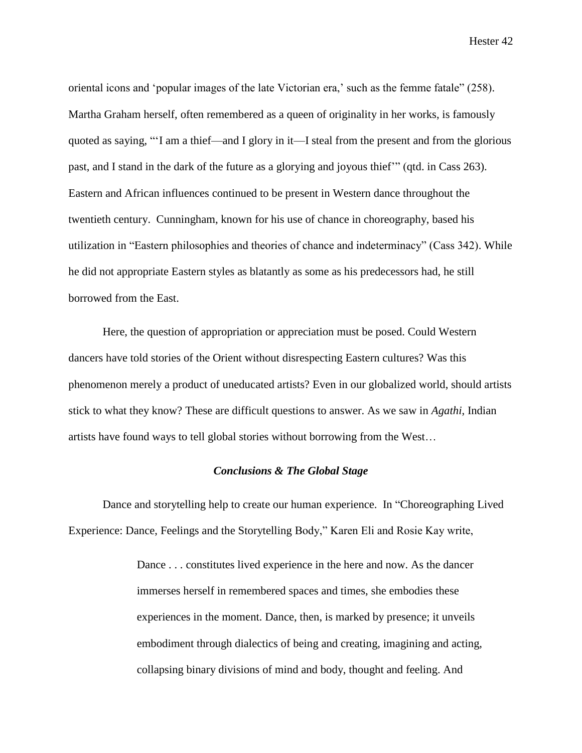oriental icons and 'popular images of the late Victorian era,' such as the femme fatale" (258). Martha Graham herself, often remembered as a queen of originality in her works, is famously quoted as saying, "'I am a thief—and I glory in it—I steal from the present and from the glorious past, and I stand in the dark of the future as a glorying and joyous thief'" (qtd. in Cass 263). Eastern and African influences continued to be present in Western dance throughout the twentieth century. Cunningham, known for his use of chance in choreography, based his utilization in "Eastern philosophies and theories of chance and indeterminacy" (Cass 342). While he did not appropriate Eastern styles as blatantly as some as his predecessors had, he still borrowed from the East.

Here, the question of appropriation or appreciation must be posed. Could Western dancers have told stories of the Orient without disrespecting Eastern cultures? Was this phenomenon merely a product of uneducated artists? Even in our globalized world, should artists stick to what they know? These are difficult questions to answer. As we saw in *Agathi*, Indian artists have found ways to tell global stories without borrowing from the West…

### *Conclusions & The Global Stage*

Dance and storytelling help to create our human experience. In "Choreographing Lived Experience: Dance, Feelings and the Storytelling Body," Karen Eli and Rosie Kay write,

> Dance . . . constitutes lived experience in the here and now. As the dancer immerses herself in remembered spaces and times, she embodies these experiences in the moment. Dance, then, is marked by presence; it unveils embodiment through dialectics of being and creating, imagining and acting, collapsing binary divisions of mind and body, thought and feeling. And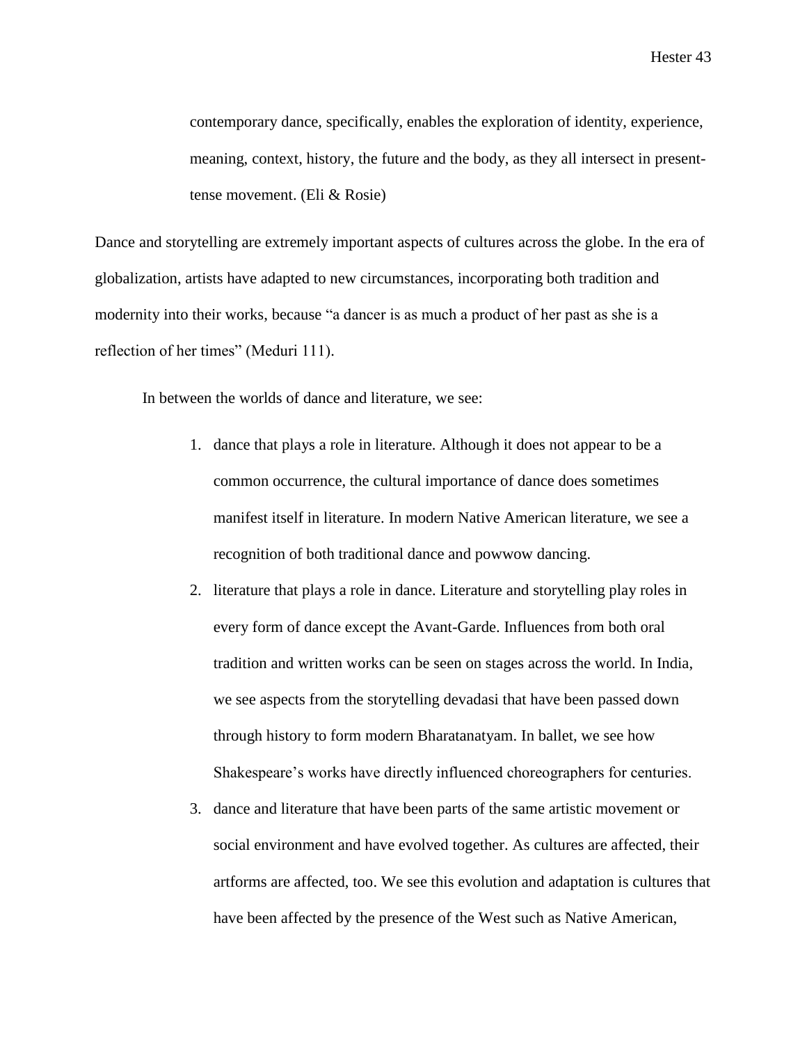> contemporary dance, specifically, enables the exploration of identity, experience, meaning, context, history, the future and the body, as they all intersect in present-tense movement. (Eli & Rosie)

Dance and storytelling are extremely important aspects of cultures across the globe. In the era of globalization, artists have adapted to new circumstances, incorporating both tradition and modernity into their works, because "a dancer is as much a product of her past as she is a reflection of her times" (Meduri 111).

In between the worlds of dance and literature, we see:

1. dance that plays a role in literature. Although it does not appear to be a common occurrence, the cultural importance of dance does sometimes manifest itself in literature. In modern Native American literature, we see a recognition of both traditional dance and powwow dancing.
2. literature that plays a role in dance. Literature and storytelling play roles in every form of dance except the Avant-Garde. Influences from both oral tradition and written works can be seen on stages across the world. In India, we see aspects from the storytelling devadasi that have been passed down through history to form modern Bharatanatyam. In ballet, we see how Shakespeare's works have directly influenced choreographers for centuries.
3. dance and literature that have been parts of the same artistic movement or social environment and have evolved together. As cultures are affected, their artforms are affected, too. We see this evolution and adaptation is cultures that have been affected by the presence of the West such as Native American,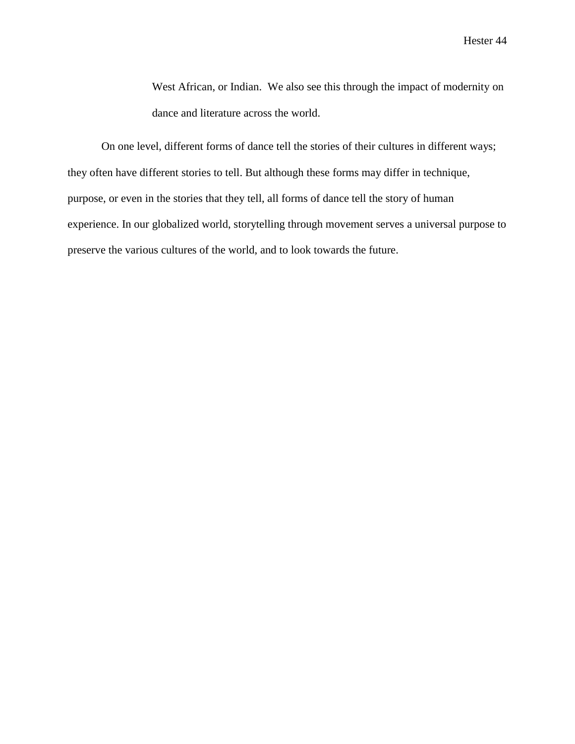> West African, or Indian.  We also see this through the impact of modernity on dance and literature across the world.

On one level, different forms of dance tell the stories of their cultures in different ways; they often have different stories to tell. But although these forms may differ in technique, purpose, or even in the stories that they tell, all forms of dance tell the story of human experience. In our globalized world, storytelling through movement serves a universal purpose to preserve the various cultures of the world, and to look towards the future.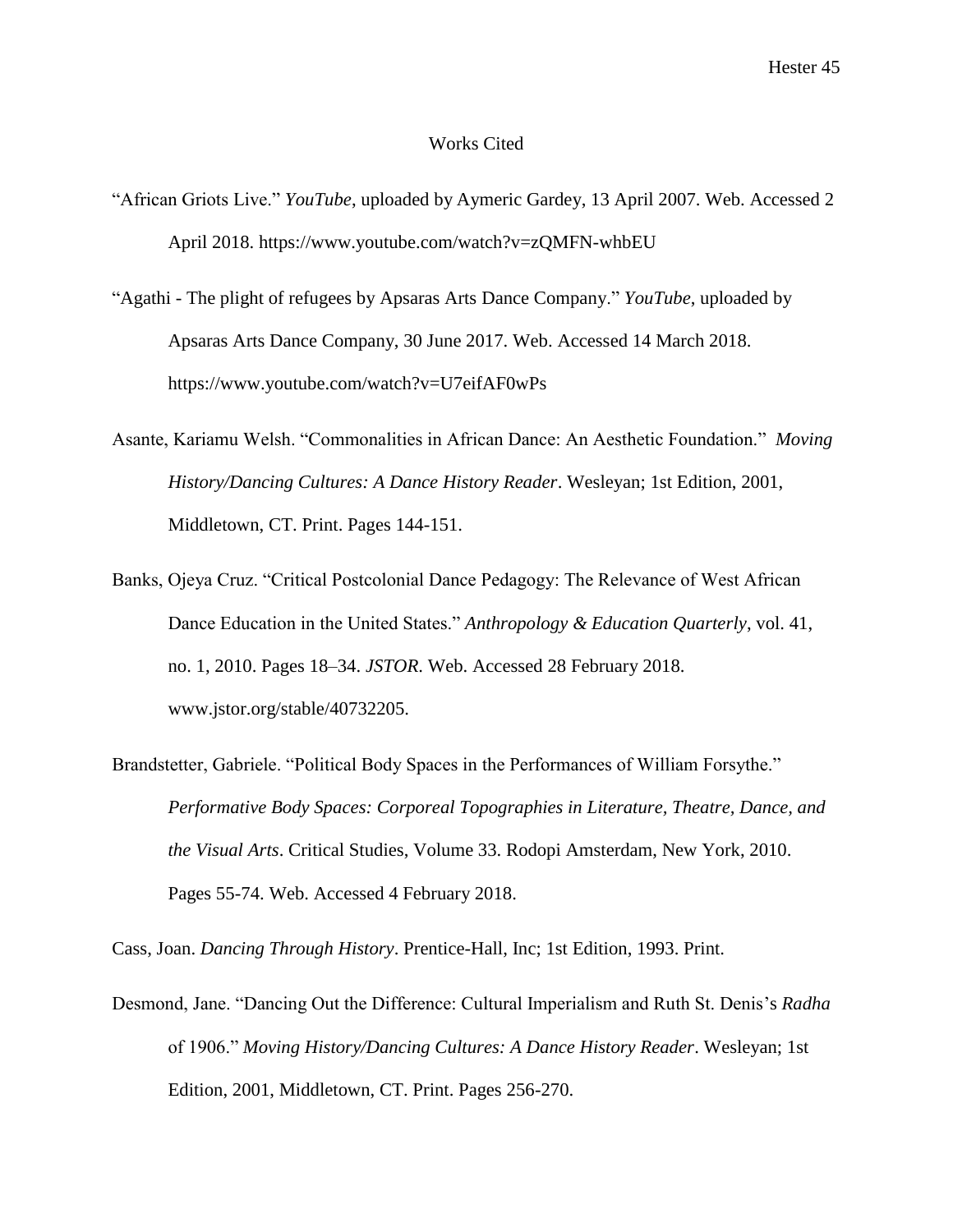# Works Cited

"African Griots Live." *YouTube*, uploaded by Aymeric Gardey, 13 April 2007. Web. Accessed 2 April 2018. https://www.youtube.com/watch?v=zQMFN-whbEU

"Agathi - The plight of refugees by Apsaras Arts Dance Company." *YouTube*, uploaded by Apsaras Arts Dance Company, 30 June 2017. Web. Accessed 14 March 2018. https://www.youtube.com/watch?v=U7eifAF0wPs

Asante, Kariamu Welsh. "Commonalities in African Dance: An Aesthetic Foundation." *Moving History/Dancing Cultures: A Dance History Reader*. Wesleyan; 1st Edition, 2001, Middletown, CT. Print. Pages 144-151.

Banks, Ojeya Cruz. "Critical Postcolonial Dance Pedagogy: The Relevance of West African Dance Education in the United States." *Anthropology & Education Quarterly*, vol. 41, no. 1, 2010. Pages 18–34. *JSTOR*. Web. Accessed 28 February 2018. www.jstor.org/stable/40732205.

Brandstetter, Gabriele. "Political Body Spaces in the Performances of William Forsythe." *Performative Body Spaces: Corporeal Topographies in Literature, Theatre, Dance, and the Visual Arts*. Critical Studies, Volume 33. Rodopi Amsterdam, New York, 2010. Pages 55-74. Web. Accessed 4 February 2018.

Cass, Joan. *Dancing Through History*. Prentice-Hall, Inc; 1st Edition, 1993. Print.

Desmond, Jane. "Dancing Out the Difference: Cultural Imperialism and Ruth St. Denis's *Radha* of 1906." *Moving History/Dancing Cultures: A Dance History Reader*. Wesleyan; 1st Edition, 2001, Middletown, CT. Print. Pages 256-270.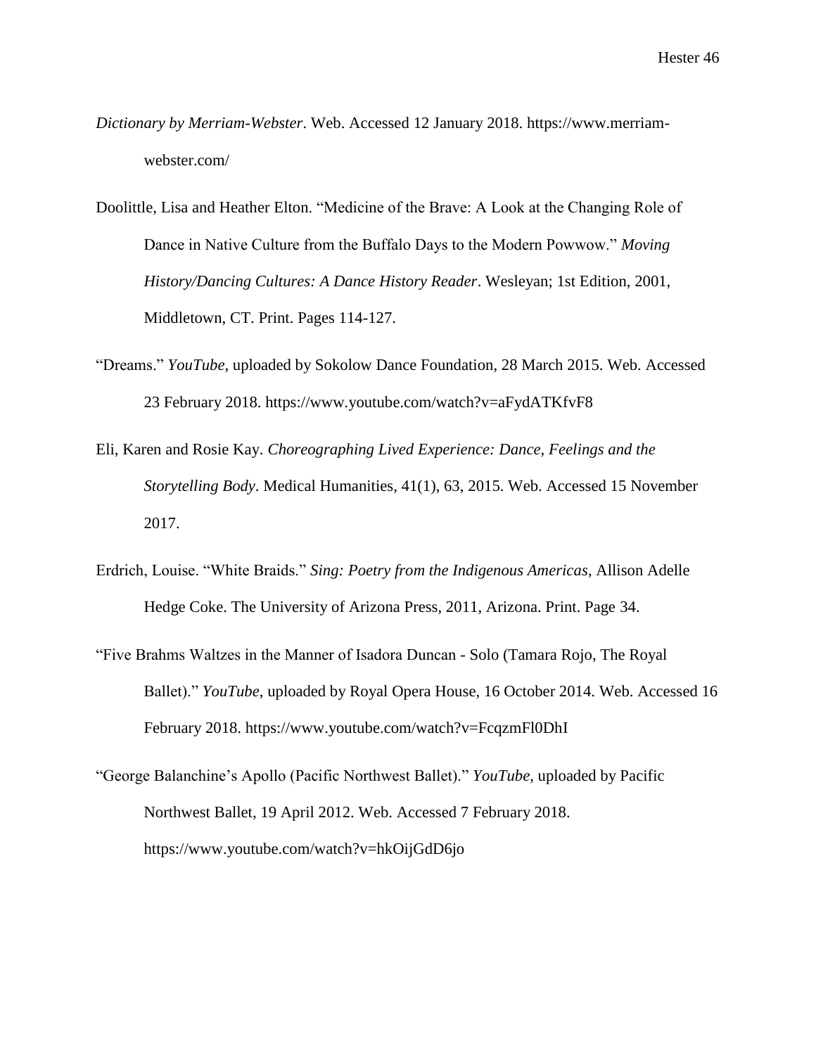*Dictionary by Merriam-Webster*. Web. Accessed 12 January 2018. https://www.merriam-webster.com/

Doolittle, Lisa and Heather Elton. "Medicine of the Brave: A Look at the Changing Role of Dance in Native Culture from the Buffalo Days to the Modern Powwow." *Moving History/Dancing Cultures: A Dance History Reader*. Wesleyan; 1st Edition, 2001, Middletown, CT. Print. Pages 114-127.

"Dreams." *YouTube*, uploaded by Sokolow Dance Foundation, 28 March 2015. Web. Accessed 23 February 2018. https://www.youtube.com/watch?v=aFydATKfvF8

Eli, Karen and Rosie Kay. *Choreographing Lived Experience: Dance, Feelings and the Storytelling Body*. Medical Humanities, 41(1), 63, 2015. Web. Accessed 15 November 2017.

Erdrich, Louise. "White Braids." *Sing: Poetry from the Indigenous Americas*, Allison Adelle Hedge Coke. The University of Arizona Press, 2011, Arizona. Print. Page 34.

"Five Brahms Waltzes in the Manner of Isadora Duncan - Solo (Tamara Rojo, The Royal Ballet)." *YouTube*, uploaded by Royal Opera House, 16 October 2014. Web. Accessed 16 February 2018. https://www.youtube.com/watch?v=FcqzmFl0DhI

"George Balanchine's Apollo (Pacific Northwest Ballet)." *YouTube*, uploaded by Pacific Northwest Ballet, 19 April 2012. Web. Accessed 7 February 2018. https://www.youtube.com/watch?v=hkOijGdD6jo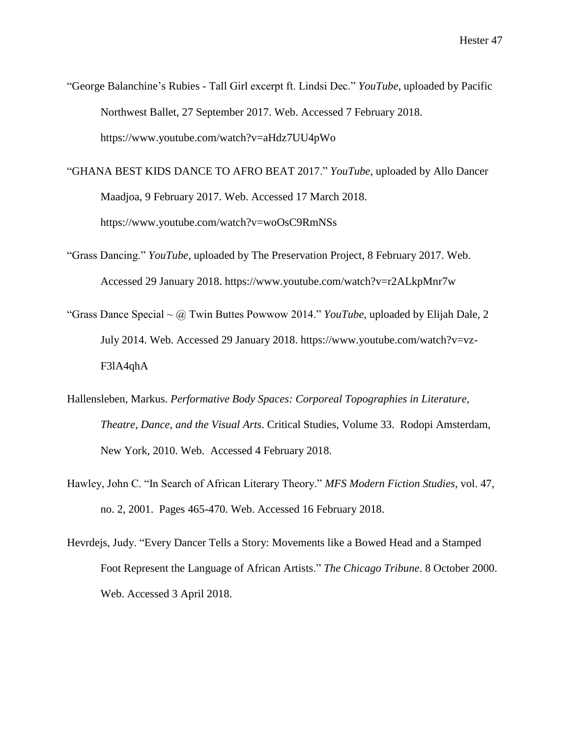"George Balanchine's Rubies - Tall Girl excerpt ft. Lindsi Dec." *YouTube*, uploaded by Pacific Northwest Ballet, 27 September 2017. Web. Accessed 7 February 2018. https://www.youtube.com/watch?v=aHdz7UU4pWo

"GHANA BEST KIDS DANCE TO AFRO BEAT 2017." *YouTube*, uploaded by Allo Dancer Maadjoa, 9 February 2017. Web. Accessed 17 March 2018. https://www.youtube.com/watch?v=woOsC9RmNSs

"Grass Dancing." *YouTube*, uploaded by The Preservation Project, 8 February 2017. Web. Accessed 29 January 2018. https://www.youtube.com/watch?v=r2ALkpMnr7w

"Grass Dance Special ~ @ Twin Buttes Powwow 2014." *YouTube*, uploaded by Elijah Dale, 2 July 2014. Web. Accessed 29 January 2018. https://www.youtube.com/watch?v=vz-F3lA4qhA

Hallensleben, Markus. *Performative Body Spaces: Corporeal Topographies in Literature, Theatre, Dance, and the Visual Arts*. Critical Studies, Volume 33. Rodopi Amsterdam, New York, 2010. Web. Accessed 4 February 2018.

Hawley, John C. "In Search of African Literary Theory." *MFS Modern Fiction Studies*, vol. 47, no. 2, 2001. Pages 465-470. Web. Accessed 16 February 2018.

Hevrdejs, Judy. "Every Dancer Tells a Story: Movements like a Bowed Head and a Stamped Foot Represent the Language of African Artists." *The Chicago Tribune*. 8 October 2000. Web. Accessed 3 April 2018.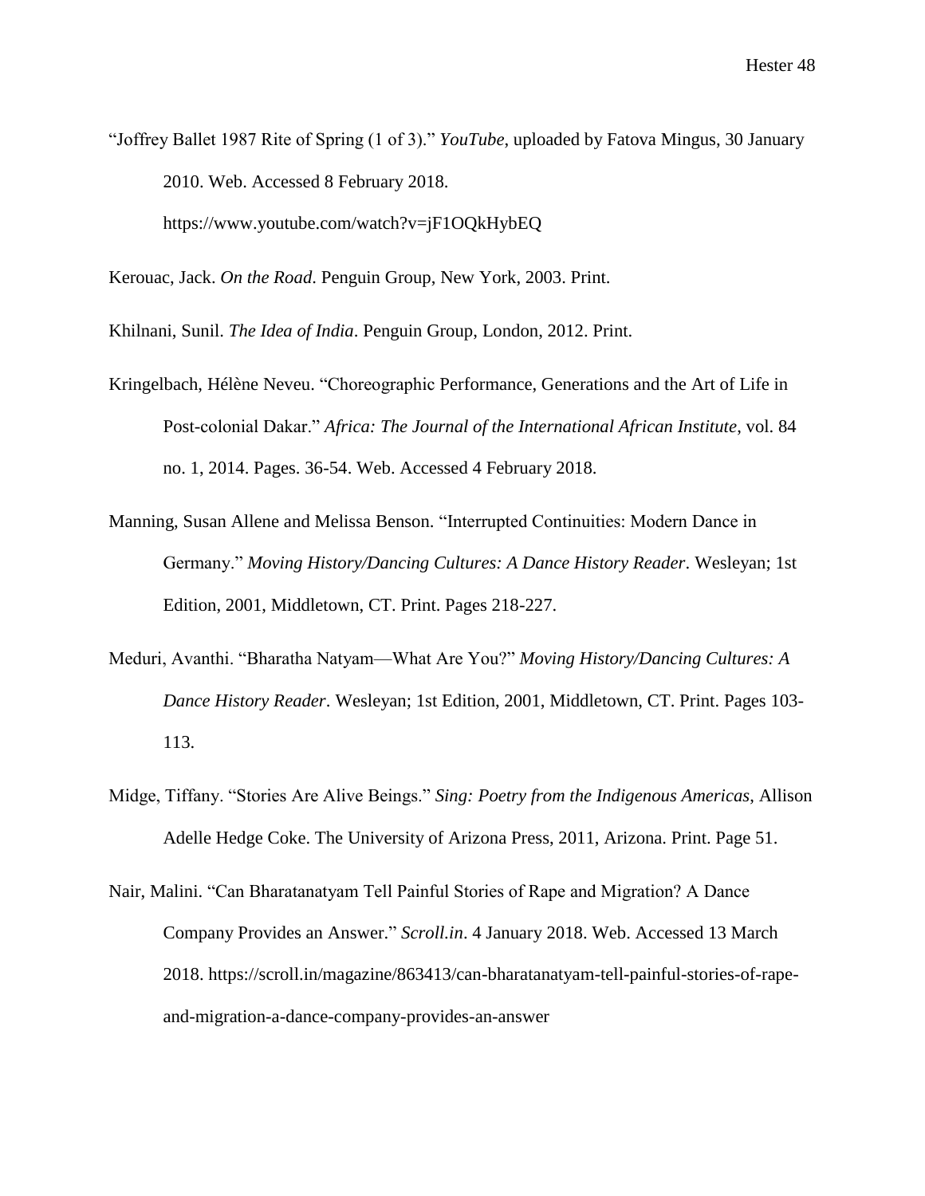"Joffrey Ballet 1987 Rite of Spring (1 of 3)." *YouTube*, uploaded by Fatova Mingus, 30 January 2010. Web. Accessed 8 February 2018. https://www.youtube.com/watch?v=jF1OQkHybEQ

Kerouac, Jack. *On the Road*. Penguin Group, New York, 2003. Print.

Khilnani, Sunil. *The Idea of India*. Penguin Group, London, 2012. Print.

Kringelbach, Hélène Neveu. "Choreographic Performance, Generations and the Art of Life in Post-colonial Dakar." *Africa: The Journal of the International African Institute*, vol. 84 no. 1, 2014. Pages. 36-54. Web. Accessed 4 February 2018.

Manning, Susan Allene and Melissa Benson. "Interrupted Continuities: Modern Dance in Germany." *Moving History/Dancing Cultures: A Dance History Reader*. Wesleyan; 1st Edition, 2001, Middletown, CT. Print. Pages 218-227.

Meduri, Avanthi. "Bharatha Natyam—What Are You?" *Moving History/Dancing Cultures: A Dance History Reader*. Wesleyan; 1st Edition, 2001, Middletown, CT. Print. Pages 103-113.

Midge, Tiffany. "Stories Are Alive Beings." *Sing: Poetry from the Indigenous Americas*, Allison Adelle Hedge Coke. The University of Arizona Press, 2011, Arizona. Print. Page 51.

Nair, Malini. "Can Bharatanatyam Tell Painful Stories of Rape and Migration? A Dance Company Provides an Answer." *Scroll.in*. 4 January 2018. Web. Accessed 13 March 2018. https://scroll.in/magazine/863413/can-bharatanatyam-tell-painful-stories-of-rape-and-migration-a-dance-company-provides-an-answer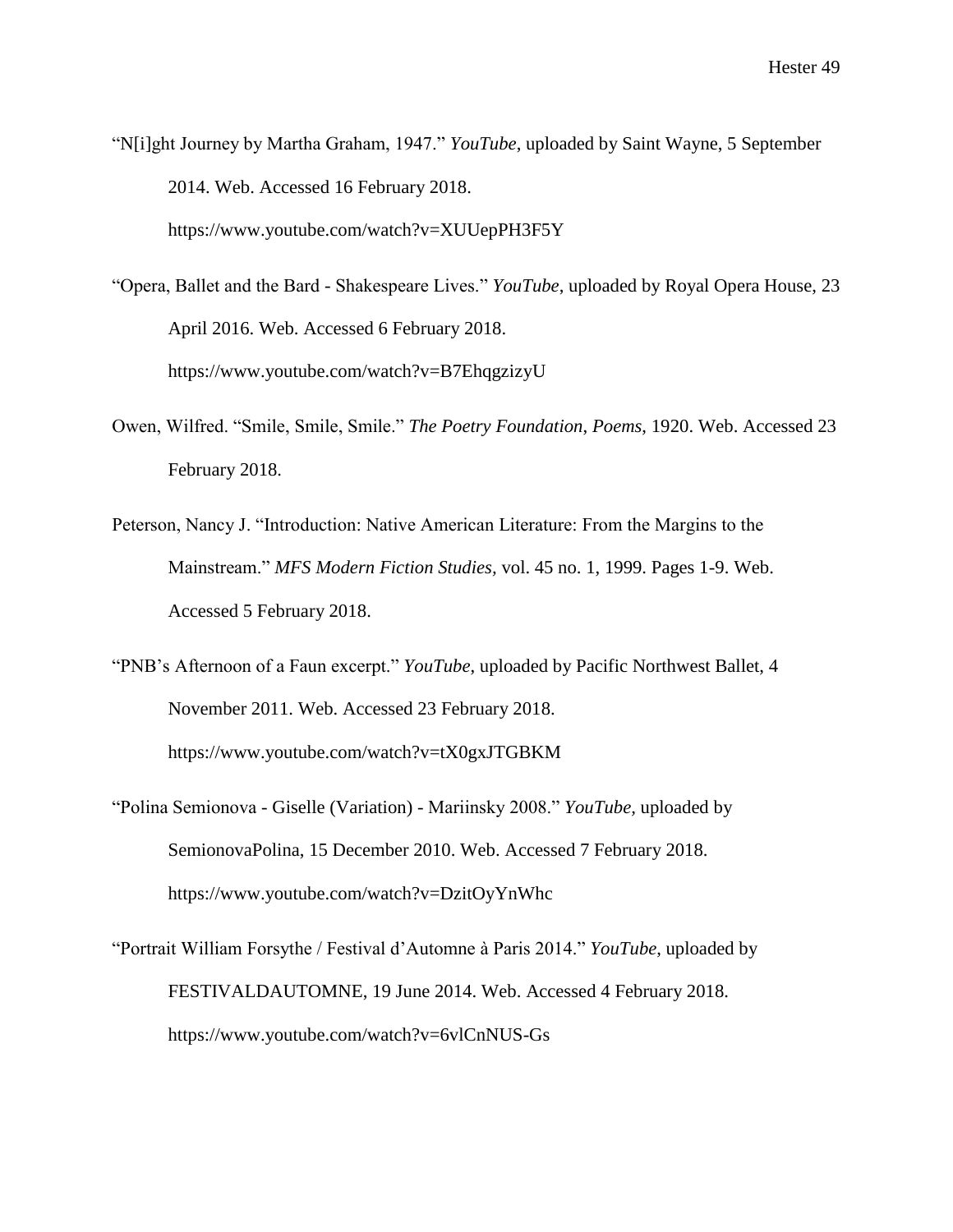“N[i]ght Journey by Martha Graham, 1947.” *YouTube*, uploaded by Saint Wayne, 5 September 2014. Web. Accessed 16 February 2018. https://www.youtube.com/watch?v=XUUepPH3F5Y

“Opera, Ballet and the Bard - Shakespeare Lives.” *YouTube*, uploaded by Royal Opera House, 23 April 2016. Web. Accessed 6 February 2018. https://www.youtube.com/watch?v=B7EhqgzizyU

Owen, Wilfred. “Smile, Smile, Smile.” *The Poetry Foundation*, *Poems*, 1920. Web. Accessed 23 February 2018.

Peterson, Nancy J. “Introduction: Native American Literature: From the Margins to the Mainstream.” *MFS Modern Fiction Studies*, vol. 45 no. 1, 1999. Pages 1-9. Web. Accessed 5 February 2018.

“PNB’s Afternoon of a Faun excerpt.” *YouTube*, uploaded by Pacific Northwest Ballet, 4 November 2011. Web. Accessed 23 February 2018. https://www.youtube.com/watch?v=tX0gxJTGBKM

“Polina Semionova - Giselle (Variation) - Mariinsky 2008.” *YouTube*, uploaded by SemionovaPolina, 15 December 2010. Web. Accessed 7 February 2018. https://www.youtube.com/watch?v=DzitOyYnWhc

“Portrait William Forsythe / Festival d’Automne à Paris 2014.” *YouTube*, uploaded by FESTIVALDAUTOMNE, 19 June 2014. Web. Accessed 4 February 2018. https://www.youtube.com/watch?v=6vlCnNUS-Gs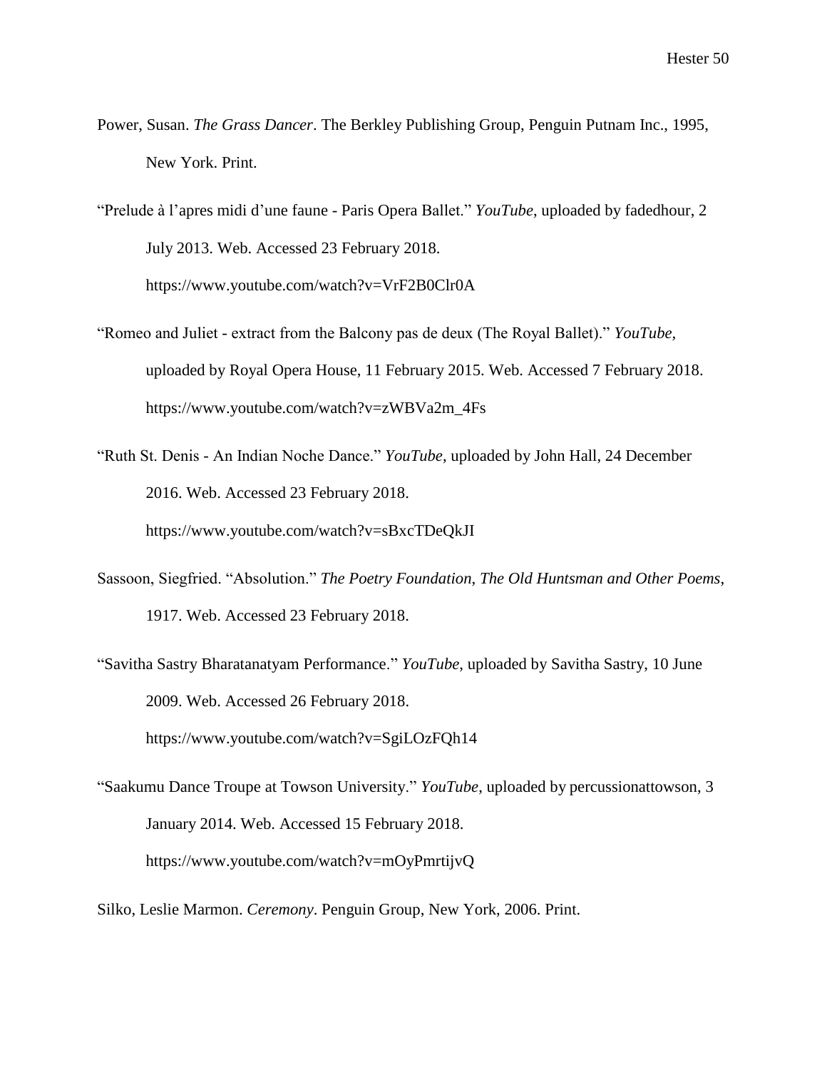Power, Susan. *The Grass Dancer*. The Berkley Publishing Group, Penguin Putnam Inc., 1995, New York. Print.

"Prelude à l'apres midi d'une faune - Paris Opera Ballet." *YouTube*, uploaded by fadedhour, 2 July 2013. Web. Accessed 23 February 2018. https://www.youtube.com/watch?v=VrF2B0Clr0A

"Romeo and Juliet - extract from the Balcony pas de deux (The Royal Ballet)." *YouTube*, uploaded by Royal Opera House, 11 February 2015. Web. Accessed 7 February 2018. https://www.youtube.com/watch?v=zWBVa2m_4Fs

"Ruth St. Denis - An Indian Noche Dance." *YouTube*, uploaded by John Hall, 24 December 2016. Web. Accessed 23 February 2018. https://www.youtube.com/watch?v=sBxcTDeQkJI

Sassoon, Siegfried. "Absolution." *The Poetry Foundation*, *The Old Huntsman and Other Poems*, 1917. Web. Accessed 23 February 2018.

"Savitha Sastry Bharatanatyam Performance." *YouTube*, uploaded by Savitha Sastry, 10 June 2009. Web. Accessed 26 February 2018. https://www.youtube.com/watch?v=SgiLOzFQh14

"Saakumu Dance Troupe at Towson University." *YouTube*, uploaded by percussionattowson, 3 January 2014. Web. Accessed 15 February 2018. https://www.youtube.com/watch?v=mOyPmrtijvQ

Silko, Leslie Marmon. *Ceremony*. Penguin Group, New York, 2006. Print.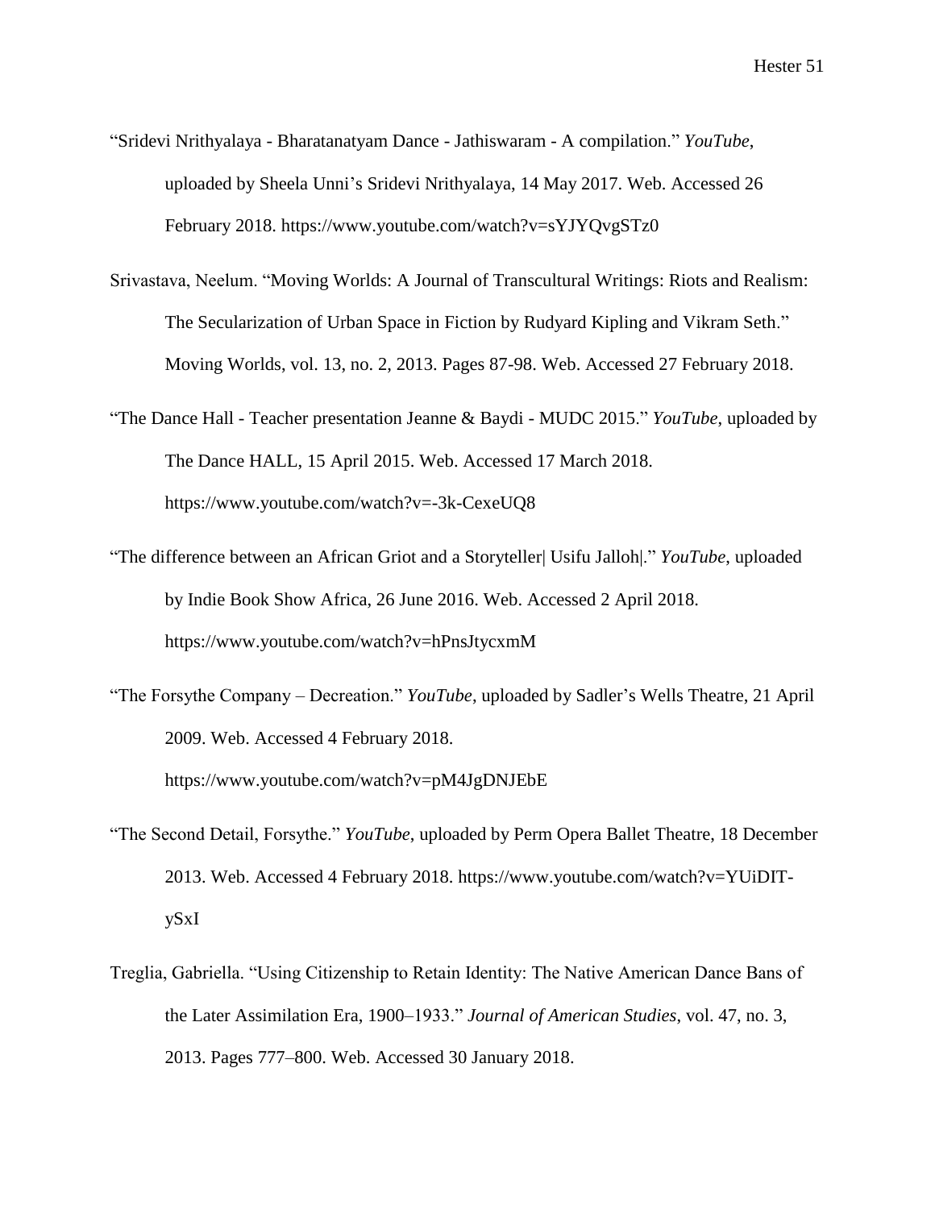“Sridevi Nrithyalaya - Bharatanatyam Dance - Jathiswaram - A compilation.” *YouTube*, uploaded by Sheela Unni’s Sridevi Nrithyalaya, 14 May 2017. Web. Accessed 26 February 2018. https://www.youtube.com/watch?v=sYJYQvgSTz0

Srivastava, Neelum. “Moving Worlds: A Journal of Transcultural Writings: Riots and Realism: The Secularization of Urban Space in Fiction by Rudyard Kipling and Vikram Seth.” Moving Worlds, vol. 13, no. 2, 2013. Pages 87-98. Web. Accessed 27 February 2018.

“The Dance Hall - Teacher presentation Jeanne & Baydi - MUDC 2015.” *YouTube*, uploaded by The Dance HALL, 15 April 2015. Web. Accessed 17 March 2018. https://www.youtube.com/watch?v=-3k-CexeUQ8

“The difference between an African Griot and a Storyteller| Usifu Jalloh|.” *YouTube*, uploaded by Indie Book Show Africa, 26 June 2016. Web. Accessed 2 April 2018. https://www.youtube.com/watch?v=hPnsJtycxmM

“The Forsythe Company – Decreation.” *YouTube*, uploaded by Sadler’s Wells Theatre, 21 April 2009. Web. Accessed 4 February 2018. https://www.youtube.com/watch?v=pM4JgDNJEbE

“The Second Detail, Forsythe.” *YouTube*, uploaded by Perm Opera Ballet Theatre, 18 December 2013. Web. Accessed 4 February 2018. https://www.youtube.com/watch?v=YUiDIT-ySxI

Treglia, Gabriella. “Using Citizenship to Retain Identity: The Native American Dance Bans of the Later Assimilation Era, 1900–1933.” *Journal of American Studies*, vol. 47, no. 3, 2013. Pages 777–800. Web. Accessed 30 January 2018.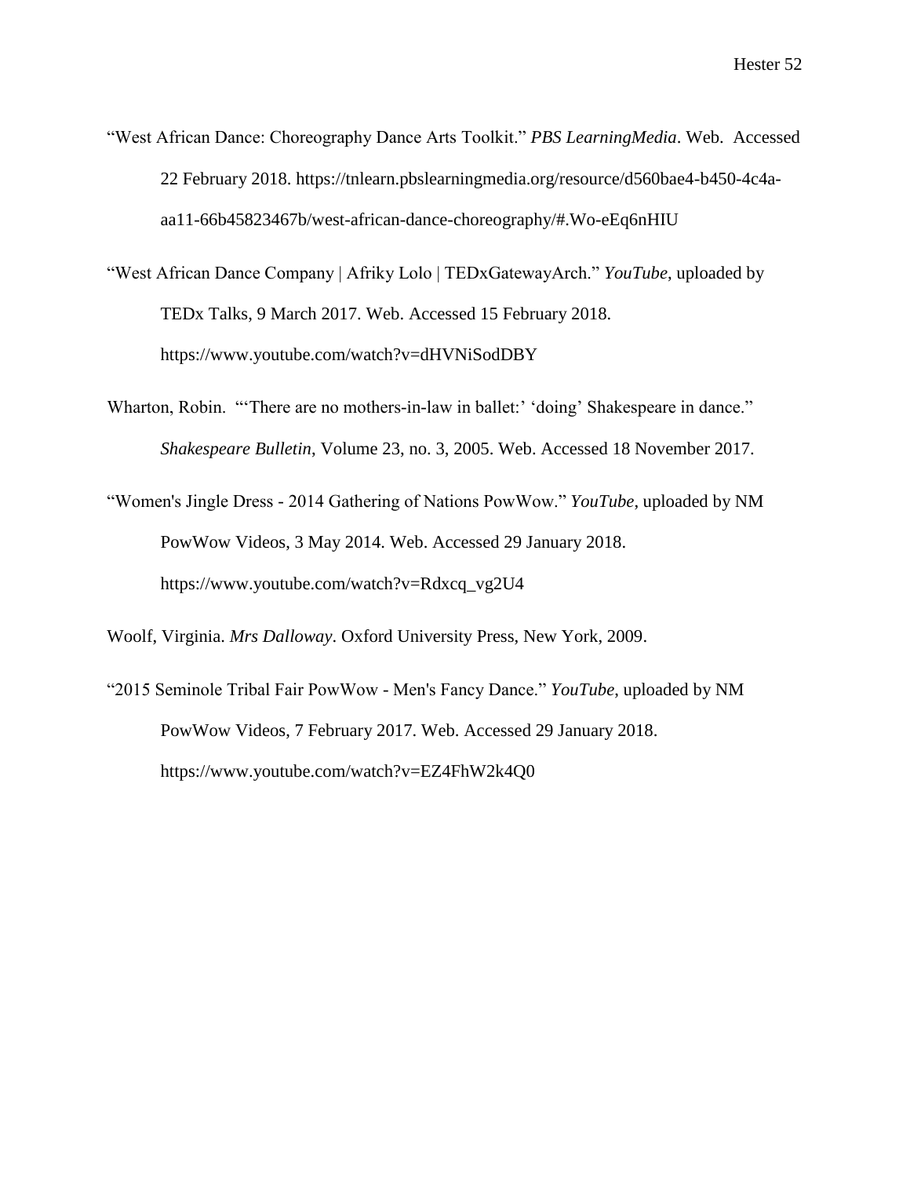"West African Dance: Choreography Dance Arts Toolkit." *PBS LearningMedia*. Web. Accessed 22 February 2018. https://tnlearn.pbslearningmedia.org/resource/d560bae4-b450-4c4a-aa11-66b45823467b/west-african-dance-choreography/#.Wo-eEq6nHIU

"West African Dance Company | Afriky Lolo | TEDxGatewayArch." *YouTube*, uploaded by TEDx Talks, 9 March 2017. Web. Accessed 15 February 2018. https://www.youtube.com/watch?v=dHVNiSodDBY

Wharton, Robin. "'There are no mothers-in-law in ballet:' 'doing' Shakespeare in dance." *Shakespeare Bulletin*, Volume 23, no. 3, 2005. Web. Accessed 18 November 2017.

"Women's Jingle Dress - 2014 Gathering of Nations PowWow." *YouTube*, uploaded by NM PowWow Videos, 3 May 2014. Web. Accessed 29 January 2018. https://www.youtube.com/watch?v=Rdxcq_vg2U4

Woolf, Virginia. *Mrs Dalloway*. Oxford University Press, New York, 2009.

"2015 Seminole Tribal Fair PowWow - Men's Fancy Dance." *YouTube*, uploaded by NM PowWow Videos, 7 February 2017. Web. Accessed 29 January 2018. https://www.youtube.com/watch?v=EZ4FhW2k4Q0